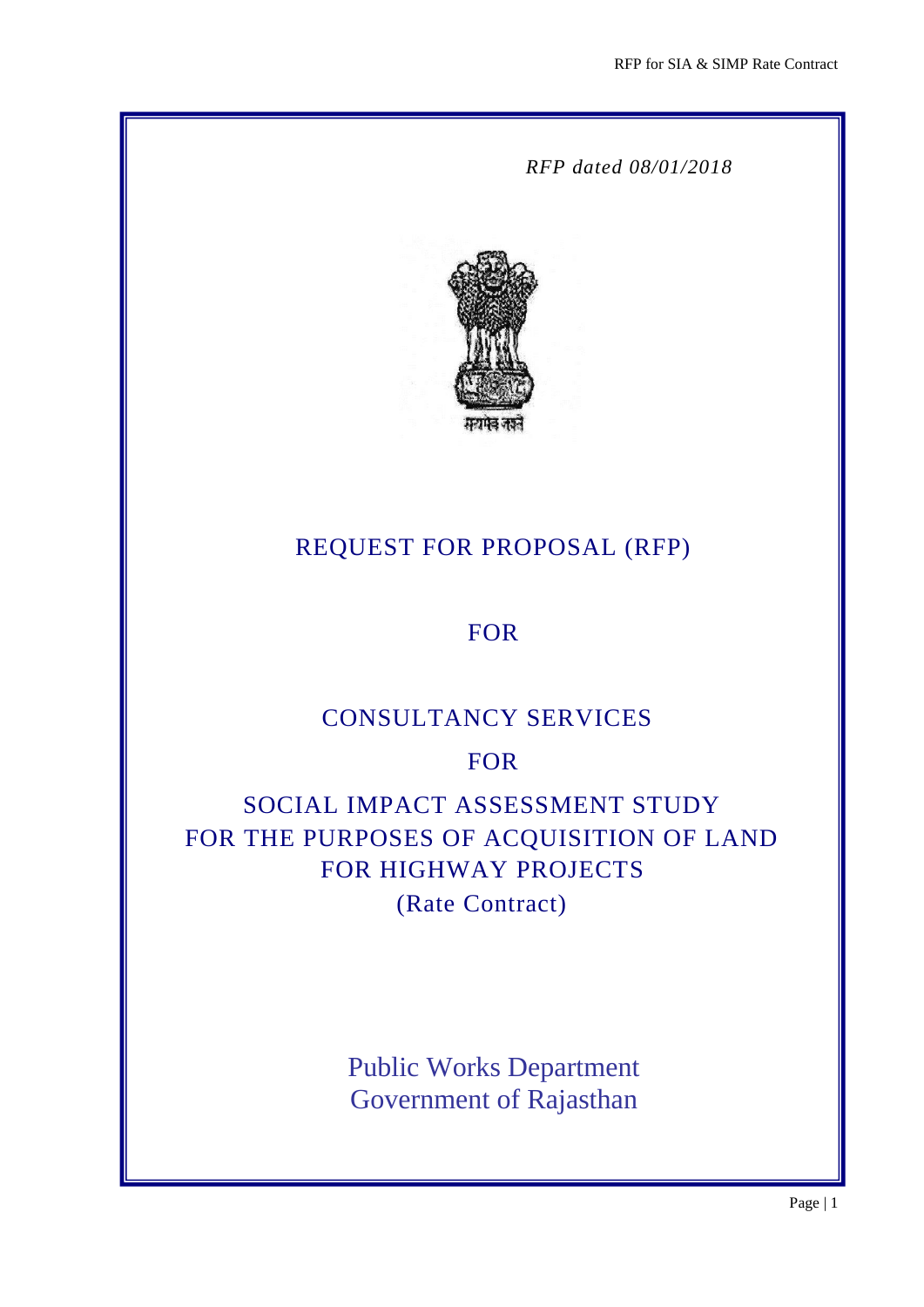*RFP dated 08/01/2018*

सत्यमेव जयते

# REQUEST FOR PROPOSAL (RFP)

FOR

CONSULTANCY SERVICES

FOR

SOCIAL IMPACT ASSESSMENT STUDY
FOR THE PURPOSES OF ACQUISITION OF LAND
FOR HIGHWAY PROJECTS
(Rate Contract)

Public Works Department
Government of Rajasthan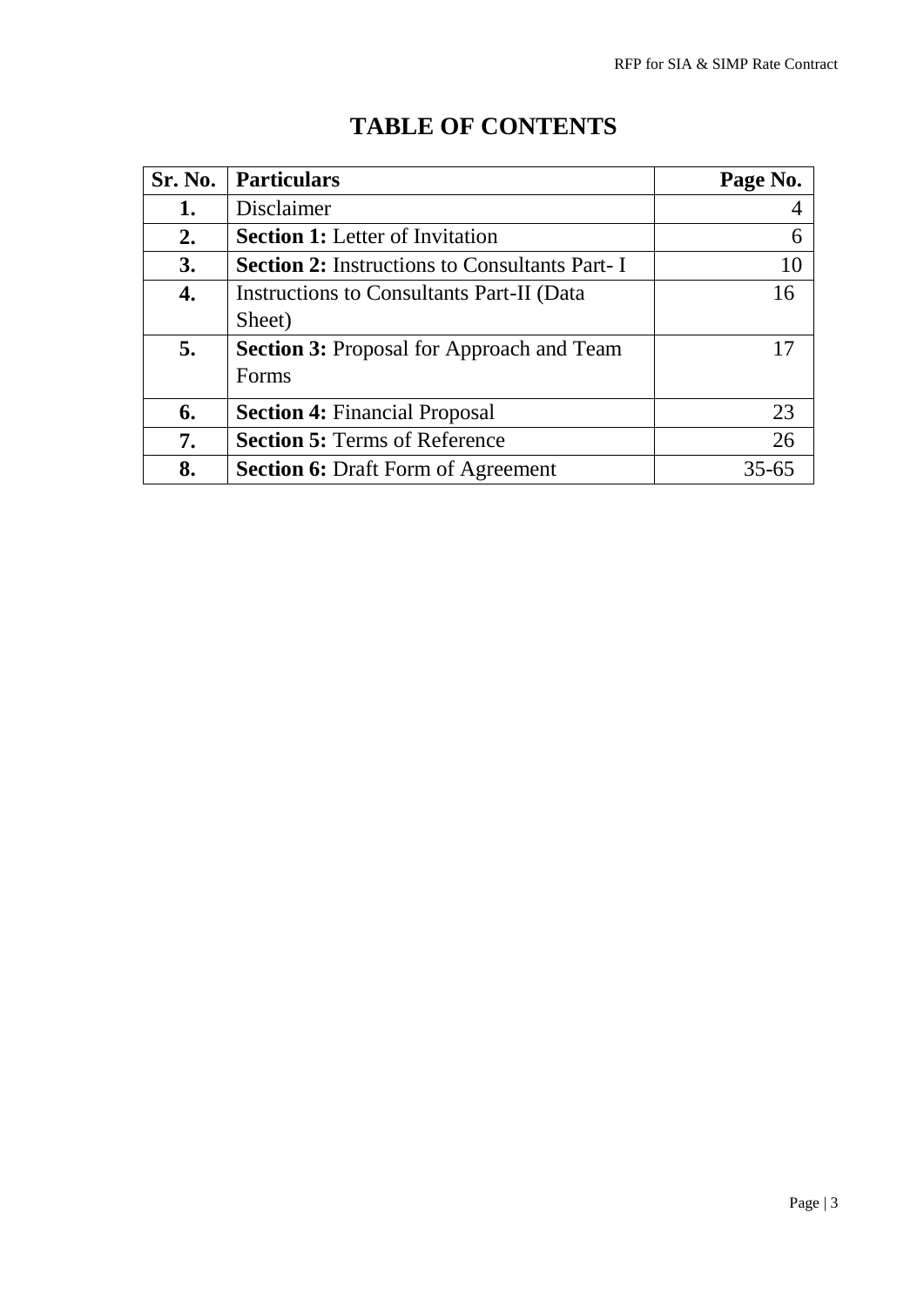# TABLE OF CONTENTS

| Sr. No. | Particulars | Page No. |
|---|---|---|
| 1. | Disclaimer | 4 |
| 2. | **Section 1:** Letter of Invitation | 6 |
| 3. | **Section 2:** Instructions to Consultants Part- I | 10 |
| 4. | Instructions to Consultants Part-II (Data Sheet) | 16 |
| 5. | **Section 3:** Proposal for Approach and Team Forms | 17 |
| 6. | **Section 4:** Financial Proposal | 23 |
| 7. | **Section 5:** Terms of Reference | 26 |
| 8. | **Section 6:** Draft Form of Agreement | 35-65 |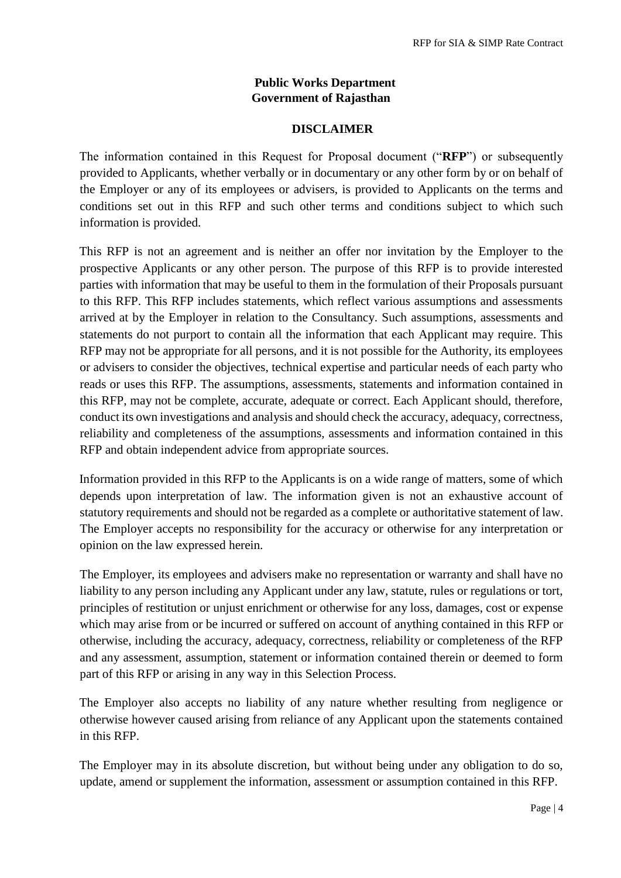**Public Works Department**
**Government of Rajasthan**

## DISCLAIMER

The information contained in this Request for Proposal document ("**RFP**") or subsequently provided to Applicants, whether verbally or in documentary or any other form by or on behalf of the Employer or any of its employees or advisers, is provided to Applicants on the terms and conditions set out in this RFP and such other terms and conditions subject to which such information is provided.

This RFP is not an agreement and is neither an offer nor invitation by the Employer to the prospective Applicants or any other person. The purpose of this RFP is to provide interested parties with information that may be useful to them in the formulation of their Proposals pursuant to this RFP. This RFP includes statements, which reflect various assumptions and assessments arrived at by the Employer in relation to the Consultancy. Such assumptions, assessments and statements do not purport to contain all the information that each Applicant may require. This RFP may not be appropriate for all persons, and it is not possible for the Authority, its employees or advisers to consider the objectives, technical expertise and particular needs of each party who reads or uses this RFP. The assumptions, assessments, statements and information contained in this RFP, may not be complete, accurate, adequate or correct. Each Applicant should, therefore, conduct its own investigations and analysis and should check the accuracy, adequacy, correctness, reliability and completeness of the assumptions, assessments and information contained in this RFP and obtain independent advice from appropriate sources.

Information provided in this RFP to the Applicants is on a wide range of matters, some of which depends upon interpretation of law. The information given is not an exhaustive account of statutory requirements and should not be regarded as a complete or authoritative statement of law. The Employer accepts no responsibility for the accuracy or otherwise for any interpretation or opinion on the law expressed herein.

The Employer, its employees and advisers make no representation or warranty and shall have no liability to any person including any Applicant under any law, statute, rules or regulations or tort, principles of restitution or unjust enrichment or otherwise for any loss, damages, cost or expense which may arise from or be incurred or suffered on account of anything contained in this RFP or otherwise, including the accuracy, adequacy, correctness, reliability or completeness of the RFP and any assessment, assumption, statement or information contained therein or deemed to form part of this RFP or arising in any way in this Selection Process.

The Employer also accepts no liability of any nature whether resulting from negligence or otherwise however caused arising from reliance of any Applicant upon the statements contained in this RFP.

The Employer may in its absolute discretion, but without being under any obligation to do so, update, amend or supplement the information, assessment or assumption contained in this RFP.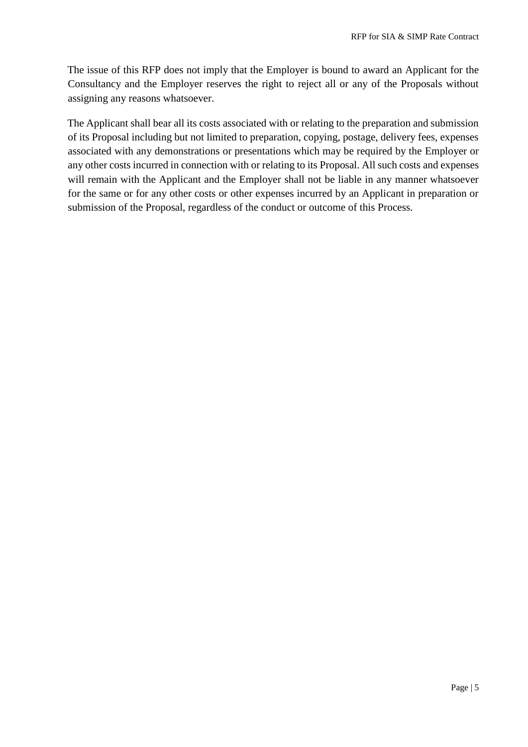The issue of this RFP does not imply that the Employer is bound to award an Applicant for the Consultancy and the Employer reserves the right to reject all or any of the Proposals without assigning any reasons whatsoever.

The Applicant shall bear all its costs associated with or relating to the preparation and submission of its Proposal including but not limited to preparation, copying, postage, delivery fees, expenses associated with any demonstrations or presentations which may be required by the Employer or any other costs incurred in connection with or relating to its Proposal. All such costs and expenses will remain with the Applicant and the Employer shall not be liable in any manner whatsoever for the same or for any other costs or other expenses incurred by an Applicant in preparation or submission of the Proposal, regardless of the conduct or outcome of this Process.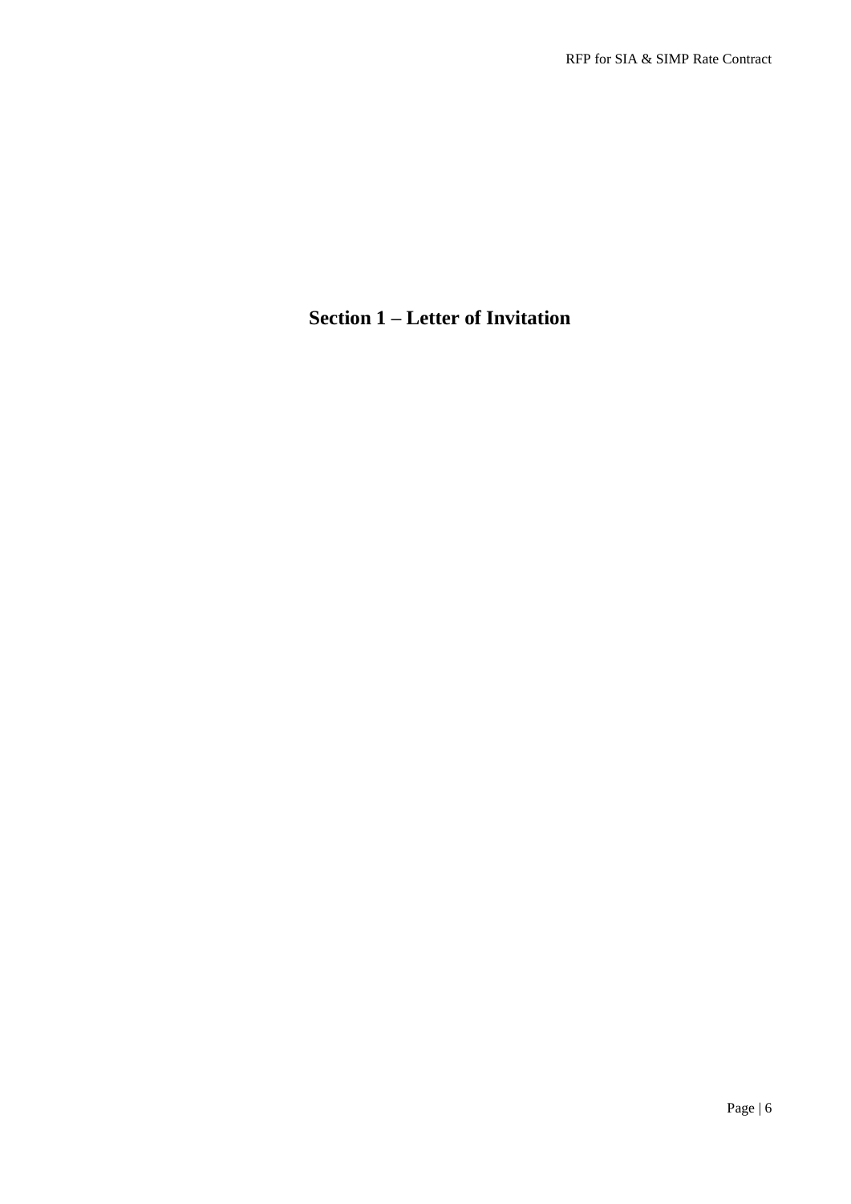# Section 1 – Letter of Invitation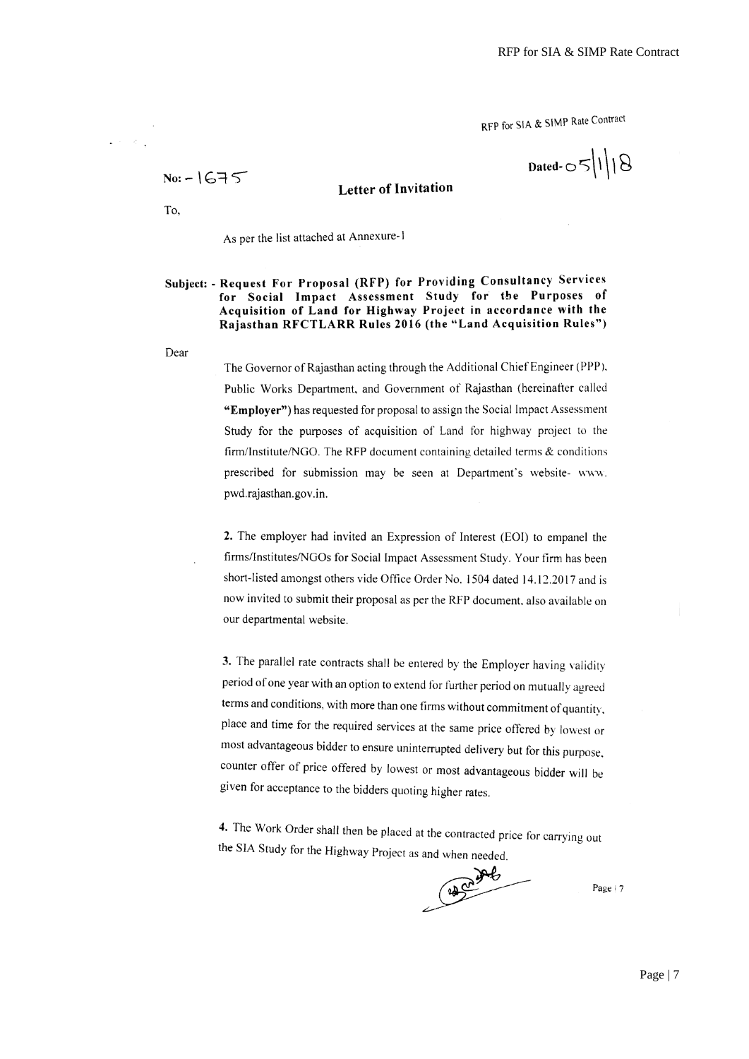No: - 1675

Dated- 05|1|18

**Letter of Invitation**

To,

As per the list attached at Annexure-1

**Subject: - Request For Proposal (RFP) for Providing Consultancy Services for Social Impact Assessment Study for the Purposes of Acquisition of Land for Highway Project in accordance with the Rajasthan RFCTLARR Rules 2016 (the "Land Acquisition Rules")**

Dear

The Governor of Rajasthan acting through the Additional Chief Engineer (PPP), Public Works Department, and Government of Rajasthan (hereinafter called **"Employer"**) has requested for proposal to assign the Social Impact Assessment Study for the purposes of acquisition of Land for highway project to the firm/Institute/NGO. The RFP document containing detailed terms & conditions prescribed for submission may be seen at Department's website- www. pwd.rajasthan.gov.in.

**2.** The employer had invited an Expression of Interest (EOI) to empanel the firms/Institutes/NGOs for Social Impact Assessment Study. Your firm has been short-listed amongst others vide Office Order No. 1504 dated 14.12.2017 and is now invited to submit their proposal as per the RFP document, also available on our departmental website.

**3.** The parallel rate contracts shall be entered by the Employer having validity period of one year with an option to extend for further period on mutually agreed terms and conditions, with more than one firms without commitment of quantity, place and time for the required services at the same price offered by lowest or most advantageous bidder to ensure uninterrupted delivery but for this purpose, counter offer of price offered by lowest or most advantageous bidder will be given for acceptance to the bidders quoting higher rates.

**4.** The Work Order shall then be placed at the contracted price for carrying out the SIA Study for the Highway Project as and when needed.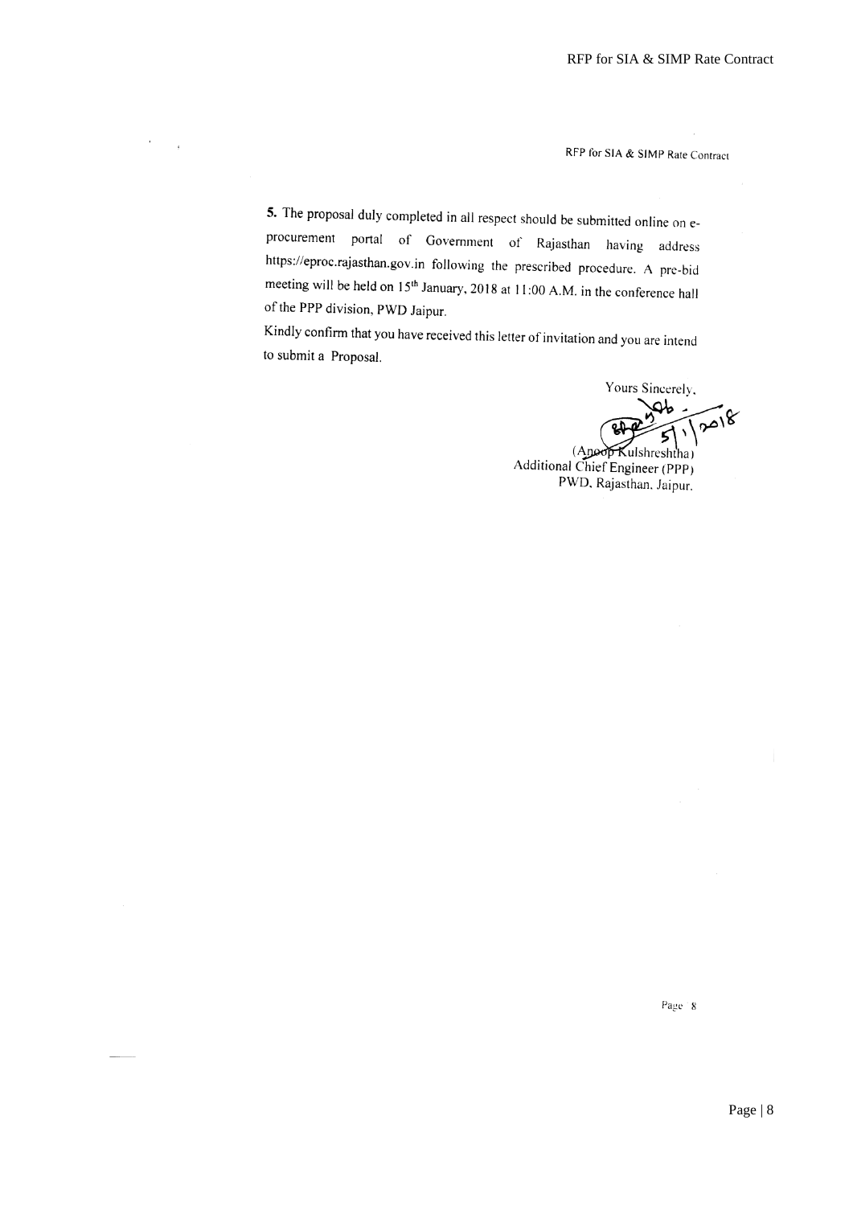5. The proposal duly completed in all respect should be submitted online on e-procurement portal of Government of Rajasthan having address https://eproc.rajasthan.gov.in following the prescribed procedure. A pre-bid meeting will be held on 15th January, 2018 at 11:00 A.M. in the conference hall of the PPP division, PWD Jaipur.

Kindly confirm that you have received this letter of invitation and you are intend to submit a Proposal.

Yours Sincerely,

5/1/2018

(Anoop Kulshreshtha)
Additional Chief Engineer (PPP)
PWD, Rajasthan, Jaipur.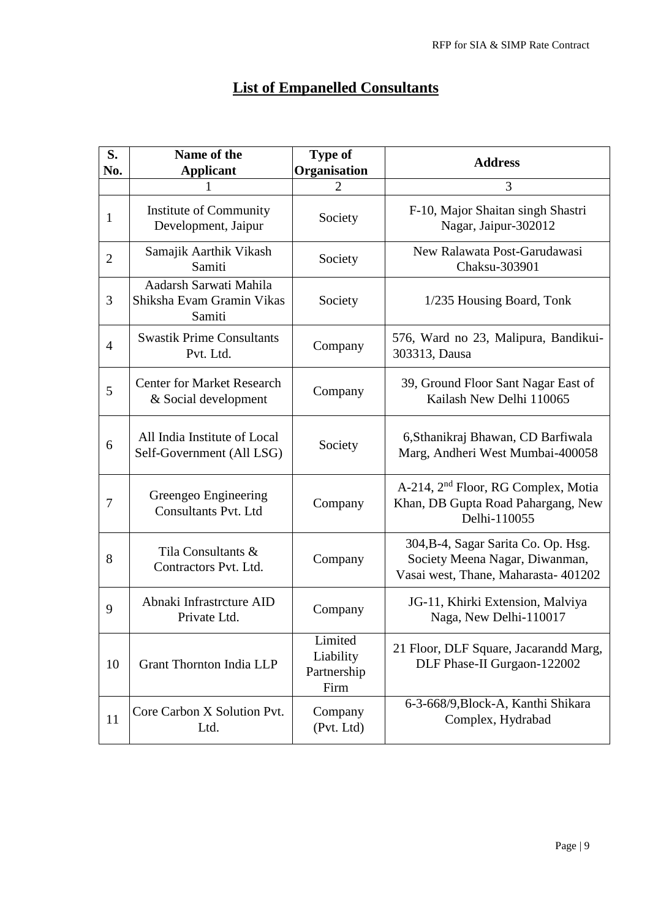# List of Empanelled Consultants

| S. No. | Name of the Applicant | Type of Organisation | Address |
|---|---|---|---|
| | 1 | 2 | 3 |
| 1 | Institute of Community Development, Jaipur | Society | F-10, Major Shaitan singh Shastri Nagar, Jaipur-302012 |
| 2 | Samajik Aarthik Vikash Samiti | Society | New Ralawata Post-Garudawasi Chaksu-303901 |
| 3 | Aadarsh Sarwati Mahila Shiksha Evam Gramin Vikas Samiti | Society | 1/235 Housing Board, Tonk |
| 4 | Swastik Prime Consultants Pvt. Ltd. | Company | 576, Ward no 23, Malipura, Bandikui-303313, Dausa |
| 5 | Center for Market Research & Social development | Company | 39, Ground Floor Sant Nagar East of Kailash New Delhi 110065 |
| 6 | All India Institute of Local Self-Government (All LSG) | Society | 6,Sthanikraj Bhawan, CD Barfiwala Marg, Andheri West Mumbai-400058 |
| 7 | Greengeo Engineering Consultants Pvt. Ltd | Company | A-214, 2nd Floor, RG Complex, Motia Khan, DB Gupta Road Pahargang, New Delhi-110055 |
| 8 | Tila Consultants & Contractors Pvt. Ltd. | Company | 304,B-4, Sagar Sarita Co. Op. Hsg. Society Meena Nagar, Diwanman, Vasai west, Thane, Maharasta- 401202 |
| 9 | Abnaki Infrastrcture AID Private Ltd. | Company | JG-11, Khirki Extension, Malviya Naga, New Delhi-110017 |
| 10 | Grant Thornton India LLP | Limited Liability Partnership Firm | 21 Floor, DLF Square, Jacarandd Marg, DLF Phase-II Gurgaon-122002 |
| 11 | Core Carbon X Solution Pvt. Ltd. | Company (Pvt. Ltd) | 6-3-668/9,Block-A, Kanthi Shikara Complex, Hydrabad |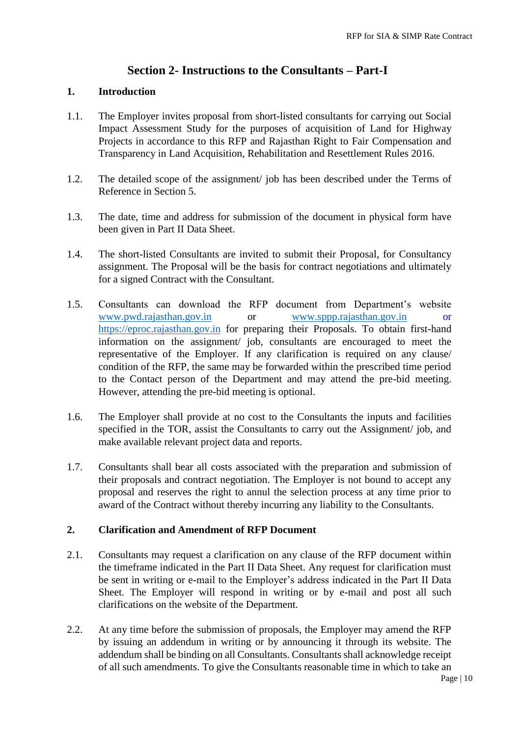# Section 2- Instructions to the Consultants – Part-I

## 1. Introduction

1.1. The Employer invites proposal from short-listed consultants for carrying out Social Impact Assessment Study for the purposes of acquisition of Land for Highway Projects in accordance to this RFP and Rajasthan Right to Fair Compensation and Transparency in Land Acquisition, Rehabilitation and Resettlement Rules 2016.

1.2. The detailed scope of the assignment/ job has been described under the Terms of Reference in Section 5.

1.3. The date, time and address for submission of the document in physical form have been given in Part II Data Sheet.

1.4. The short-listed Consultants are invited to submit their Proposal, for Consultancy assignment. The Proposal will be the basis for contract negotiations and ultimately for a signed Contract with the Consultant.

1.5. Consultants can download the RFP document from Department's website www.pwd.rajasthan.gov.in or www.sppp.rajasthan.gov.in or https://eproc.rajasthan.gov.in for preparing their Proposals. To obtain first-hand information on the assignment/ job, consultants are encouraged to meet the representative of the Employer. If any clarification is required on any clause/ condition of the RFP, the same may be forwarded within the prescribed time period to the Contact person of the Department and may attend the pre-bid meeting. However, attending the pre-bid meeting is optional.

1.6. The Employer shall provide at no cost to the Consultants the inputs and facilities specified in the TOR, assist the Consultants to carry out the Assignment/ job, and make available relevant project data and reports.

1.7. Consultants shall bear all costs associated with the preparation and submission of their proposals and contract negotiation. The Employer is not bound to accept any proposal and reserves the right to annul the selection process at any time prior to award of the Contract without thereby incurring any liability to the Consultants.

## 2. Clarification and Amendment of RFP Document

2.1. Consultants may request a clarification on any clause of the RFP document within the timeframe indicated in the Part II Data Sheet. Any request for clarification must be sent in writing or e-mail to the Employer's address indicated in the Part II Data Sheet. The Employer will respond in writing or by e-mail and post all such clarifications on the website of the Department.

2.2. At any time before the submission of proposals, the Employer may amend the RFP by issuing an addendum in writing or by announcing it through its website. The addendum shall be binding on all Consultants. Consultants shall acknowledge receipt of all such amendments. To give the Consultants reasonable time in which to take an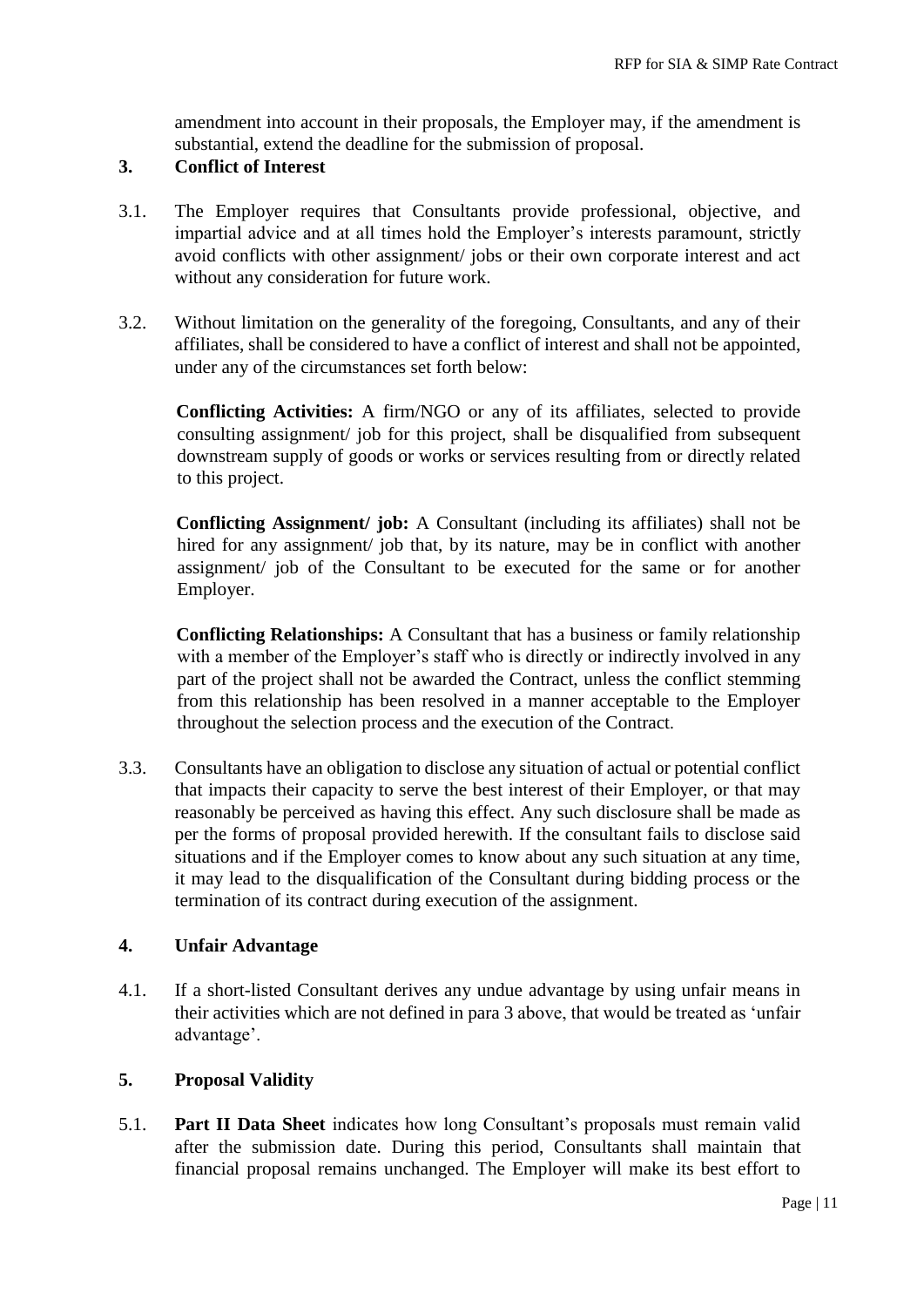amendment into account in their proposals, the Employer may, if the amendment is substantial, extend the deadline for the submission of proposal.

## 3. Conflict of Interest

3.1. The Employer requires that Consultants provide professional, objective, and impartial advice and at all times hold the Employer's interests paramount, strictly avoid conflicts with other assignment/ jobs or their own corporate interest and act without any consideration for future work.

3.2. Without limitation on the generality of the foregoing, Consultants, and any of their affiliates, shall be considered to have a conflict of interest and shall not be appointed, under any of the circumstances set forth below:

**Conflicting Activities:** A firm/NGO or any of its affiliates, selected to provide consulting assignment/ job for this project, shall be disqualified from subsequent downstream supply of goods or works or services resulting from or directly related to this project.

**Conflicting Assignment/ job:** A Consultant (including its affiliates) shall not be hired for any assignment/ job that, by its nature, may be in conflict with another assignment/ job of the Consultant to be executed for the same or for another Employer.

**Conflicting Relationships:** A Consultant that has a business or family relationship with a member of the Employer's staff who is directly or indirectly involved in any part of the project shall not be awarded the Contract, unless the conflict stemming from this relationship has been resolved in a manner acceptable to the Employer throughout the selection process and the execution of the Contract.

3.3. Consultants have an obligation to disclose any situation of actual or potential conflict that impacts their capacity to serve the best interest of their Employer, or that may reasonably be perceived as having this effect. Any such disclosure shall be made as per the forms of proposal provided herewith. If the consultant fails to disclose said situations and if the Employer comes to know about any such situation at any time, it may lead to the disqualification of the Consultant during bidding process or the termination of its contract during execution of the assignment.

## 4. Unfair Advantage

4.1. If a short-listed Consultant derives any undue advantage by using unfair means in their activities which are not defined in para 3 above, that would be treated as 'unfair advantage'.

## 5. Proposal Validity

5.1. **Part II Data Sheet** indicates how long Consultant's proposals must remain valid after the submission date. During this period, Consultants shall maintain that financial proposal remains unchanged. The Employer will make its best effort to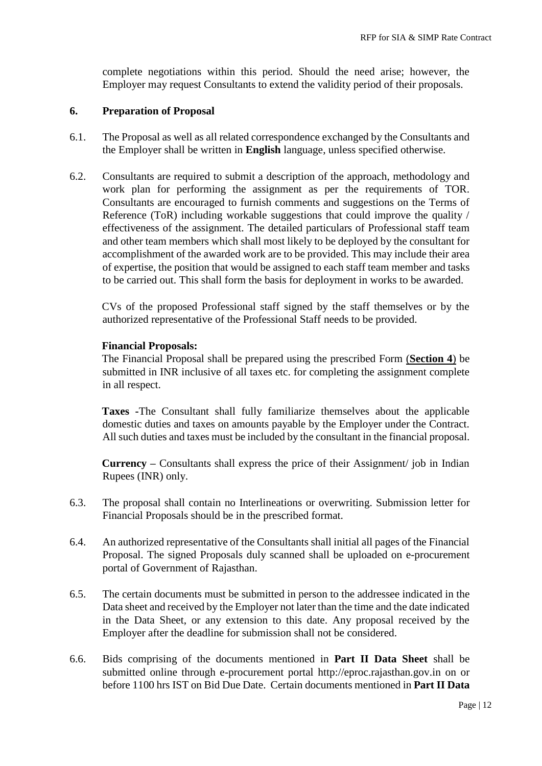complete negotiations within this period. Should the need arise; however, the Employer may request Consultants to extend the validity period of their proposals.

## 6. Preparation of Proposal

6.1. The Proposal as well as all related correspondence exchanged by the Consultants and the Employer shall be written in **English** language, unless specified otherwise.

6.2. Consultants are required to submit a description of the approach, methodology and work plan for performing the assignment as per the requirements of TOR. Consultants are encouraged to furnish comments and suggestions on the Terms of Reference (ToR) including workable suggestions that could improve the quality / effectiveness of the assignment. The detailed particulars of Professional staff team and other team members which shall most likely to be deployed by the consultant for accomplishment of the awarded work are to be provided. This may include their area of expertise, the position that would be assigned to each staff team member and tasks to be carried out. This shall form the basis for deployment in works to be awarded.

CVs of the proposed Professional staff signed by the staff themselves or by the authorized representative of the Professional Staff needs to be provided.

**Financial Proposals:**
The Financial Proposal shall be prepared using the prescribed Form (**Section 4**) be submitted in INR inclusive of all taxes etc. for completing the assignment complete in all respect.

**Taxes -**The Consultant shall fully familiarize themselves about the applicable domestic duties and taxes on amounts payable by the Employer under the Contract. All such duties and taxes must be included by the consultant in the financial proposal.

**Currency –** Consultants shall express the price of their Assignment/ job in Indian Rupees (INR) only.

6.3. The proposal shall contain no Interlineations or overwriting. Submission letter for Financial Proposals should be in the prescribed format.

6.4. An authorized representative of the Consultants shall initial all pages of the Financial Proposal. The signed Proposals duly scanned shall be uploaded on e-procurement portal of Government of Rajasthan.

6.5. The certain documents must be submitted in person to the addressee indicated in the Data sheet and received by the Employer not later than the time and the date indicated in the Data Sheet, or any extension to this date. Any proposal received by the Employer after the deadline for submission shall not be considered.

6.6. Bids comprising of the documents mentioned in **Part II Data Sheet** shall be submitted online through e-procurement portal http://eproc.rajasthan.gov.in on or before 1100 hrs IST on Bid Due Date. Certain documents mentioned in **Part II Data**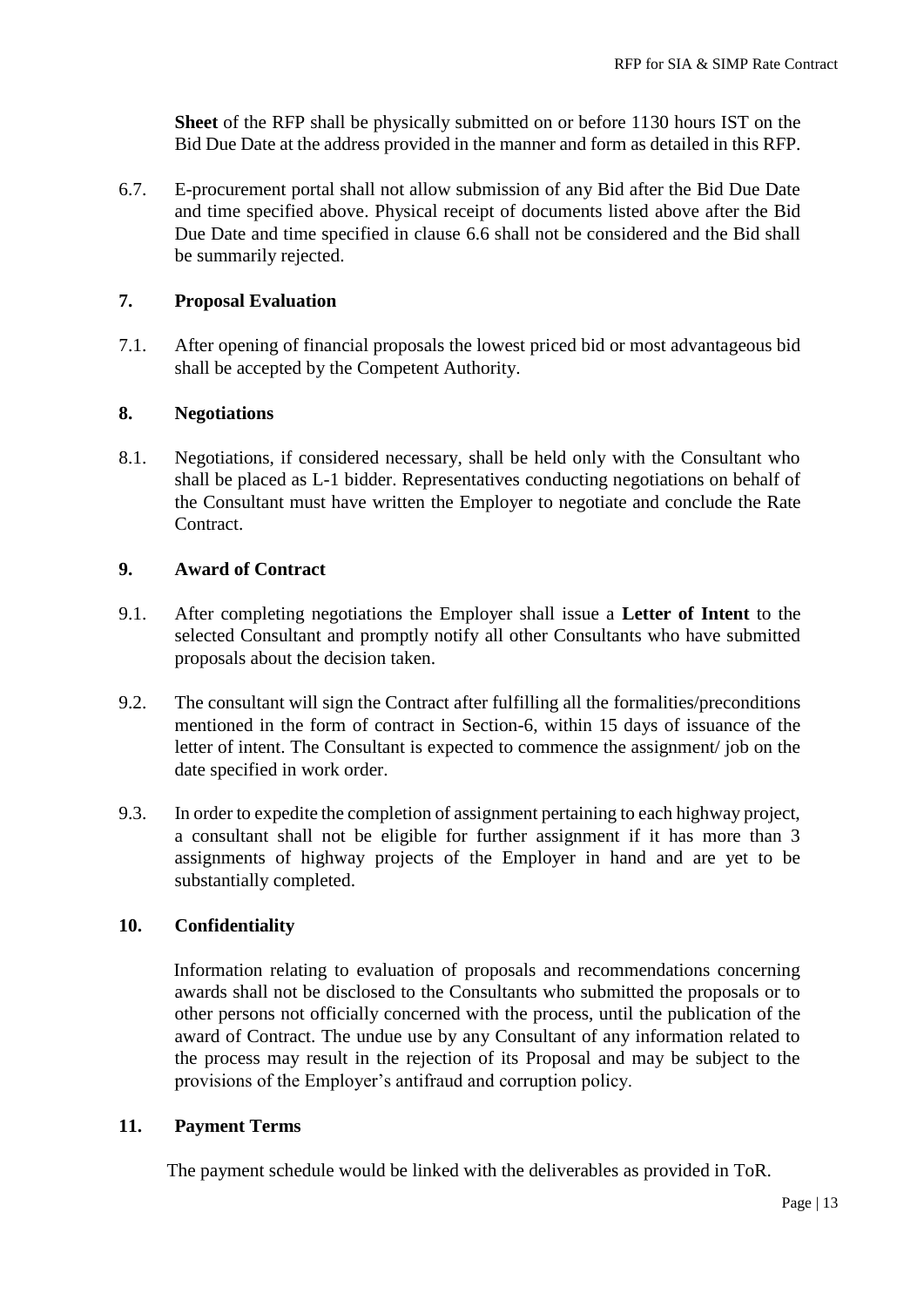**Sheet** of the RFP shall be physically submitted on or before 1130 hours IST on the Bid Due Date at the address provided in the manner and form as detailed in this RFP.

6.7. E-procurement portal shall not allow submission of any Bid after the Bid Due Date and time specified above. Physical receipt of documents listed above after the Bid Due Date and time specified in clause 6.6 shall not be considered and the Bid shall be summarily rejected.

## 7. Proposal Evaluation

7.1. After opening of financial proposals the lowest priced bid or most advantageous bid shall be accepted by the Competent Authority.

## 8. Negotiations

8.1. Negotiations, if considered necessary, shall be held only with the Consultant who shall be placed as L-1 bidder. Representatives conducting negotiations on behalf of the Consultant must have written the Employer to negotiate and conclude the Rate Contract.

## 9. Award of Contract

9.1. After completing negotiations the Employer shall issue a **Letter of Intent** to the selected Consultant and promptly notify all other Consultants who have submitted proposals about the decision taken.

9.2. The consultant will sign the Contract after fulfilling all the formalities/preconditions mentioned in the form of contract in Section-6, within 15 days of issuance of the letter of intent. The Consultant is expected to commence the assignment/ job on the date specified in work order.

9.3. In order to expedite the completion of assignment pertaining to each highway project, a consultant shall not be eligible for further assignment if it has more than 3 assignments of highway projects of the Employer in hand and are yet to be substantially completed.

## 10. Confidentiality

Information relating to evaluation of proposals and recommendations concerning awards shall not be disclosed to the Consultants who submitted the proposals or to other persons not officially concerned with the process, until the publication of the award of Contract. The undue use by any Consultant of any information related to the process may result in the rejection of its Proposal and may be subject to the provisions of the Employer's antifraud and corruption policy.

## 11. Payment Terms

The payment schedule would be linked with the deliverables as provided in ToR.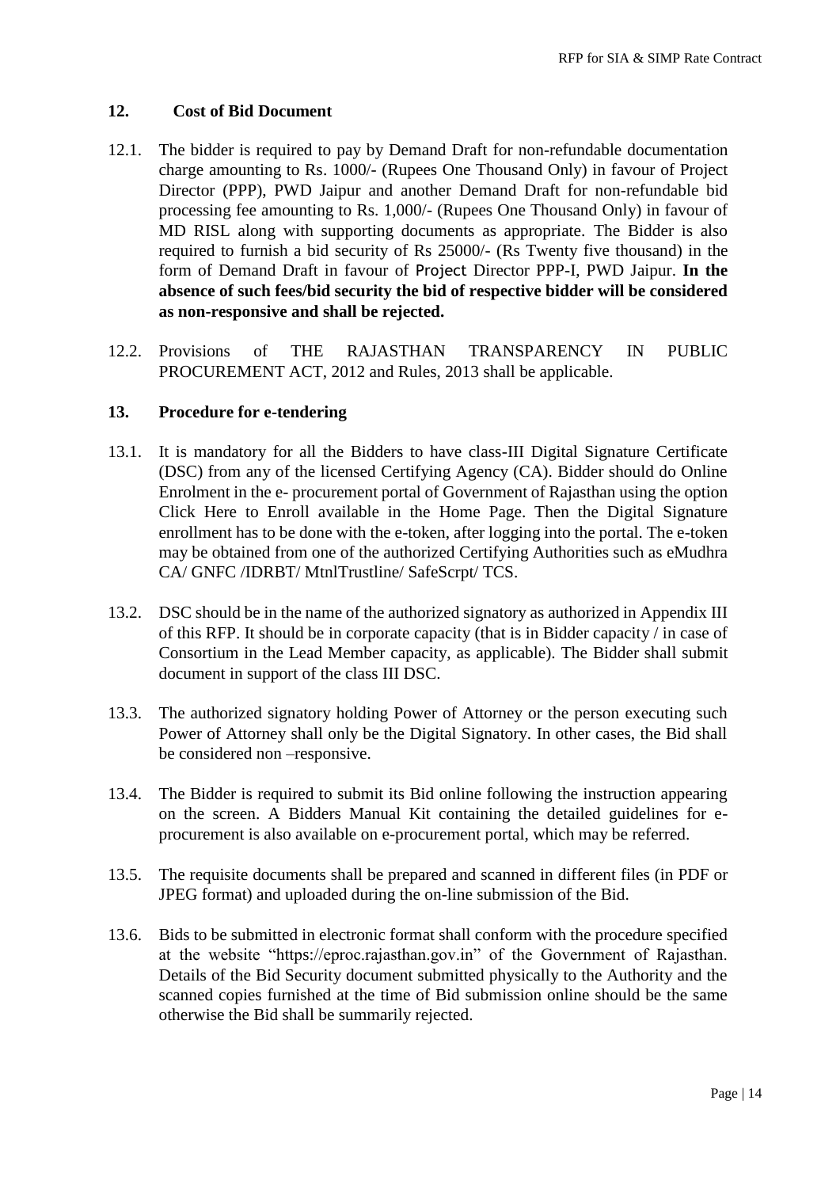## 12. Cost of Bid Document

12.1. The bidder is required to pay by Demand Draft for non-refundable documentation charge amounting to Rs. 1000/- (Rupees One Thousand Only) in favour of Project Director (PPP), PWD Jaipur and another Demand Draft for non-refundable bid processing fee amounting to Rs. 1,000/- (Rupees One Thousand Only) in favour of MD RISL along with supporting documents as appropriate. The Bidder is also required to furnish a bid security of Rs 25000/- (Rs Twenty five thousand) in the form of Demand Draft in favour of Project Director PPP-I, PWD Jaipur. **In the absence of such fees/bid security the bid of respective bidder will be considered as non-responsive and shall be rejected.**

12.2. Provisions of THE RAJASTHAN TRANSPARENCY IN PUBLIC PROCUREMENT ACT, 2012 and Rules, 2013 shall be applicable.

## 13. Procedure for e-tendering

13.1. It is mandatory for all the Bidders to have class-III Digital Signature Certificate (DSC) from any of the licensed Certifying Agency (CA). Bidder should do Online Enrolment in the e- procurement portal of Government of Rajasthan using the option Click Here to Enroll available in the Home Page. Then the Digital Signature enrollment has to be done with the e-token, after logging into the portal. The e-token may be obtained from one of the authorized Certifying Authorities such as eMudhra CA/ GNFC /IDRBT/ MtnlTrustline/ SafeScrpt/ TCS.

13.2. DSC should be in the name of the authorized signatory as authorized in Appendix III of this RFP. It should be in corporate capacity (that is in Bidder capacity / in case of Consortium in the Lead Member capacity, as applicable). The Bidder shall submit document in support of the class III DSC.

13.3. The authorized signatory holding Power of Attorney or the person executing such Power of Attorney shall only be the Digital Signatory. In other cases, the Bid shall be considered non –responsive.

13.4. The Bidder is required to submit its Bid online following the instruction appearing on the screen. A Bidders Manual Kit containing the detailed guidelines for e-procurement is also available on e-procurement portal, which may be referred.

13.5. The requisite documents shall be prepared and scanned in different files (in PDF or JPEG format) and uploaded during the on-line submission of the Bid.

13.6. Bids to be submitted in electronic format shall conform with the procedure specified at the website "https://eproc.rajasthan.gov.in" of the Government of Rajasthan. Details of the Bid Security document submitted physically to the Authority and the scanned copies furnished at the time of Bid submission online should be the same otherwise the Bid shall be summarily rejected.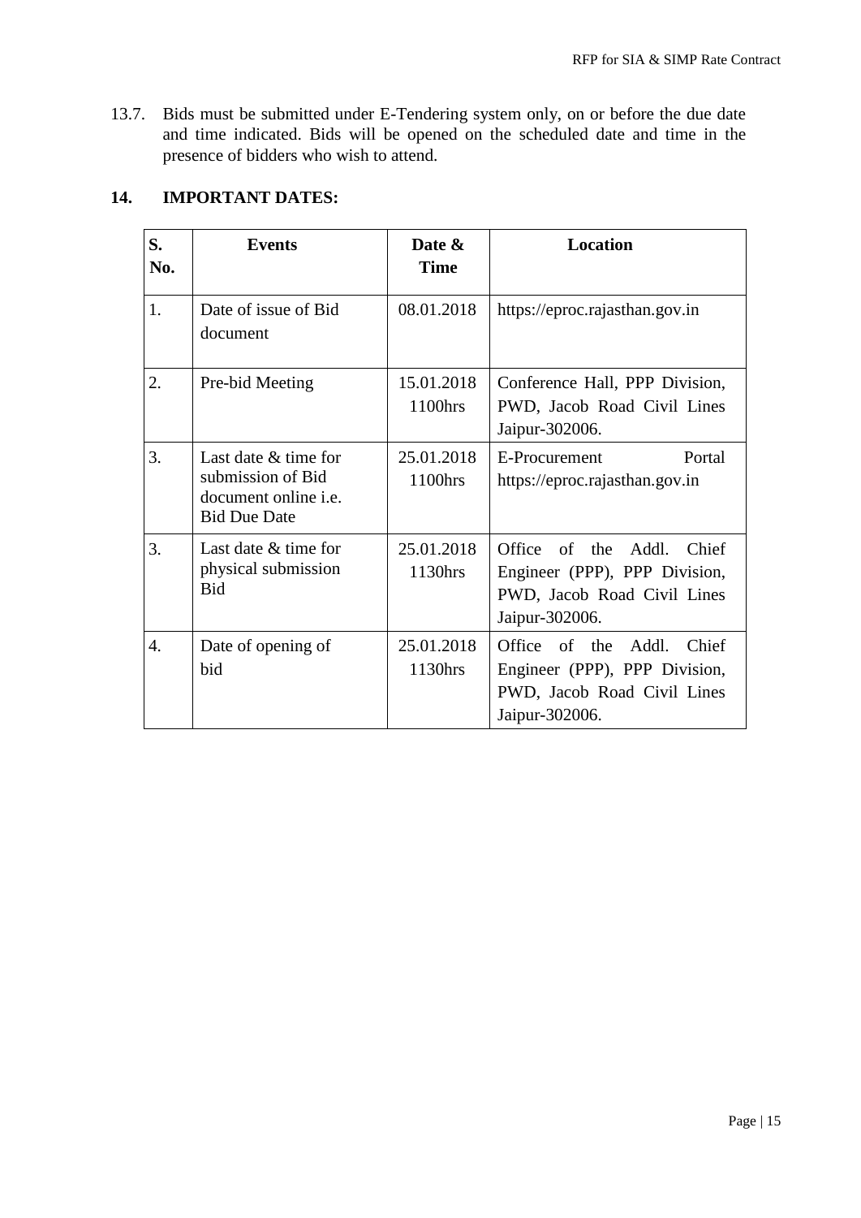13.7. Bids must be submitted under E-Tendering system only, on or before the due date and time indicated. Bids will be opened on the scheduled date and time in the presence of bidders who wish to attend.

## 14. IMPORTANT DATES:

| S. No. | Events | Date & Time | Location |
|---|---|---|---|
| 1. | Date of issue of Bid document | 08.01.2018 | https://eproc.rajasthan.gov.in |
| 2. | Pre-bid Meeting | 15.01.2018 1100hrs | Conference Hall, PPP Division, PWD, Jacob Road Civil Lines Jaipur-302006. |
| 3. | Last date & time for submission of Bid document online i.e. Bid Due Date | 25.01.2018 1100hrs | E-Procurement Portal https://eproc.rajasthan.gov.in |
| 3. | Last date & time for physical submission Bid | 25.01.2018 1130hrs | Office of the Addl. Chief Engineer (PPP), PPP Division, PWD, Jacob Road Civil Lines Jaipur-302006. |
| 4. | Date of opening of bid | 25.01.2018 1130hrs | Office of the Addl. Chief Engineer (PPP), PPP Division, PWD, Jacob Road Civil Lines Jaipur-302006. |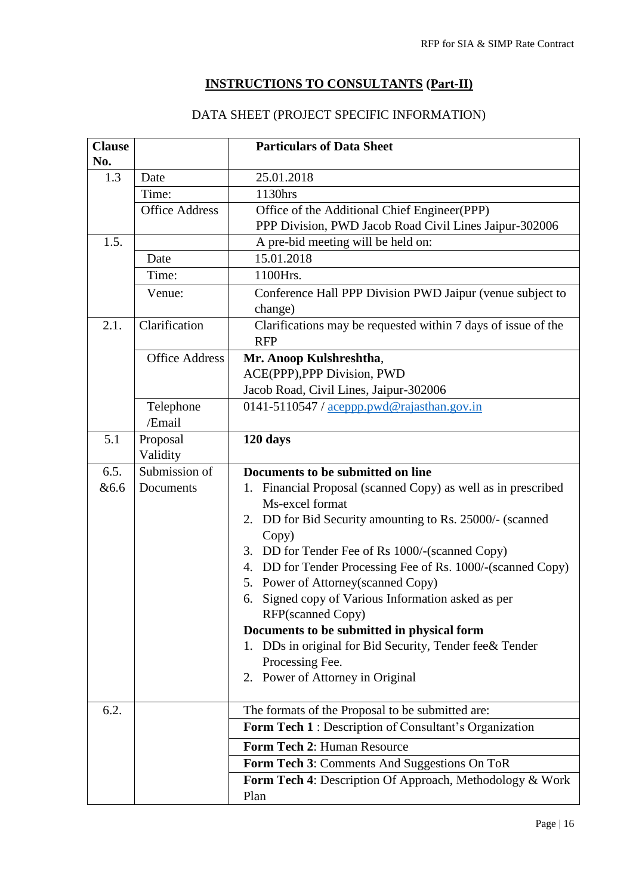**INSTRUCTIONS TO CONSULTANTS (Part-II)**

DATA SHEET (PROJECT SPECIFIC INFORMATION)

| **Clause No.** | | **Particulars of Data Sheet** |
|---|---|---|
| 1.3 | Date | 25.01.2018 |
| | Time: | 1130hrs |
| | Office Address | Office of the Additional Chief Engineer(PPP)<br>PPP Division, PWD Jacob Road Civil Lines Jaipur-302006 |
| 1.5. | | A pre-bid meeting will be held on: |
| | Date | 15.01.2018 |
| | Time: | 1100Hrs. |
| | Venue: | Conference Hall PPP Division PWD Jaipur (venue subject to change) |
| 2.1. | Clarification | Clarifications may be requested within 7 days of issue of the RFP |
| | Office Address | **Mr. Anoop Kulshreshtha**,<br>ACE(PPP),PPP Division, PWD<br>Jacob Road, Civil Lines, Jaipur-302006 |
| | Telephone /Email | 0141-5110547 / aceppp.pwd@rajasthan.gov.in |
| 5.1 | Proposal Validity | **120 days** |
| 6.5. &6.6 | Submission of Documents | **Documents to be submitted on line**<br>1. Financial Proposal (scanned Copy) as well as in prescribed Ms-excel format<br>2. DD for Bid Security amounting to Rs. 25000/- (scanned Copy)<br>3. DD for Tender Fee of Rs 1000/-(scanned Copy)<br>4. DD for Tender Processing Fee of Rs. 1000/-(scanned Copy)<br>5. Power of Attorney(scanned Copy)<br>6. Signed copy of Various Information asked as per RFP(scanned Copy)<br>**Documents to be submitted in physical form**<br>1. DDs in original for Bid Security, Tender fee& Tender Processing Fee.<br>2. Power of Attorney in Original |
| 6.2. | | The formats of the Proposal to be submitted are: |
| | | **Form Tech 1** : Description of Consultant's Organization |
| | | **Form Tech 2**: Human Resource |
| | | **Form Tech 3**: Comments And Suggestions On ToR |
| | | **Form Tech 4**: Description Of Approach, Methodology & Work Plan |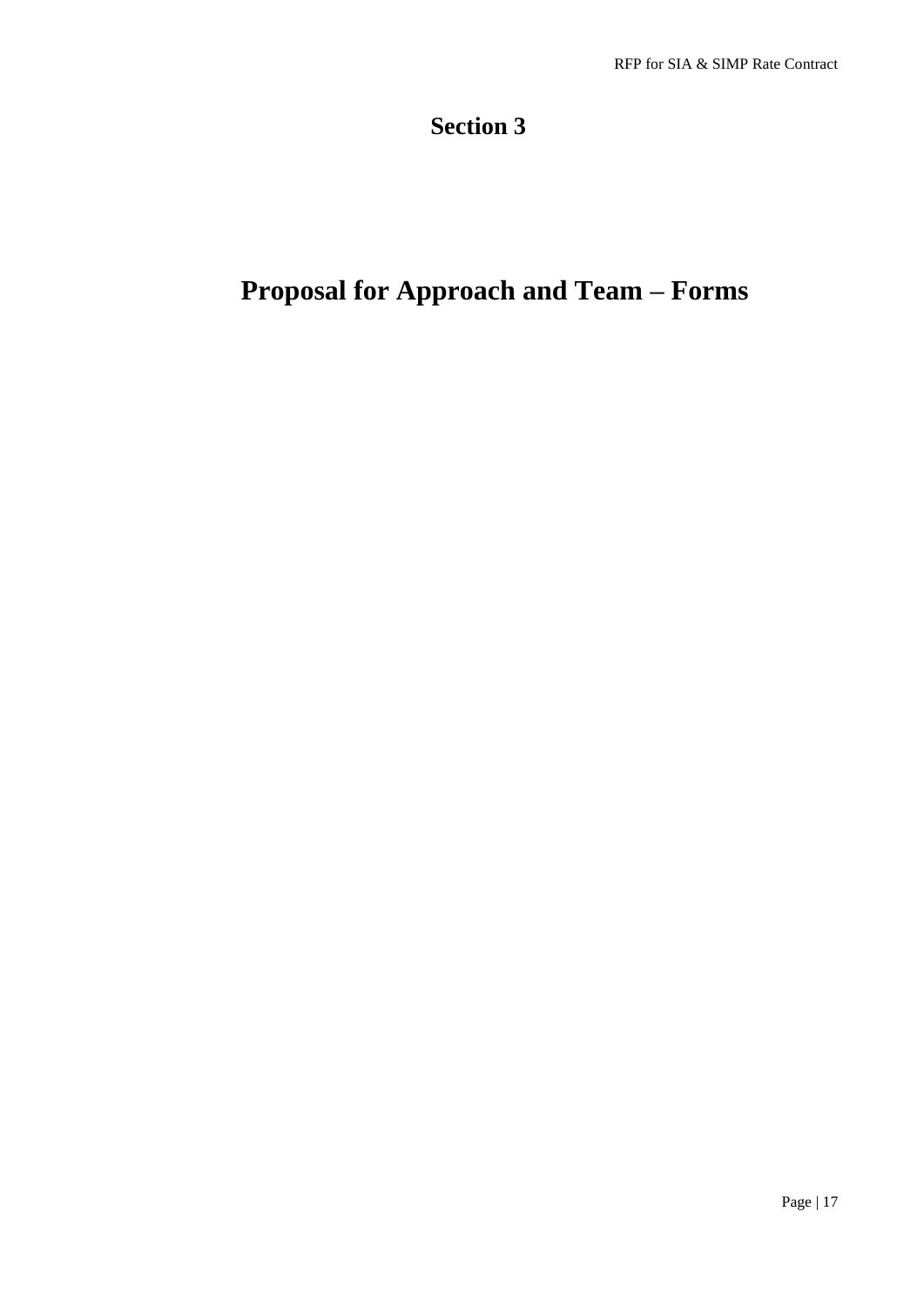# Section 3

# Proposal for Approach and Team – Forms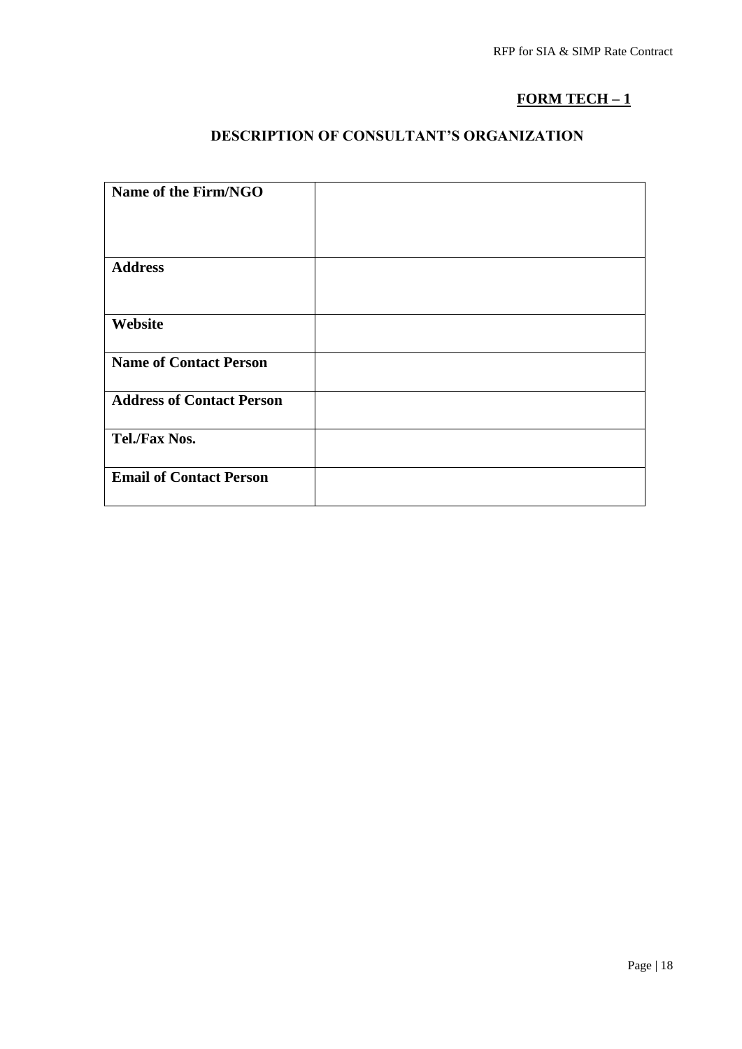**FORM TECH – 1**

## DESCRIPTION OF CONSULTANT'S ORGANIZATION

| | |
|---|---|
| **Name of the Firm/NGO** | |
| **Address** | |
| **Website** | |
| **Name of Contact Person** | |
| **Address of Contact Person** | |
| **Tel./Fax Nos.** | |
| **Email of Contact Person** | |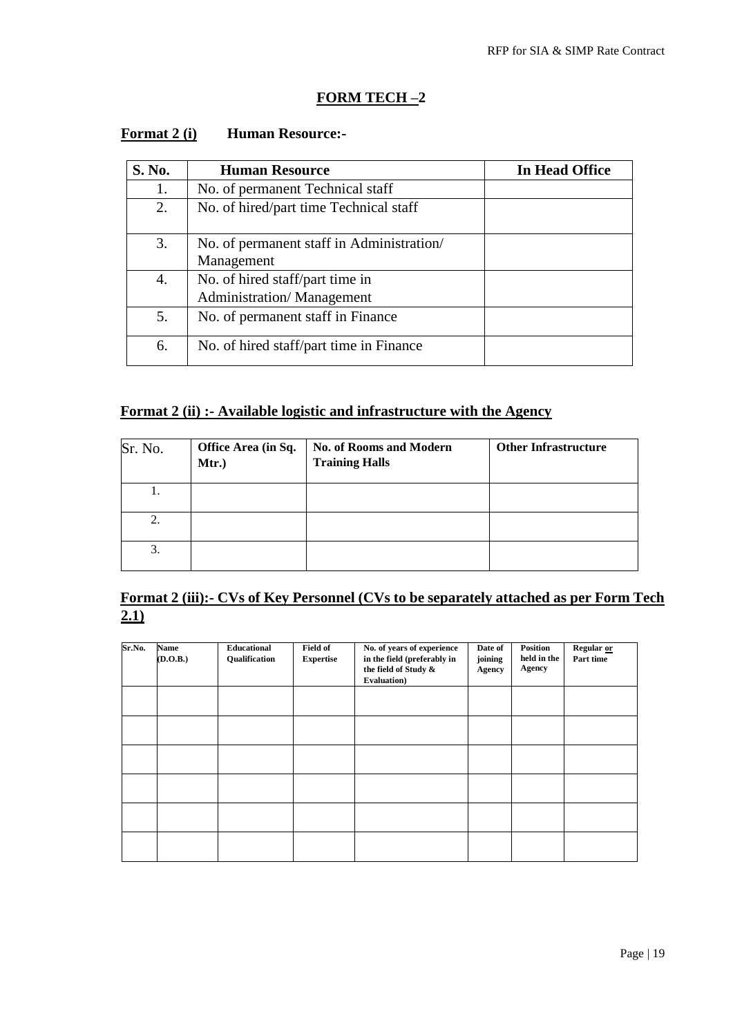## FORM TECH –2

**Format 2 (i)** **Human Resource:-**

| S. No. | Human Resource | In Head Office |
|---|---|---|
| 1. | No. of permanent Technical staff | |
| 2. | No. of hired/part time Technical staff | |
| 3. | No. of permanent staff in Administration/ Management | |
| 4. | No. of hired staff/part time in Administration/ Management | |
| 5. | No. of permanent staff in Finance | |
| 6. | No. of hired staff/part time in Finance | |

**Format 2 (ii) :- Available logistic and infrastructure with the Agency**

| Sr. No. | Office Area (in Sq. Mtr.) | No. of Rooms and Modern Training Halls | Other Infrastructure |
|---|---|---|---|
| 1. | | | |
| 2. | | | |
| 3. | | | |

**Format 2 (iii):- CVs of Key Personnel (CVs to be separately attached as per Form Tech 2.1)**

| Sr.No. | Name (D.O.B.) | Educational Qualification | Field of Expertise | No. of years of experience in the field (preferably in the field of Study & Evaluation) | Date of joining Agency | Position held in the Agency | Regular or Part time |
|---|---|---|---|---|---|---|---|
| | | | | | | | |
| | | | | | | | |
| | | | | | | | |
| | | | | | | | |
| | | | | | | | |
| | | | | | | | |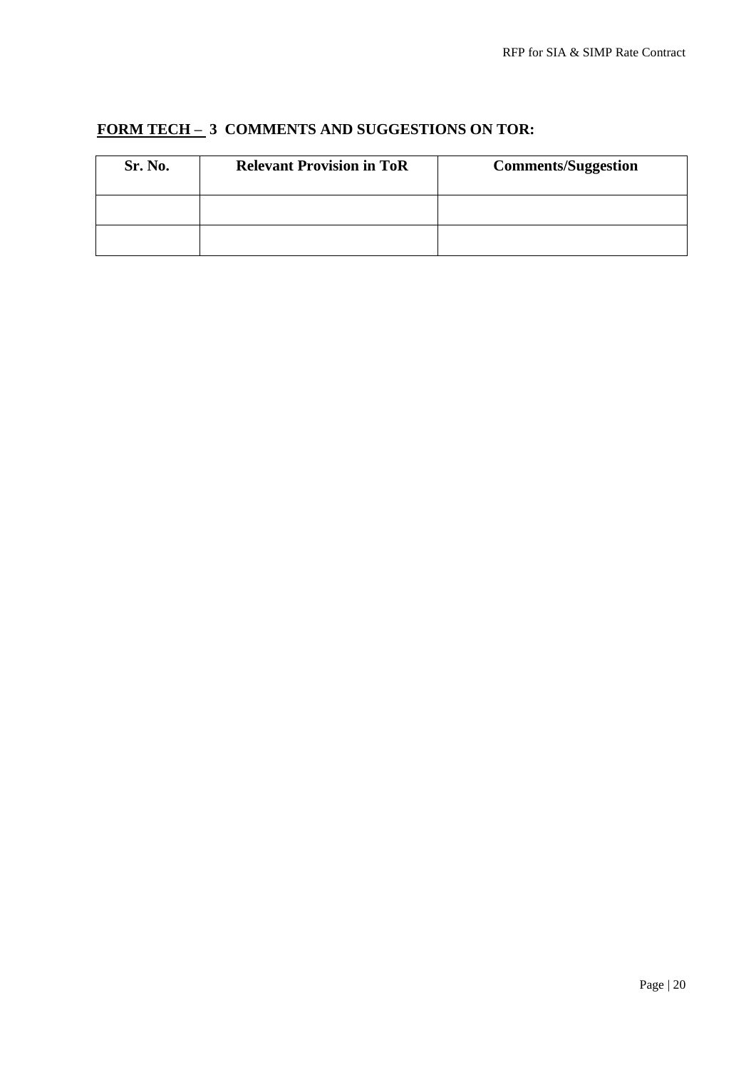## FORM TECH – 3 COMMENTS AND SUGGESTIONS ON TOR:

| Sr. No. | Relevant Provision in ToR | Comments/Suggestion |
| --- | --- | --- |
| | | |
| | | |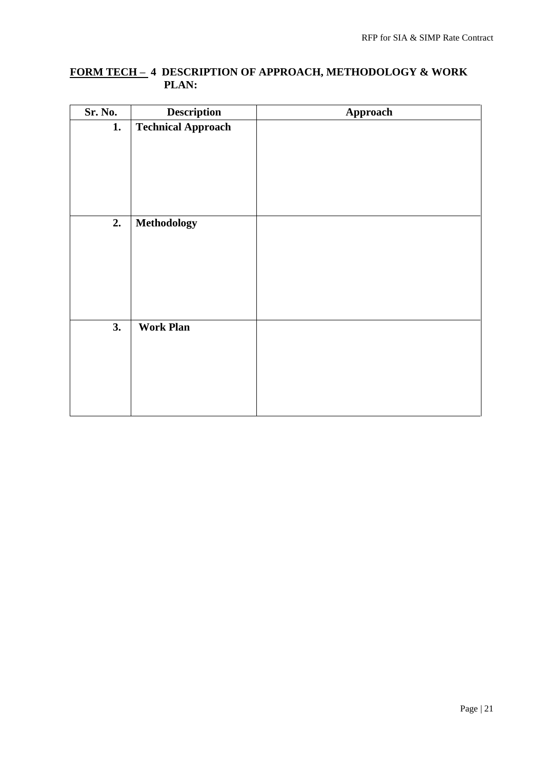## FORM TECH – 4 DESCRIPTION OF APPROACH, METHODOLOGY & WORK PLAN:

| Sr. No. | Description | Approach |
|---|---|---|
| 1. | **Technical Approach** | |
| 2. | **Methodology** | |
| 3. | **Work Plan** | |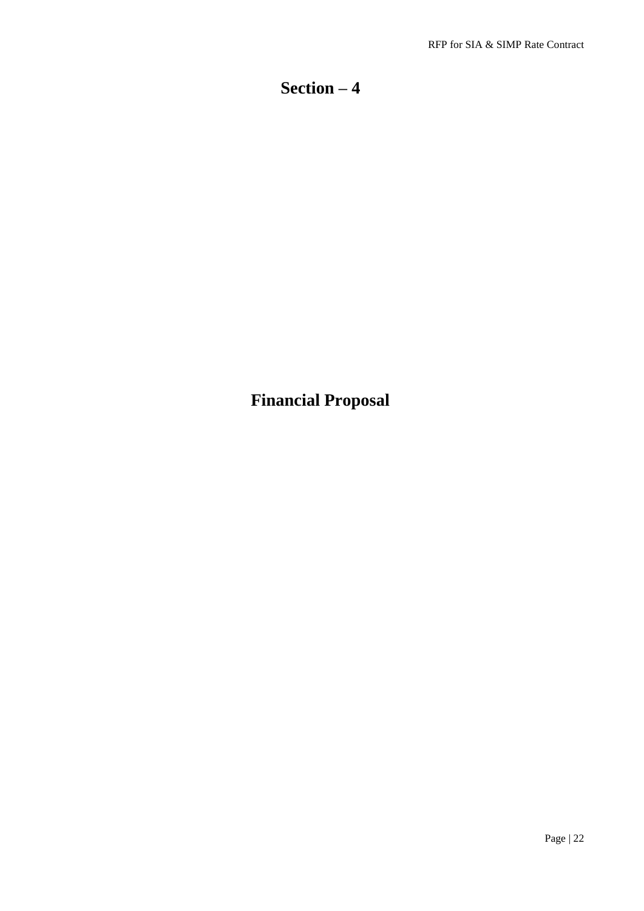# Section – 4

# Financial Proposal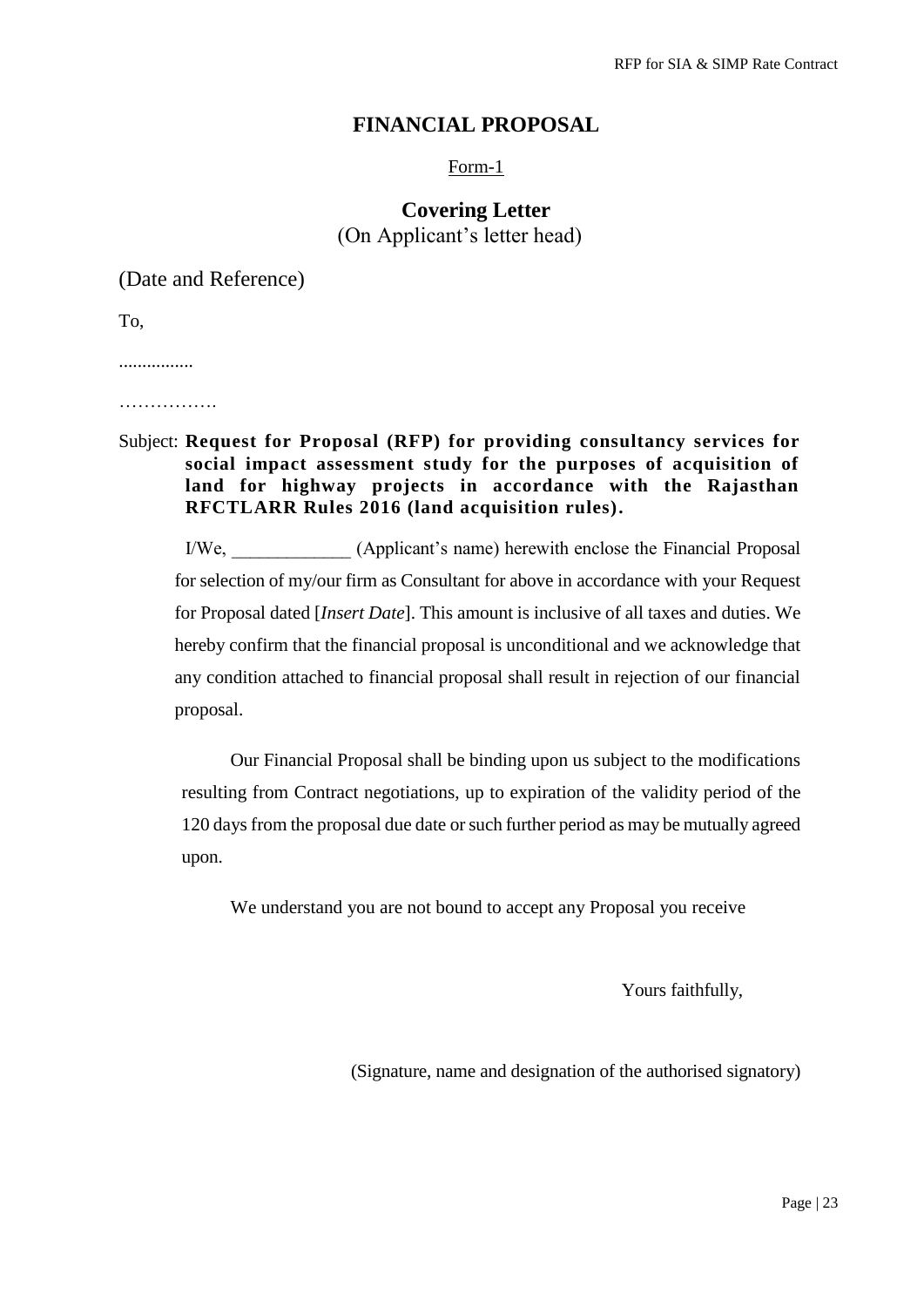# FINANCIAL PROPOSAL

Form-1

## Covering Letter

(On Applicant's letter head)

(Date and Reference)

To,

................

…………….

Subject: **Request for Proposal (RFP) for providing consultancy services for social impact assessment study for the purposes of acquisition of land for highway projects in accordance with the Rajasthan RFCTLARR Rules 2016 (land acquisition rules).**

I/We, _____________ (Applicant's name) herewith enclose the Financial Proposal for selection of my/our firm as Consultant for above in accordance with your Request for Proposal dated [*Insert Date*]. This amount is inclusive of all taxes and duties. We hereby confirm that the financial proposal is unconditional and we acknowledge that any condition attached to financial proposal shall result in rejection of our financial proposal.

Our Financial Proposal shall be binding upon us subject to the modifications resulting from Contract negotiations, up to expiration of the validity period of the 120 days from the proposal due date or such further period as may be mutually agreed upon.

We understand you are not bound to accept any Proposal you receive

Yours faithfully,

(Signature, name and designation of the authorised signatory)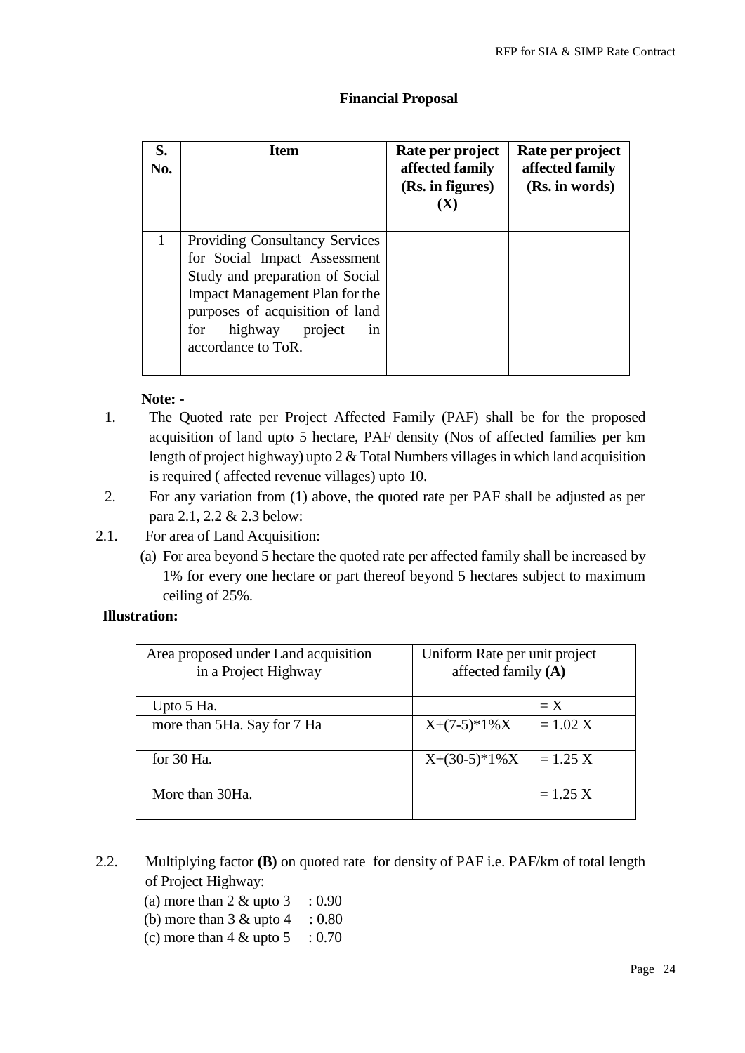## Financial Proposal

| S. No. | Item | Rate per project affected family (Rs. in figures) (X) | Rate per project affected family (Rs. in words) |
|---|---|---|---|
| 1 | Providing Consultancy Services for Social Impact Assessment Study and preparation of Social Impact Management Plan for the purposes of acquisition of land for highway project in accordance to ToR. | | |

**Note: -**

1. The Quoted rate per Project Affected Family (PAF) shall be for the proposed acquisition of land upto 5 hectare, PAF density (Nos of affected families per km length of project highway) upto 2 & Total Numbers villages in which land acquisition is required ( affected revenue villages) upto 10.
2. For any variation from (1) above, the quoted rate per PAF shall be adjusted as per para 2.1, 2.2 & 2.3 below:

2.1. For area of Land Acquisition:

(a) For area beyond 5 hectare the quoted rate per affected family shall be increased by 1% for every one hectare or part thereof beyond 5 hectares subject to maximum ceiling of 25%.

**Illustration:**

| Area proposed under Land acquisition in a Project Highway | Uniform Rate per unit project affected family **(A)** |
|---|---|
| Upto 5 Ha. | = X |
| more than 5Ha. Say for 7 Ha | X+(7-5)*1%X = 1.02 X |
| for 30 Ha. | X+(30-5)*1%X = 1.25 X |
| More than 30Ha. | = 1.25 X |

2.2. Multiplying factor **(B)** on quoted rate for density of PAF i.e. PAF/km of total length of Project Highway:

(a) more than 2 & upto 3 : 0.90
(b) more than 3 & upto 4 : 0.80
(c) more than 4 & upto 5 : 0.70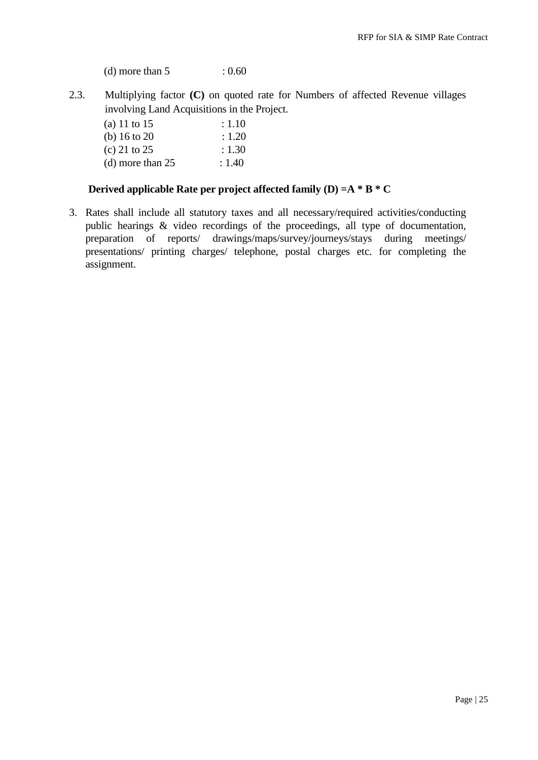(d) more than 5 : 0.60

2.3. Multiplying factor **(C)** on quoted rate for Numbers of affected Revenue villages involving Land Acquisitions in the Project.

(a) 11 to 15 : 1.10
(b) 16 to 20 : 1.20
(c) 21 to 25 : 1.30
(d) more than 25 : 1.40

**Derived applicable Rate per project affected family (D) =A * B * C**

3. Rates shall include all statutory taxes and all necessary/required activities/conducting public hearings & video recordings of the proceedings, all type of documentation, preparation of reports/ drawings/maps/survey/journeys/stays during meetings/ presentations/ printing charges/ telephone, postal charges etc. for completing the assignment.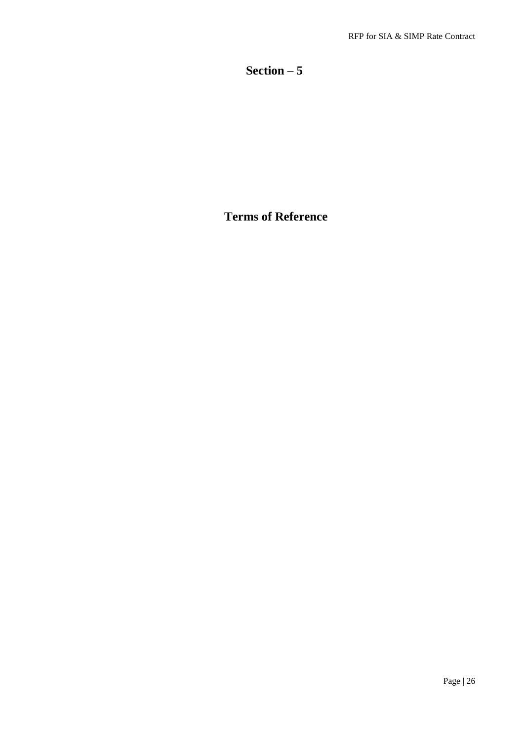# Section – 5

# Terms of Reference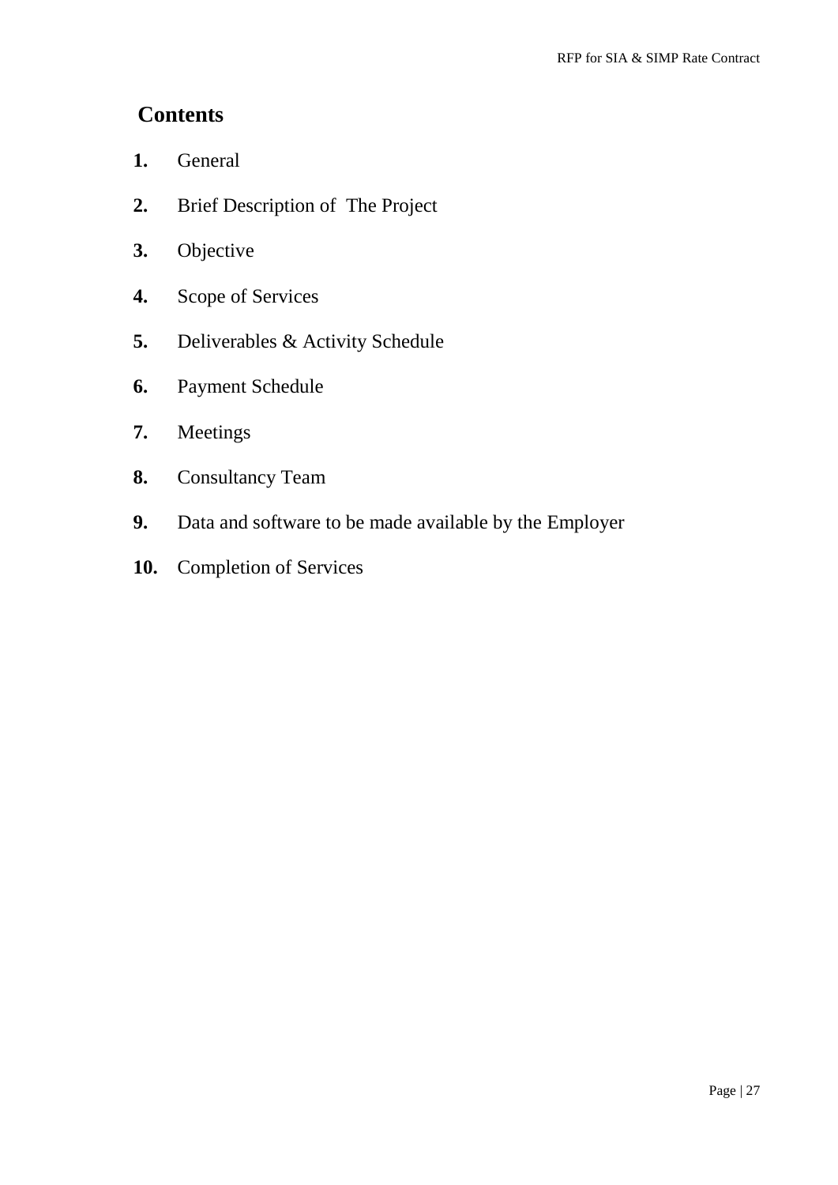## Contents

**1.** General

**2.** Brief Description of The Project

**3.** Objective

**4.** Scope of Services

**5.** Deliverables & Activity Schedule

**6.** Payment Schedule

**7.** Meetings

**8.** Consultancy Team

**9.** Data and software to be made available by the Employer

**10.** Completion of Services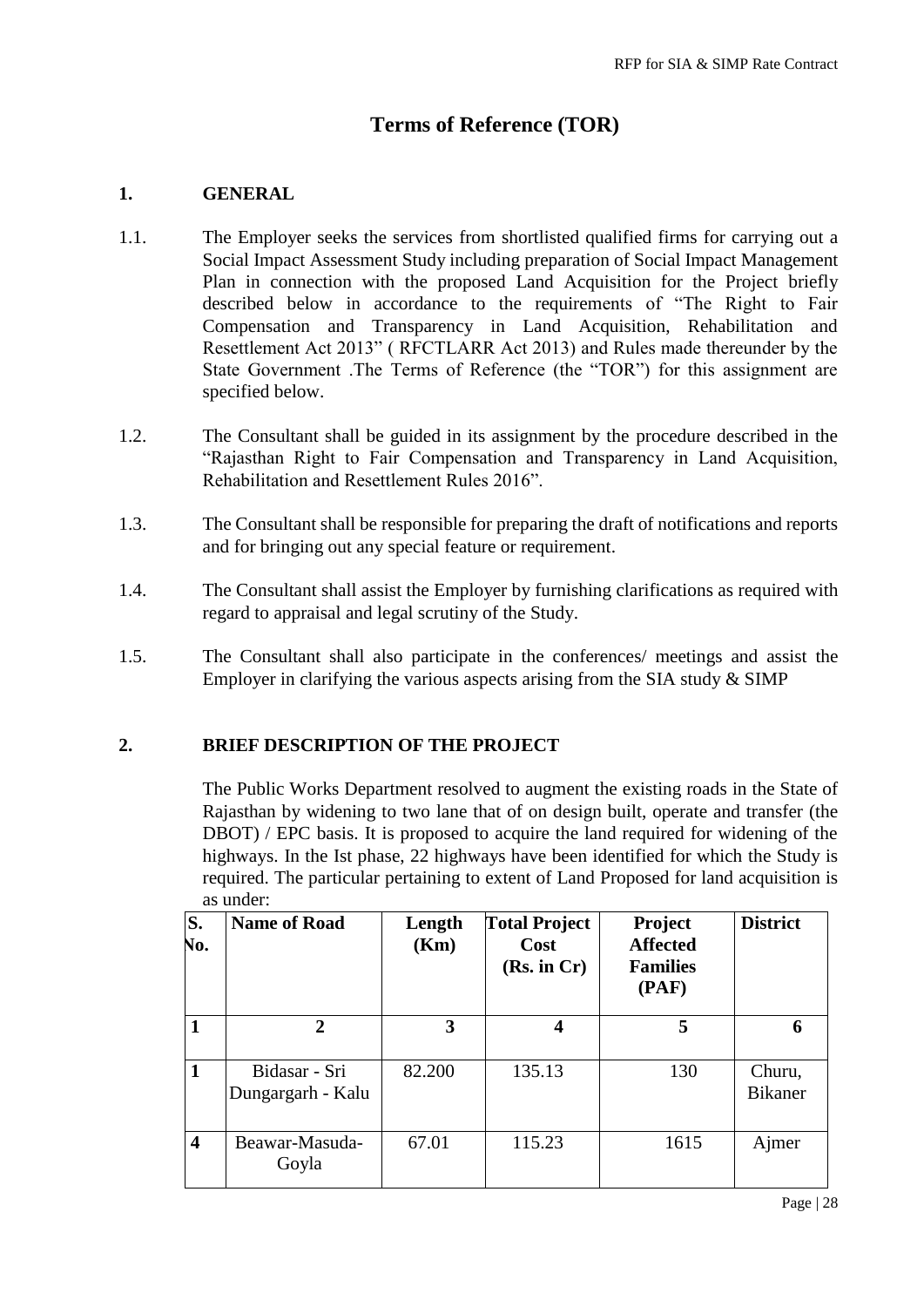# Terms of Reference (TOR)

## 1. GENERAL

1.1. The Employer seeks the services from shortlisted qualified firms for carrying out a Social Impact Assessment Study including preparation of Social Impact Management Plan in connection with the proposed Land Acquisition for the Project briefly described below in accordance to the requirements of "The Right to Fair Compensation and Transparency in Land Acquisition, Rehabilitation and Resettlement Act 2013" ( RFCTLARR Act 2013) and Rules made thereunder by the State Government .The Terms of Reference (the "TOR") for this assignment are specified below.

1.2. The Consultant shall be guided in its assignment by the procedure described in the "Rajasthan Right to Fair Compensation and Transparency in Land Acquisition, Rehabilitation and Resettlement Rules 2016".

1.3. The Consultant shall be responsible for preparing the draft of notifications and reports and for bringing out any special feature or requirement.

1.4. The Consultant shall assist the Employer by furnishing clarifications as required with regard to appraisal and legal scrutiny of the Study.

1.5. The Consultant shall also participate in the conferences/ meetings and assist the Employer in clarifying the various aspects arising from the SIA study & SIMP

## 2. BRIEF DESCRIPTION OF THE PROJECT

The Public Works Department resolved to augment the existing roads in the State of Rajasthan by widening to two lane that of on design built, operate and transfer (the DBOT) / EPC basis. It is proposed to acquire the land required for widening of the highways. In the Ist phase, 22 highways have been identified for which the Study is required. The particular pertaining to extent of Land Proposed for land acquisition is as under:

| S. No. | Name of Road | Length (Km) | Total Project Cost (Rs. in Cr) | Project Affected Families (PAF) | District |
|---|---|---|---|---|---|
| 1 | 2 | 3 | 4 | 5 | 6 |
| 1 | Bidasar - Sri Dungargarh - Kalu | 82.200 | 135.13 | 130 | Churu, Bikaner |
| 4 | Beawar-Masuda-Goyla | 67.01 | 115.23 | 1615 | Ajmer |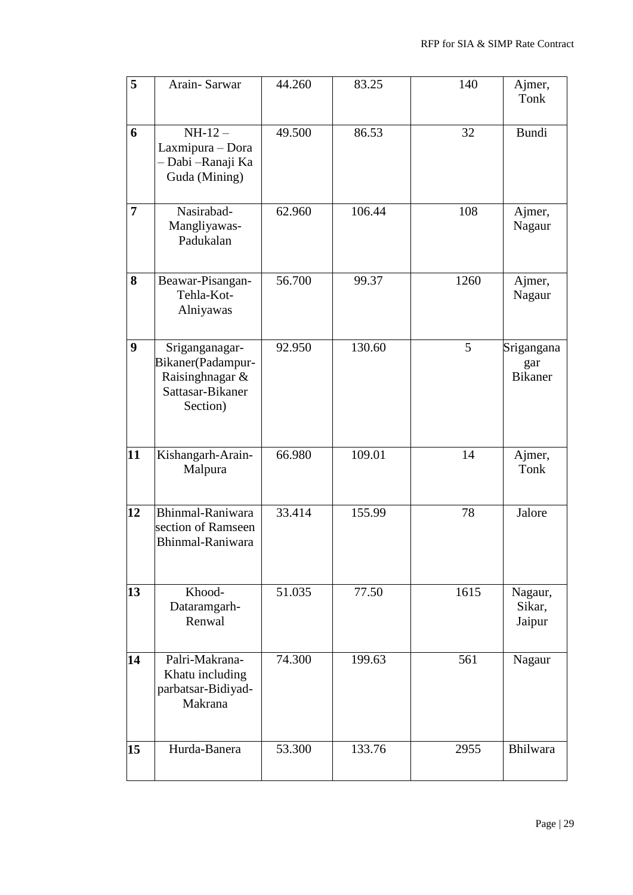| | | | | | |
|---|---|---|---|---|---|
| 5 | Arain- Sarwar | 44.260 | 83.25 | 140 | Ajmer, Tonk |
| 6 | NH-12 – Laxmipura – Dora – Dabi –Ranaji Ka Guda (Mining) | 49.500 | 86.53 | 32 | Bundi |
| 7 | Nasirabad-Mangliyawas-Padukalan | 62.960 | 106.44 | 108 | Ajmer, Nagaur |
| 8 | Beawar-Pisangan-Tehla-Kot-Alniyawas | 56.700 | 99.37 | 1260 | Ajmer, Nagaur |
| 9 | Sriganganagar-Bikaner(Padampur-Raisinghnagar & Sattasar-Bikaner Section) | 92.950 | 130.60 | 5 | Sriganganagar Bikaner |
| 11 | Kishangarh-Arain-Malpura | 66.980 | 109.01 | 14 | Ajmer, Tonk |
| 12 | Bhinmal-Raniwara section of Ramseen Bhinmal-Raniwara | 33.414 | 155.99 | 78 | Jalore |
| 13 | Khood-Dataramgarh-Renwal | 51.035 | 77.50 | 1615 | Nagaur, Sikar, Jaipur |
| 14 | Palri-Makrana-Khatu including parbatsar-Bidiyad-Makrana | 74.300 | 199.63 | 561 | Nagaur |
| 15 | Hurda-Banera | 53.300 | 133.76 | 2955 | Bhilwara |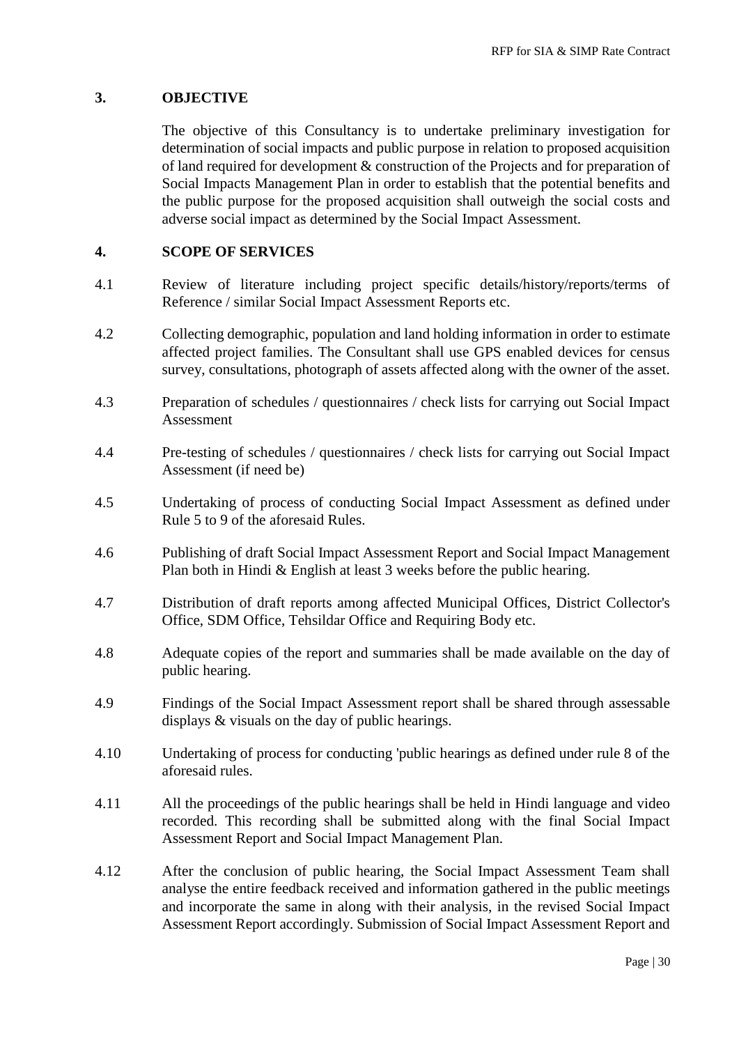## 3. OBJECTIVE

The objective of this Consultancy is to undertake preliminary investigation for determination of social impacts and public purpose in relation to proposed acquisition of land required for development & construction of the Projects and for preparation of Social Impacts Management Plan in order to establish that the potential benefits and the public purpose for the proposed acquisition shall outweigh the social costs and adverse social impact as determined by the Social Impact Assessment.

## 4. SCOPE OF SERVICES

4.1 Review of literature including project specific details/history/reports/terms of Reference / similar Social Impact Assessment Reports etc.

4.2 Collecting demographic, population and land holding information in order to estimate affected project families. The Consultant shall use GPS enabled devices for census survey, consultations, photograph of assets affected along with the owner of the asset.

4.3 Preparation of schedules / questionnaires / check lists for carrying out Social Impact Assessment

4.4 Pre-testing of schedules / questionnaires / check lists for carrying out Social Impact Assessment (if need be)

4.5 Undertaking of process of conducting Social Impact Assessment as defined under Rule 5 to 9 of the aforesaid Rules.

4.6 Publishing of draft Social Impact Assessment Report and Social Impact Management Plan both in Hindi & English at least 3 weeks before the public hearing.

4.7 Distribution of draft reports among affected Municipal Offices, District Collector's Office, SDM Office, Tehsildar Office and Requiring Body etc.

4.8 Adequate copies of the report and summaries shall be made available on the day of public hearing.

4.9 Findings of the Social Impact Assessment report shall be shared through assessable displays & visuals on the day of public hearings.

4.10 Undertaking of process for conducting 'public hearings as defined under rule 8 of the aforesaid rules.

4.11 All the proceedings of the public hearings shall be held in Hindi language and video recorded. This recording shall be submitted along with the final Social Impact Assessment Report and Social Impact Management Plan.

4.12 After the conclusion of public hearing, the Social Impact Assessment Team shall analyse the entire feedback received and information gathered in the public meetings and incorporate the same in along with their analysis, in the revised Social Impact Assessment Report accordingly. Submission of Social Impact Assessment Report and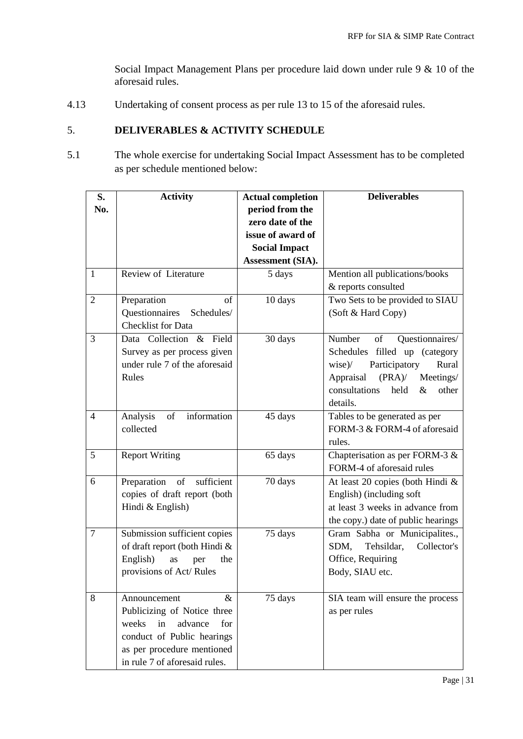Social Impact Management Plans per procedure laid down under rule 9 & 10 of the aforesaid rules.

4.13 Undertaking of consent process as per rule 13 to 15 of the aforesaid rules.

## 5. DELIVERABLES & ACTIVITY SCHEDULE

5.1 The whole exercise for undertaking Social Impact Assessment has to be completed as per schedule mentioned below:

| S. No. | Activity | Actual completion period from the zero date of the issue of award of Social Impact Assessment (SIA). | Deliverables |
|---|---|---|---|
| 1 | Review of Literature | 5 days | Mention all publications/books & reports consulted |
| 2 | Preparation of Questionnaires Schedules/ Checklist for Data | 10 days | Two Sets to be provided to SIAU (Soft & Hard Copy) |
| 3 | Data Collection & Field Survey as per process given under rule 7 of the aforesaid Rules | 30 days | Number of Questionnaires/ Schedules filled up (category wise)/ Participatory Rural Appraisal (PRA)/ Meetings/ consultations held & other details. |
| 4 | Analysis of information collected | 45 days | Tables to be generated as per FORM-3 & FORM-4 of aforesaid rules. |
| 5 | Report Writing | 65 days | Chapterisation as per FORM-3 & FORM-4 of aforesaid rules |
| 6 | Preparation of sufficient copies of draft report (both Hindi & English) | 70 days | At least 20 copies (both Hindi & English) (including soft at least 3 weeks in advance from the copy.) date of public hearings |
| 7 | Submission sufficient copies of draft report (both Hindi & English) as per the provisions of Act/ Rules | 75 days | Gram Sabha or Municipalites., SDM, Tehsildar, Collector's Office, Requiring Body, SIAU etc. |
| 8 | Announcement & Publicizing of Notice three weeks in advance for conduct of Public hearings as per procedure mentioned in rule 7 of aforesaid rules. | 75 days | SIA team will ensure the process as per rules |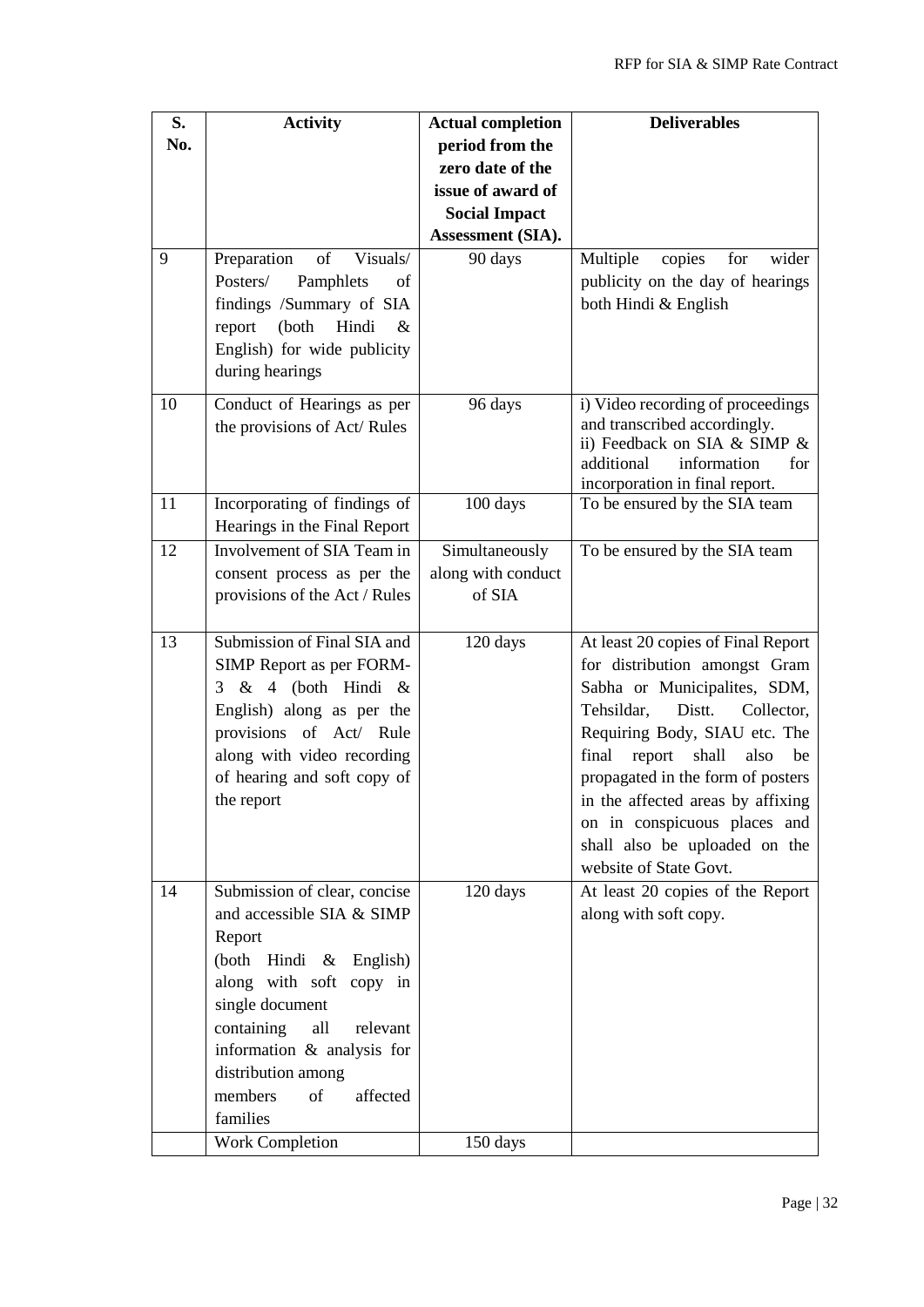| S. No. | Activity | Actual completion period from the zero date of the issue of award of Social Impact Assessment (SIA). | Deliverables |
|---|---|---|---|
| 9 | Preparation of Visuals/ Posters/ Pamphlets of findings /Summary of SIA report (both Hindi & English) for wide publicity during hearings | 90 days | Multiple copies for wider publicity on the day of hearings both Hindi & English |
| 10 | Conduct of Hearings as per the provisions of Act/ Rules | 96 days | i) Video recording of proceedings and transcribed accordingly.<br>ii) Feedback on SIA & SIMP & additional information for incorporation in final report. |
| 11 | Incorporating of findings of Hearings in the Final Report | 100 days | To be ensured by the SIA team |
| 12 | Involvement of SIA Team in consent process as per the provisions of the Act / Rules | Simultaneously along with conduct of SIA | To be ensured by the SIA team |
| 13 | Submission of Final SIA and SIMP Report as per FORM-3 & 4 (both Hindi & English) along as per the provisions of Act/ Rule along with video recording of hearing and soft copy of the report | 120 days | At least 20 copies of Final Report for distribution amongst Gram Sabha or Municipalites, SDM, Tehsildar, Distt. Collector, Requiring Body, SIAU etc. The final report shall also be propagated in the form of posters in the affected areas by affixing on in conspicuous places and shall also be uploaded on the website of State Govt. |
| 14 | Submission of clear, concise and accessible SIA & SIMP Report (both Hindi & English) along with soft copy in single document containing all relevant information & analysis for distribution among members of affected families | 120 days | At least 20 copies of the Report along with soft copy. |
| | Work Completion | 150 days | |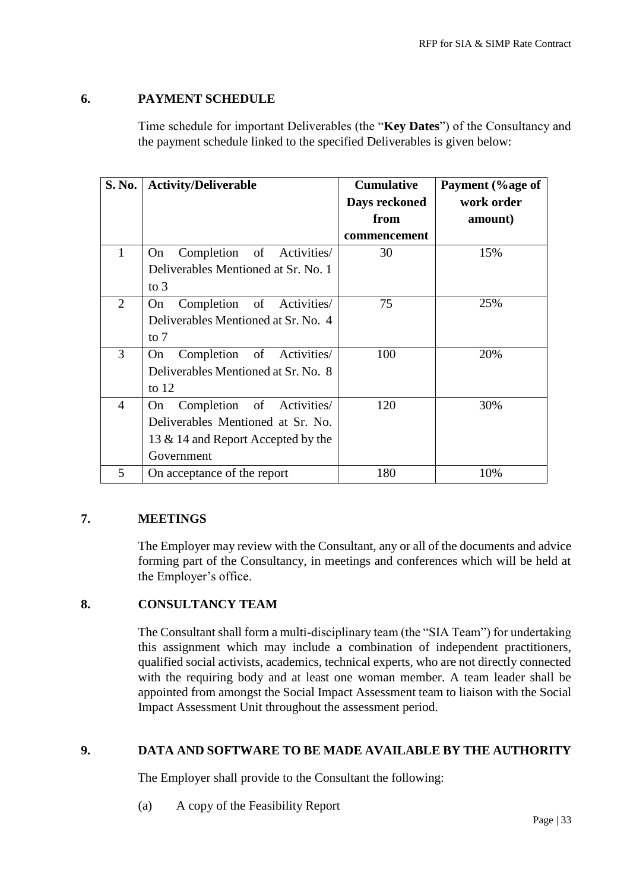## 6. PAYMENT SCHEDULE

Time schedule for important Deliverables (the "**Key Dates**") of the Consultancy and the payment schedule linked to the specified Deliverables is given below:

| S. No. | Activity/Deliverable | Cumulative Days reckoned from commencement | Payment (%age of work order amount) |
|---|---|---|---|
| 1 | On Completion of Activities/ Deliverables Mentioned at Sr. No. 1 to 3 | 30 | 15% |
| 2 | On Completion of Activities/ Deliverables Mentioned at Sr. No. 4 to 7 | 75 | 25% |
| 3 | On Completion of Activities/ Deliverables Mentioned at Sr. No. 8 to 12 | 100 | 20% |
| 4 | On Completion of Activities/ Deliverables Mentioned at Sr. No. 13 & 14 and Report Accepted by the Government | 120 | 30% |
| 5 | On acceptance of the report | 180 | 10% |

## 7. MEETINGS

The Employer may review with the Consultant, any or all of the documents and advice forming part of the Consultancy, in meetings and conferences which will be held at the Employer's office.

## 8. CONSULTANCY TEAM

The Consultant shall form a multi-disciplinary team (the "SIA Team") for undertaking this assignment which may include a combination of independent practitioners, qualified social activists, academics, technical experts, who are not directly connected with the requiring body and at least one woman member. A team leader shall be appointed from amongst the Social Impact Assessment team to liaison with the Social Impact Assessment Unit throughout the assessment period.

## 9. DATA AND SOFTWARE TO BE MADE AVAILABLE BY THE AUTHORITY

The Employer shall provide to the Consultant the following:

(a) A copy of the Feasibility Report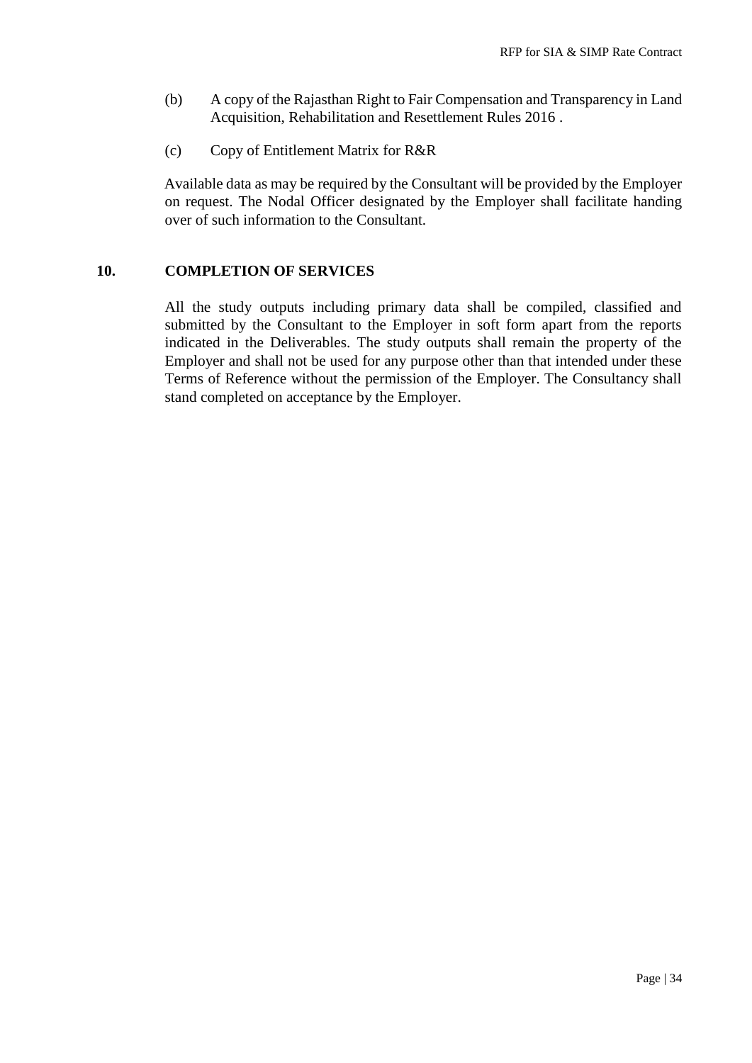(b) A copy of the Rajasthan Right to Fair Compensation and Transparency in Land Acquisition, Rehabilitation and Resettlement Rules 2016 .

(c) Copy of Entitlement Matrix for R&R

Available data as may be required by the Consultant will be provided by the Employer on request. The Nodal Officer designated by the Employer shall facilitate handing over of such information to the Consultant.

## 10. COMPLETION OF SERVICES

All the study outputs including primary data shall be compiled, classified and submitted by the Consultant to the Employer in soft form apart from the reports indicated in the Deliverables. The study outputs shall remain the property of the Employer and shall not be used for any purpose other than that intended under these Terms of Reference without the permission of the Employer. The Consultancy shall stand completed on acceptance by the Employer.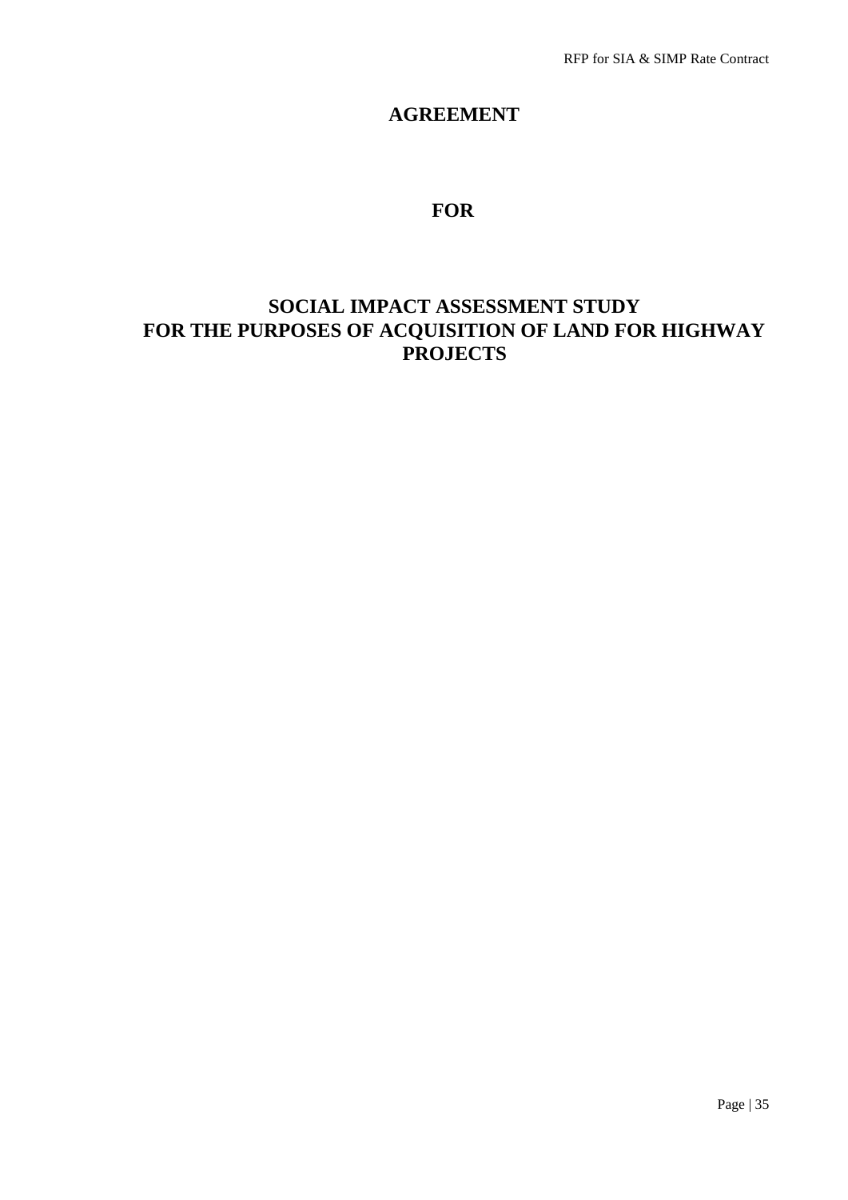# AGREEMENT

## FOR

## SOCIAL IMPACT ASSESSMENT STUDY FOR THE PURPOSES OF ACQUISITION OF LAND FOR HIGHWAY PROJECTS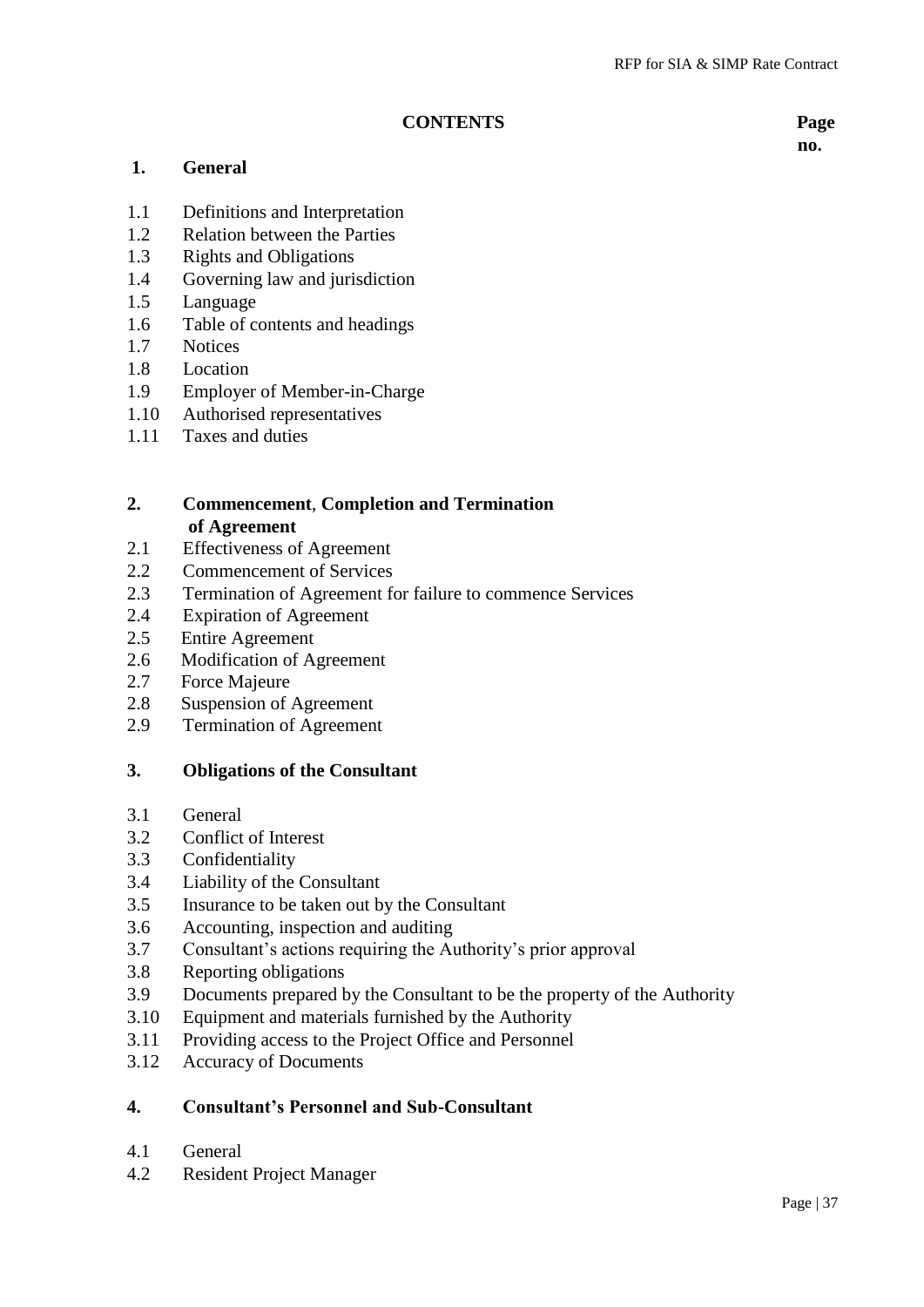**CONTENTS** **Page no.**

**1. General**

1.1 Definitions and Interpretation
1.2 Relation between the Parties
1.3 Rights and Obligations
1.4 Governing law and jurisdiction
1.5 Language
1.6 Table of contents and headings
1.7 Notices
1.8 Location
1.9 Employer of Member-in-Charge
1.10 Authorised representatives
1.11 Taxes and duties

**2. Commencement, Completion and Termination of Agreement**

2.1 Effectiveness of Agreement
2.2 Commencement of Services
2.3 Termination of Agreement for failure to commence Services
2.4 Expiration of Agreement
2.5 Entire Agreement
2.6 Modification of Agreement
2.7 Force Majeure
2.8 Suspension of Agreement
2.9 Termination of Agreement

**3. Obligations of the Consultant**

3.1 General
3.2 Conflict of Interest
3.3 Confidentiality
3.4 Liability of the Consultant
3.5 Insurance to be taken out by the Consultant
3.6 Accounting, inspection and auditing
3.7 Consultant's actions requiring the Authority's prior approval
3.8 Reporting obligations
3.9 Documents prepared by the Consultant to be the property of the Authority
3.10 Equipment and materials furnished by the Authority
3.11 Providing access to the Project Office and Personnel
3.12 Accuracy of Documents

**4. Consultant's Personnel and Sub-Consultant**

4.1 General
4.2 Resident Project Manager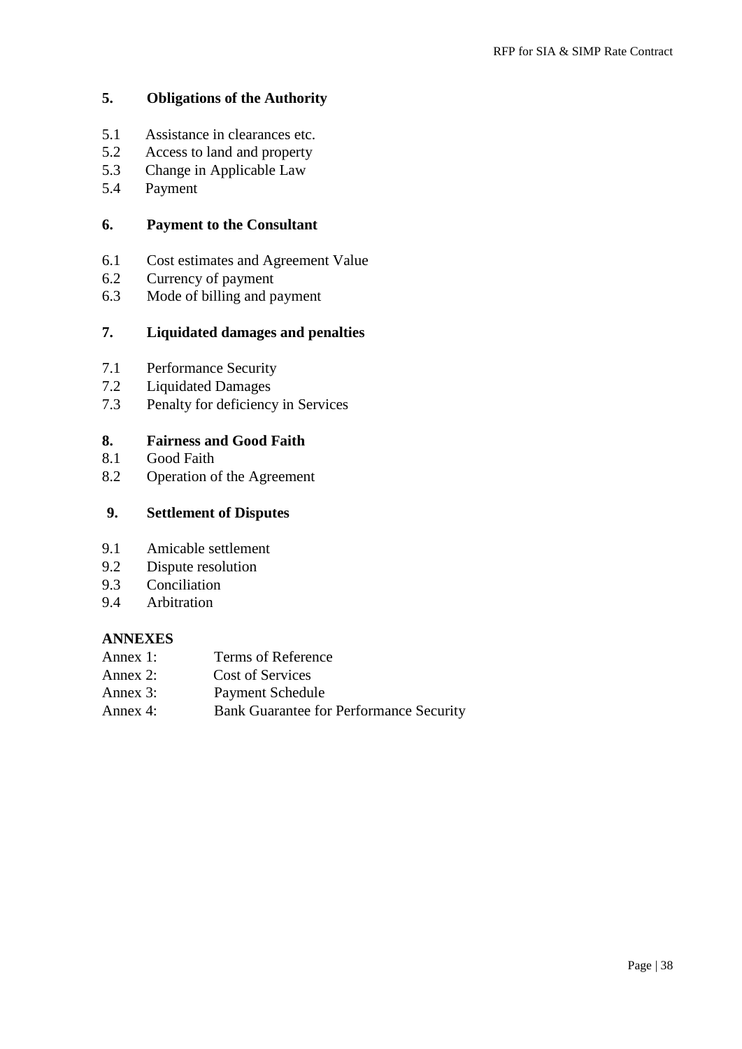**5. Obligations of the Authority**

5.1 Assistance in clearances etc.
5.2 Access to land and property
5.3 Change in Applicable Law
5.4 Payment

**6. Payment to the Consultant**

6.1 Cost estimates and Agreement Value
6.2 Currency of payment
6.3 Mode of billing and payment

**7. Liquidated damages and penalties**

7.1 Performance Security
7.2 Liquidated Damages
7.3 Penalty for deficiency in Services

**8. Fairness and Good Faith**

8.1 Good Faith
8.2 Operation of the Agreement

**9. Settlement of Disputes**

9.1 Amicable settlement
9.2 Dispute resolution
9.3 Conciliation
9.4 Arbitration

**ANNEXES**

Annex 1: Terms of Reference
Annex 2: Cost of Services
Annex 3: Payment Schedule
Annex 4: Bank Guarantee for Performance Security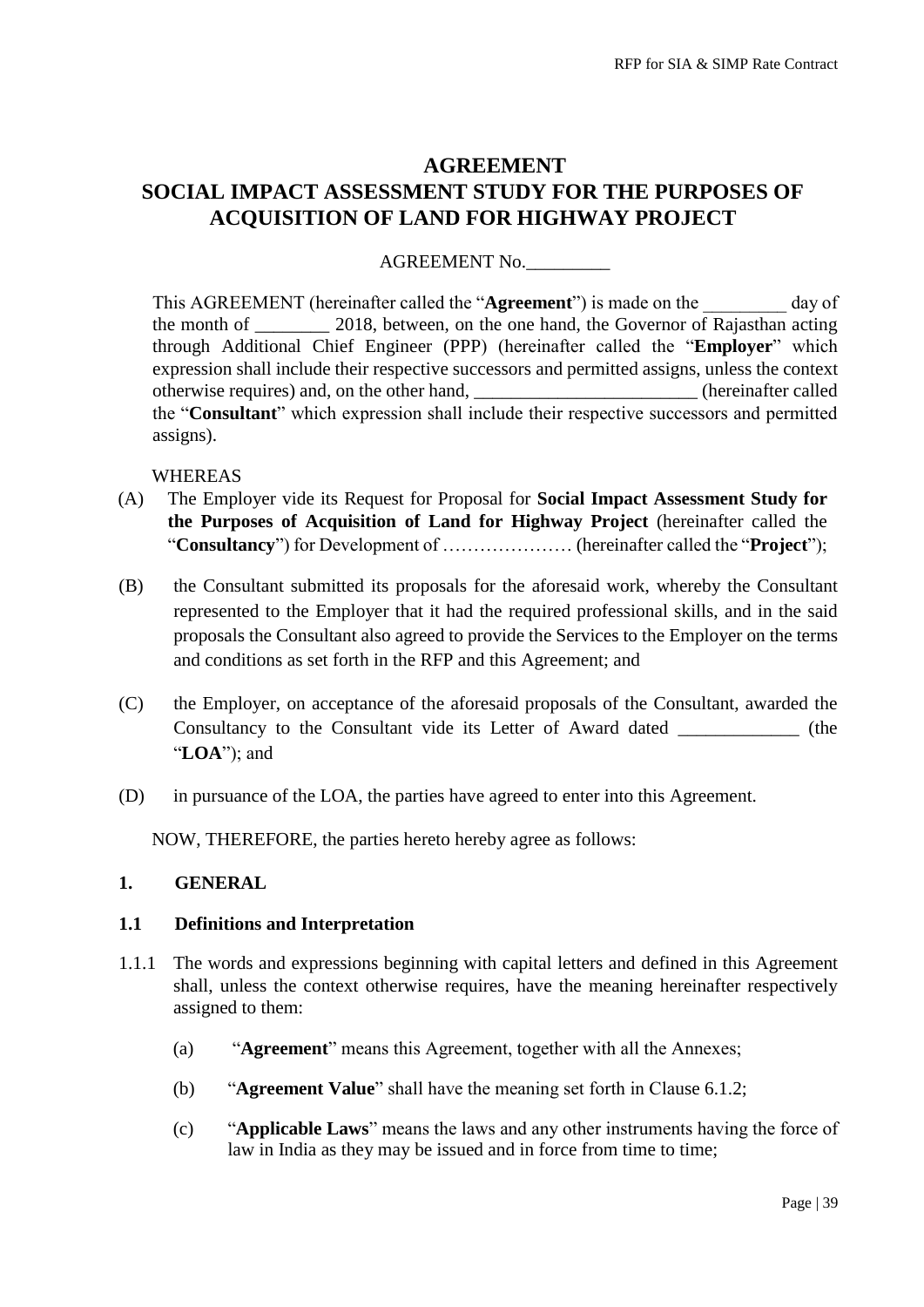# AGREEMENT
# SOCIAL IMPACT ASSESSMENT STUDY FOR THE PURPOSES OF ACQUISITION OF LAND FOR HIGHWAY PROJECT

AGREEMENT No._________

This AGREEMENT (hereinafter called the "**Agreement**") is made on the _________ day of the month of ________ 2018, between, on the one hand, the Governor of Rajasthan acting through Additional Chief Engineer (PPP) (hereinafter called the "**Employer**" which expression shall include their respective successors and permitted assigns, unless the context otherwise requires) and, on the other hand, ________________________ (hereinafter called the "**Consultant**" which expression shall include their respective successors and permitted assigns).

WHEREAS

(A) The Employer vide its Request for Proposal for **Social Impact Assessment Study for the Purposes of Acquisition of Land for Highway Project** (hereinafter called the "**Consultancy**") for Development of ………………… (hereinafter called the "**Project**");

(B) the Consultant submitted its proposals for the aforesaid work, whereby the Consultant represented to the Employer that it had the required professional skills, and in the said proposals the Consultant also agreed to provide the Services to the Employer on the terms and conditions as set forth in the RFP and this Agreement; and

(C) the Employer, on acceptance of the aforesaid proposals of the Consultant, awarded the Consultancy to the Consultant vide its Letter of Award dated _____________ (the "**LOA**"); and

(D) in pursuance of the LOA, the parties have agreed to enter into this Agreement.

NOW, THEREFORE, the parties hereto hereby agree as follows:

## 1. GENERAL

### 1.1 Definitions and Interpretation

1.1.1 The words and expressions beginning with capital letters and defined in this Agreement shall, unless the context otherwise requires, have the meaning hereinafter respectively assigned to them:

(a) "**Agreement**" means this Agreement, together with all the Annexes;

(b) "**Agreement Value**" shall have the meaning set forth in Clause 6.1.2;

(c) "**Applicable Laws**" means the laws and any other instruments having the force of law in India as they may be issued and in force from time to time;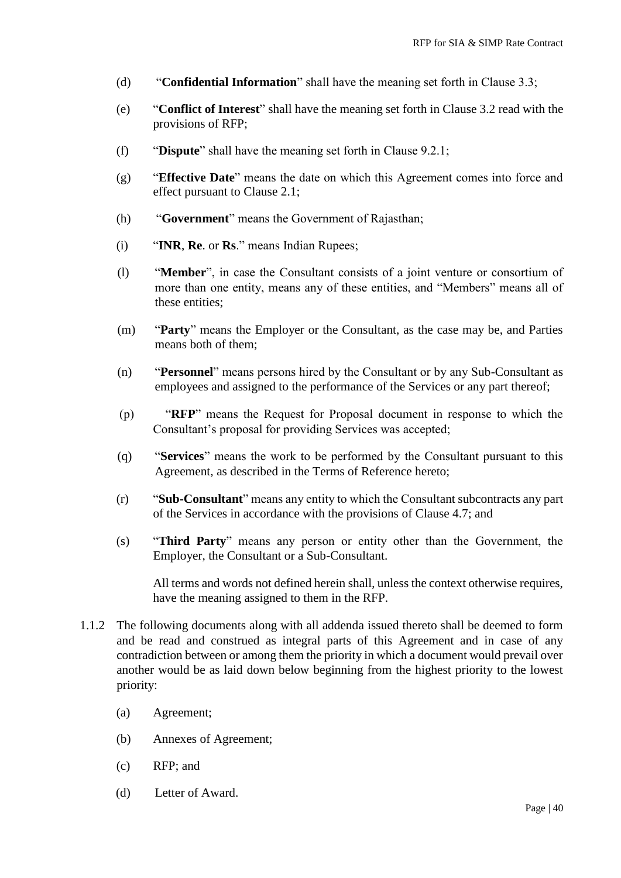(d) "**Confidential Information**" shall have the meaning set forth in Clause 3.3;

(e) "**Conflict of Interest**" shall have the meaning set forth in Clause 3.2 read with the provisions of RFP;

(f) "**Dispute**" shall have the meaning set forth in Clause 9.2.1;

(g) "**Effective Date**" means the date on which this Agreement comes into force and effect pursuant to Clause 2.1;

(h) "**Government**" means the Government of Rajasthan;

(i) "**INR**, **Re**. or **Rs**." means Indian Rupees;

(l) "**Member**", in case the Consultant consists of a joint venture or consortium of more than one entity, means any of these entities, and "Members" means all of these entities;

(m) "**Party**" means the Employer or the Consultant, as the case may be, and Parties means both of them;

(n) "**Personnel**" means persons hired by the Consultant or by any Sub-Consultant as employees and assigned to the performance of the Services or any part thereof;

(p) "**RFP**" means the Request for Proposal document in response to which the Consultant's proposal for providing Services was accepted;

(q) "**Services**" means the work to be performed by the Consultant pursuant to this Agreement, as described in the Terms of Reference hereto;

(r) "**Sub-Consultant**" means any entity to which the Consultant subcontracts any part of the Services in accordance with the provisions of Clause 4.7; and

(s) "**Third Party**" means any person or entity other than the Government, the Employer, the Consultant or a Sub-Consultant.

All terms and words not defined herein shall, unless the context otherwise requires, have the meaning assigned to them in the RFP.

1.1.2 The following documents along with all addenda issued thereto shall be deemed to form and be read and construed as integral parts of this Agreement and in case of any contradiction between or among them the priority in which a document would prevail over another would be as laid down below beginning from the highest priority to the lowest priority:

(a) Agreement;

(b) Annexes of Agreement;

(c) RFP; and

(d) Letter of Award.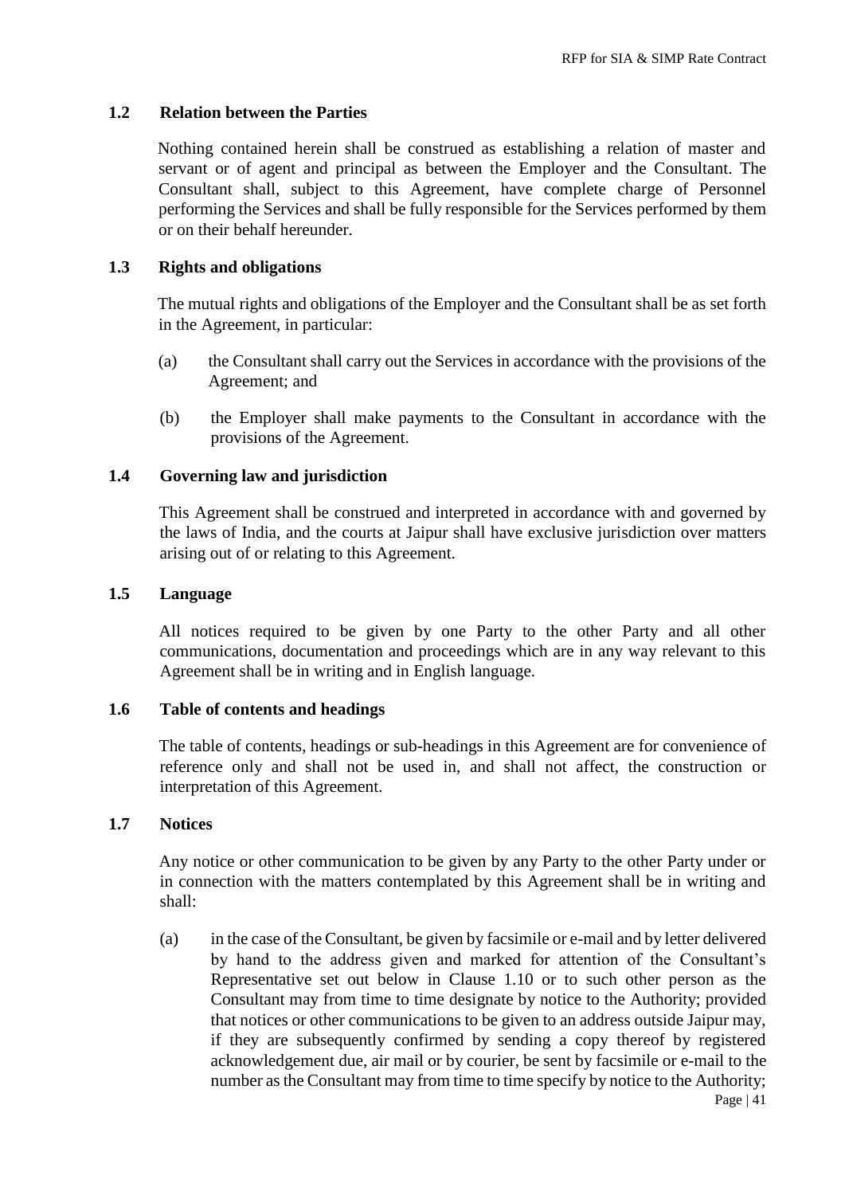### 1.2 Relation between the Parties

Nothing contained herein shall be construed as establishing a relation of master and servant or of agent and principal as between the Employer and the Consultant. The Consultant shall, subject to this Agreement, have complete charge of Personnel performing the Services and shall be fully responsible for the Services performed by them or on their behalf hereunder.

### 1.3 Rights and obligations

The mutual rights and obligations of the Employer and the Consultant shall be as set forth in the Agreement, in particular:

(a) the Consultant shall carry out the Services in accordance with the provisions of the Agreement; and

(b) the Employer shall make payments to the Consultant in accordance with the provisions of the Agreement.

### 1.4 Governing law and jurisdiction

This Agreement shall be construed and interpreted in accordance with and governed by the laws of India, and the courts at Jaipur shall have exclusive jurisdiction over matters arising out of or relating to this Agreement.

### 1.5 Language

All notices required to be given by one Party to the other Party and all other communications, documentation and proceedings which are in any way relevant to this Agreement shall be in writing and in English language.

### 1.6 Table of contents and headings

The table of contents, headings or sub-headings in this Agreement are for convenience of reference only and shall not be used in, and shall not affect, the construction or interpretation of this Agreement.

### 1.7 Notices

Any notice or other communication to be given by any Party to the other Party under or in connection with the matters contemplated by this Agreement shall be in writing and shall:

(a) in the case of the Consultant, be given by facsimile or e-mail and by letter delivered by hand to the address given and marked for attention of the Consultant's Representative set out below in Clause 1.10 or to such other person as the Consultant may from time to time designate by notice to the Authority; provided that notices or other communications to be given to an address outside Jaipur may, if they are subsequently confirmed by sending a copy thereof by registered acknowledgement due, air mail or by courier, be sent by facsimile or e-mail to the number as the Consultant may from time to time specify by notice to the Authority;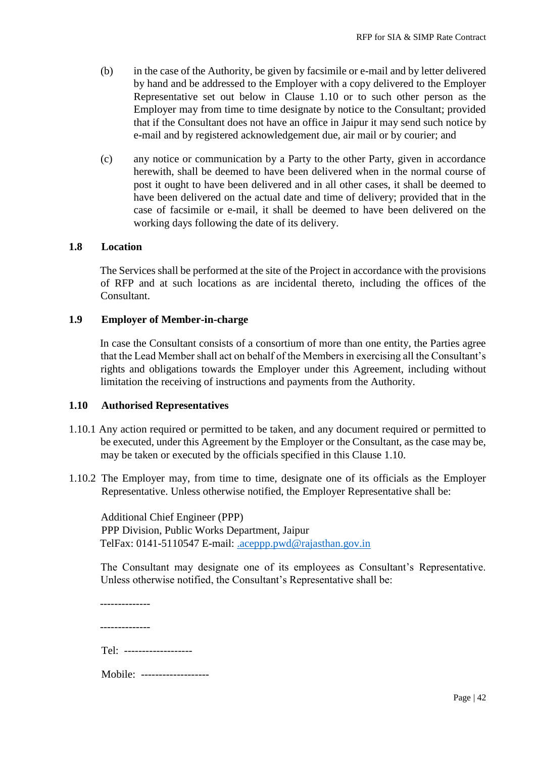(b) in the case of the Authority, be given by facsimile or e-mail and by letter delivered by hand and be addressed to the Employer with a copy delivered to the Employer Representative set out below in Clause 1.10 or to such other person as the Employer may from time to time designate by notice to the Consultant; provided that if the Consultant does not have an office in Jaipur it may send such notice by e-mail and by registered acknowledgement due, air mail or by courier; and

(c) any notice or communication by a Party to the other Party, given in accordance herewith, shall be deemed to have been delivered when in the normal course of post it ought to have been delivered and in all other cases, it shall be deemed to have been delivered on the actual date and time of delivery; provided that in the case of facsimile or e-mail, it shall be deemed to have been delivered on the working days following the date of its delivery.

**1.8 Location**

The Services shall be performed at the site of the Project in accordance with the provisions of RFP and at such locations as are incidental thereto, including the offices of the Consultant.

**1.9 Employer of Member-in-charge**

In case the Consultant consists of a consortium of more than one entity, the Parties agree that the Lead Member shall act on behalf of the Members in exercising all the Consultant's rights and obligations towards the Employer under this Agreement, including without limitation the receiving of instructions and payments from the Authority.

**1.10 Authorised Representatives**

1.10.1 Any action required or permitted to be taken, and any document required or permitted to be executed, under this Agreement by the Employer or the Consultant, as the case may be, may be taken or executed by the officials specified in this Clause 1.10.

1.10.2 The Employer may, from time to time, designate one of its officials as the Employer Representative. Unless otherwise notified, the Employer Representative shall be:

Additional Chief Engineer (PPP)
PPP Division, Public Works Department, Jaipur
TelFax: 0141-5110547 E-mail: .aceppp.pwd@rajasthan.gov.in

The Consultant may designate one of its employees as Consultant's Representative. Unless otherwise notified, the Consultant's Representative shall be:

--------------

--------------

Tel: -------------------

Mobile: -------------------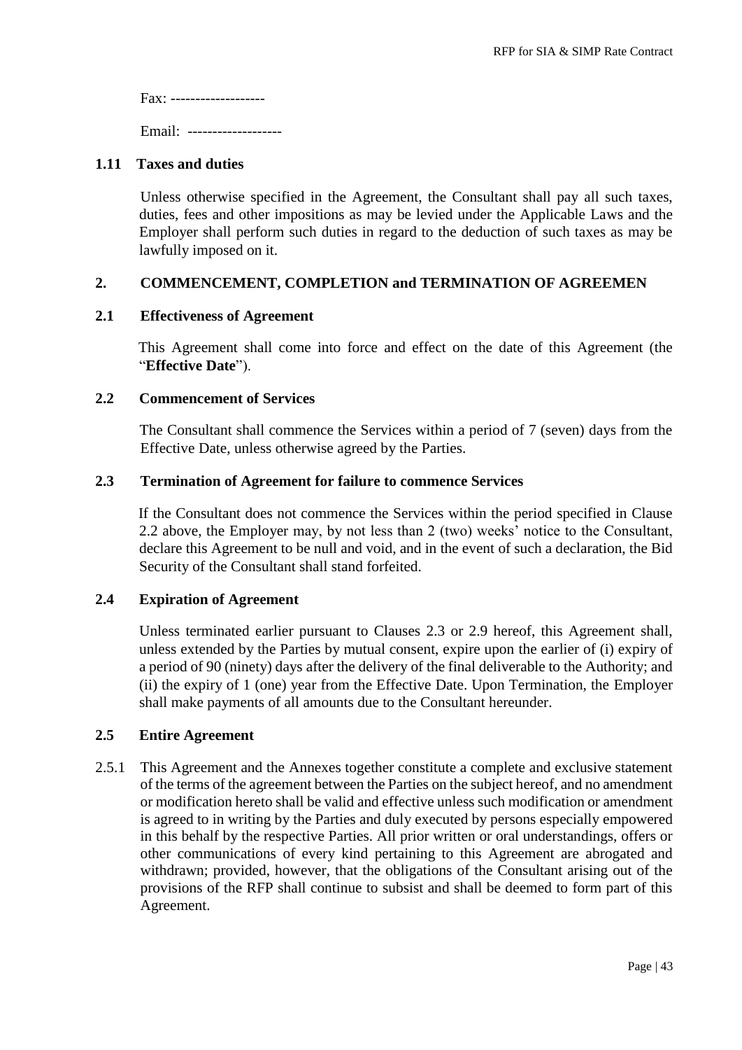Fax: -------------------

Email: -------------------

### 1.11 Taxes and duties

Unless otherwise specified in the Agreement, the Consultant shall pay all such taxes, duties, fees and other impositions as may be levied under the Applicable Laws and the Employer shall perform such duties in regard to the deduction of such taxes as may be lawfully imposed on it.

## 2. COMMENCEMENT, COMPLETION and TERMINATION OF AGREEMEN

### 2.1 Effectiveness of Agreement

This Agreement shall come into force and effect on the date of this Agreement (the "**Effective Date**").

### 2.2 Commencement of Services

The Consultant shall commence the Services within a period of 7 (seven) days from the Effective Date, unless otherwise agreed by the Parties.

### 2.3 Termination of Agreement for failure to commence Services

If the Consultant does not commence the Services within the period specified in Clause 2.2 above, the Employer may, by not less than 2 (two) weeks' notice to the Consultant, declare this Agreement to be null and void, and in the event of such a declaration, the Bid Security of the Consultant shall stand forfeited.

### 2.4 Expiration of Agreement

Unless terminated earlier pursuant to Clauses 2.3 or 2.9 hereof, this Agreement shall, unless extended by the Parties by mutual consent, expire upon the earlier of (i) expiry of a period of 90 (ninety) days after the delivery of the final deliverable to the Authority; and (ii) the expiry of 1 (one) year from the Effective Date. Upon Termination, the Employer shall make payments of all amounts due to the Consultant hereunder.

### 2.5 Entire Agreement

2.5.1 This Agreement and the Annexes together constitute a complete and exclusive statement of the terms of the agreement between the Parties on the subject hereof, and no amendment or modification hereto shall be valid and effective unless such modification or amendment is agreed to in writing by the Parties and duly executed by persons especially empowered in this behalf by the respective Parties. All prior written or oral understandings, offers or other communications of every kind pertaining to this Agreement are abrogated and withdrawn; provided, however, that the obligations of the Consultant arising out of the provisions of the RFP shall continue to subsist and shall be deemed to form part of this Agreement.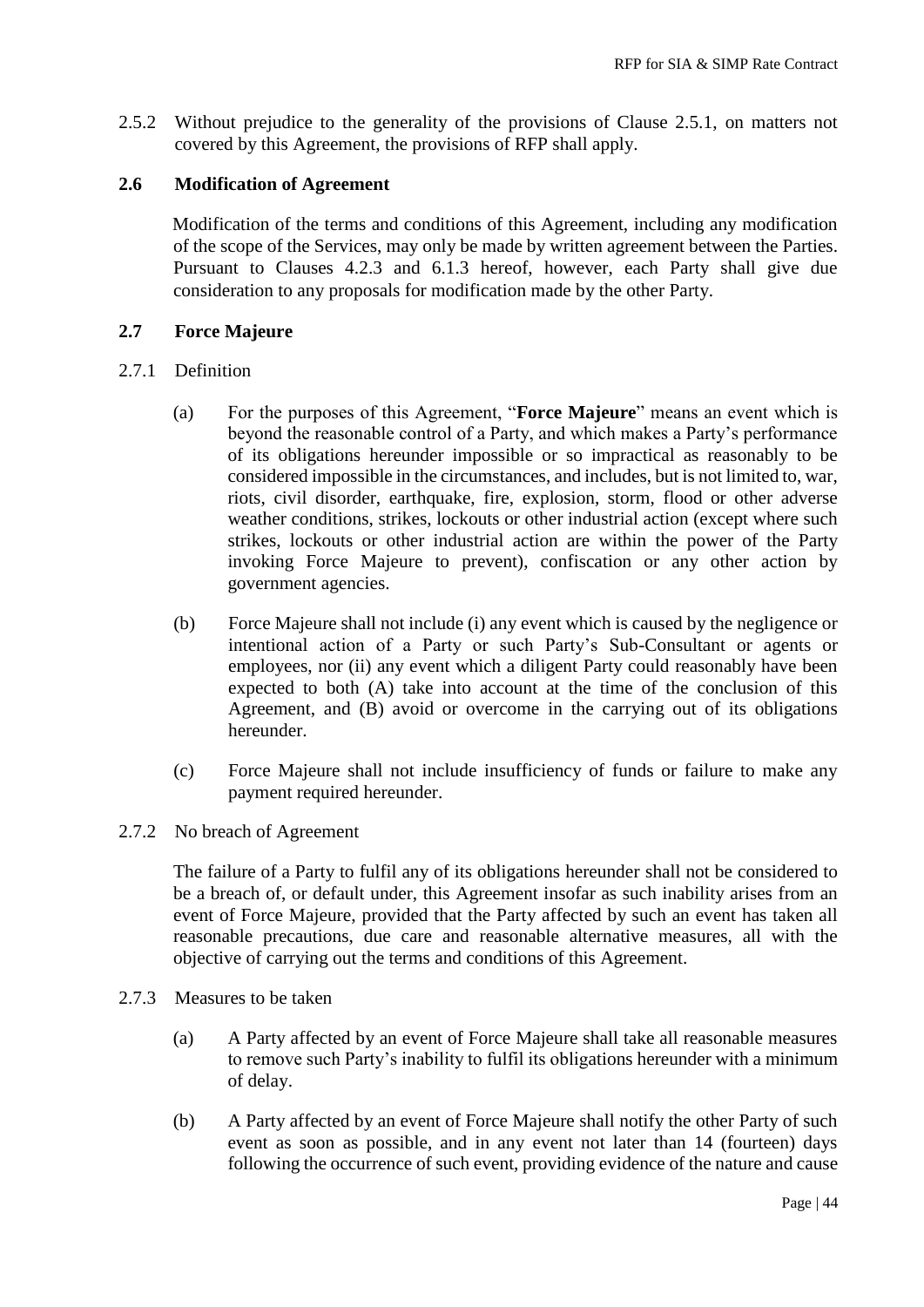2.5.2 Without prejudice to the generality of the provisions of Clause 2.5.1, on matters not covered by this Agreement, the provisions of RFP shall apply.

### 2.6 Modification of Agreement

Modification of the terms and conditions of this Agreement, including any modification of the scope of the Services, may only be made by written agreement between the Parties. Pursuant to Clauses 4.2.3 and 6.1.3 hereof, however, each Party shall give due consideration to any proposals for modification made by the other Party.

### 2.7 Force Majeure

2.7.1 Definition

(a) For the purposes of this Agreement, "**Force Majeure**" means an event which is beyond the reasonable control of a Party, and which makes a Party's performance of its obligations hereunder impossible or so impractical as reasonably to be considered impossible in the circumstances, and includes, but is not limited to, war, riots, civil disorder, earthquake, fire, explosion, storm, flood or other adverse weather conditions, strikes, lockouts or other industrial action (except where such strikes, lockouts or other industrial action are within the power of the Party invoking Force Majeure to prevent), confiscation or any other action by government agencies.

(b) Force Majeure shall not include (i) any event which is caused by the negligence or intentional action of a Party or such Party's Sub-Consultant or agents or employees, nor (ii) any event which a diligent Party could reasonably have been expected to both (A) take into account at the time of the conclusion of this Agreement, and (B) avoid or overcome in the carrying out of its obligations hereunder.

(c) Force Majeure shall not include insufficiency of funds or failure to make any payment required hereunder.

2.7.2 No breach of Agreement

The failure of a Party to fulfil any of its obligations hereunder shall not be considered to be a breach of, or default under, this Agreement insofar as such inability arises from an event of Force Majeure, provided that the Party affected by such an event has taken all reasonable precautions, due care and reasonable alternative measures, all with the objective of carrying out the terms and conditions of this Agreement.

2.7.3 Measures to be taken

(a) A Party affected by an event of Force Majeure shall take all reasonable measures to remove such Party's inability to fulfil its obligations hereunder with a minimum of delay.

(b) A Party affected by an event of Force Majeure shall notify the other Party of such event as soon as possible, and in any event not later than 14 (fourteen) days following the occurrence of such event, providing evidence of the nature and cause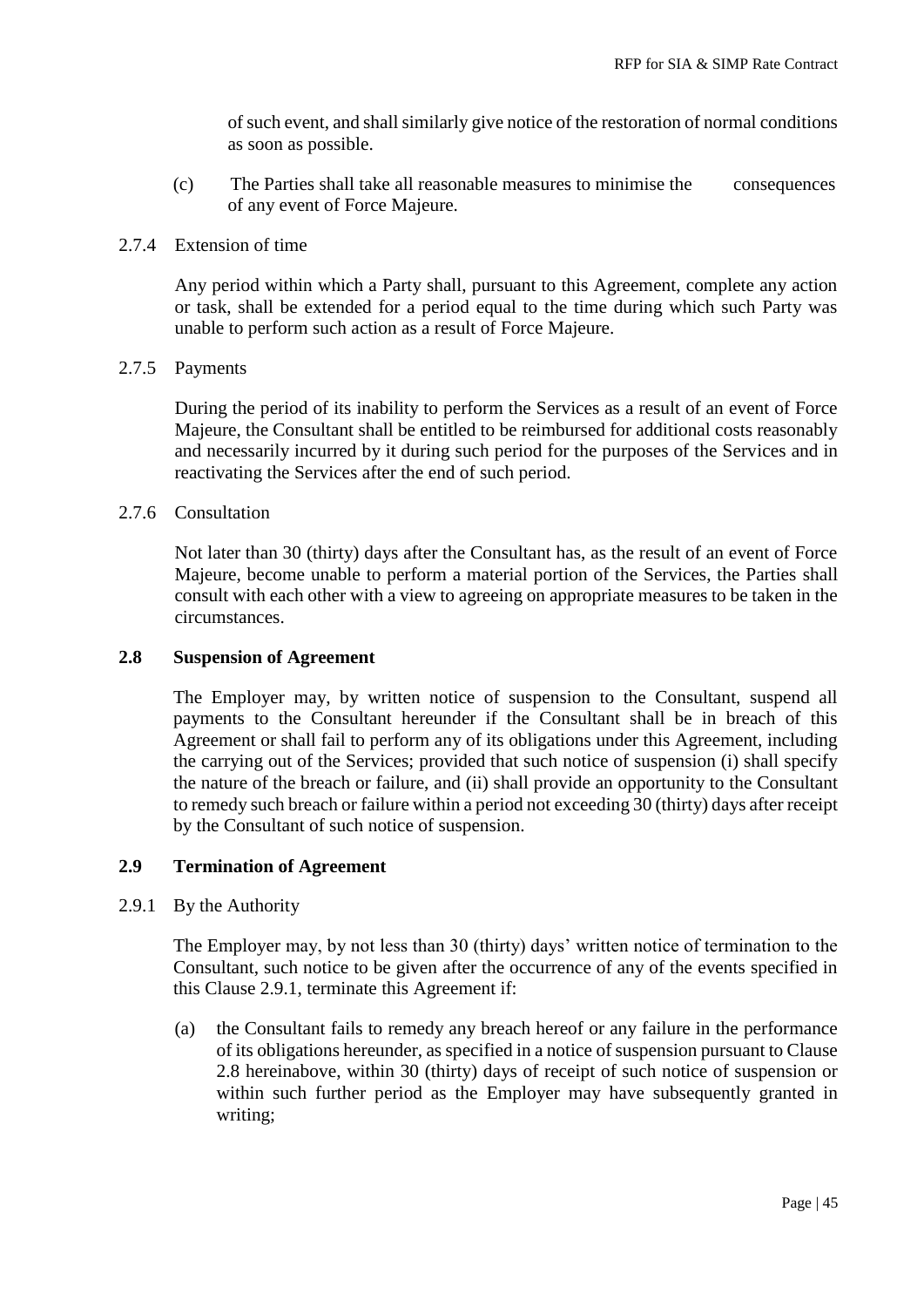of such event, and shall similarly give notice of the restoration of normal conditions as soon as possible.

(c) The Parties shall take all reasonable measures to minimise the consequences of any event of Force Majeure.

2.7.4 Extension of time

Any period within which a Party shall, pursuant to this Agreement, complete any action or task, shall be extended for a period equal to the time during which such Party was unable to perform such action as a result of Force Majeure.

2.7.5 Payments

During the period of its inability to perform the Services as a result of an event of Force Majeure, the Consultant shall be entitled to be reimbursed for additional costs reasonably and necessarily incurred by it during such period for the purposes of the Services and in reactivating the Services after the end of such period.

2.7.6 Consultation

Not later than 30 (thirty) days after the Consultant has, as the result of an event of Force Majeure, become unable to perform a material portion of the Services, the Parties shall consult with each other with a view to agreeing on appropriate measures to be taken in the circumstances.

**2.8 Suspension of Agreement**

The Employer may, by written notice of suspension to the Consultant, suspend all payments to the Consultant hereunder if the Consultant shall be in breach of this Agreement or shall fail to perform any of its obligations under this Agreement, including the carrying out of the Services; provided that such notice of suspension (i) shall specify the nature of the breach or failure, and (ii) shall provide an opportunity to the Consultant to remedy such breach or failure within a period not exceeding 30 (thirty) days after receipt by the Consultant of such notice of suspension.

**2.9 Termination of Agreement**

2.9.1 By the Authority

The Employer may, by not less than 30 (thirty) days' written notice of termination to the Consultant, such notice to be given after the occurrence of any of the events specified in this Clause 2.9.1, terminate this Agreement if:

(a) the Consultant fails to remedy any breach hereof or any failure in the performance of its obligations hereunder, as specified in a notice of suspension pursuant to Clause 2.8 hereinabove, within 30 (thirty) days of receipt of such notice of suspension or within such further period as the Employer may have subsequently granted in writing;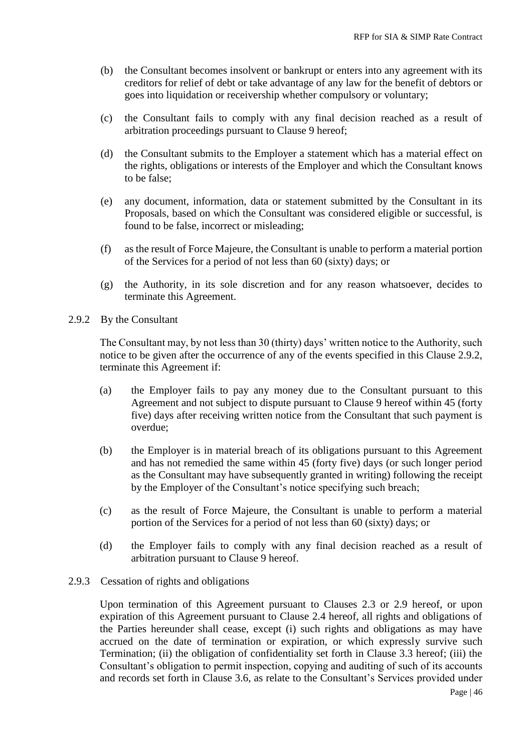(b) the Consultant becomes insolvent or bankrupt or enters into any agreement with its creditors for relief of debt or take advantage of any law for the benefit of debtors or goes into liquidation or receivership whether compulsory or voluntary;

(c) the Consultant fails to comply with any final decision reached as a result of arbitration proceedings pursuant to Clause 9 hereof;

(d) the Consultant submits to the Employer a statement which has a material effect on the rights, obligations or interests of the Employer and which the Consultant knows to be false;

(e) any document, information, data or statement submitted by the Consultant in its Proposals, based on which the Consultant was considered eligible or successful, is found to be false, incorrect or misleading;

(f) as the result of Force Majeure, the Consultant is unable to perform a material portion of the Services for a period of not less than 60 (sixty) days; or

(g) the Authority, in its sole discretion and for any reason whatsoever, decides to terminate this Agreement.

2.9.2 By the Consultant

The Consultant may, by not less than 30 (thirty) days' written notice to the Authority, such notice to be given after the occurrence of any of the events specified in this Clause 2.9.2, terminate this Agreement if:

(a) the Employer fails to pay any money due to the Consultant pursuant to this Agreement and not subject to dispute pursuant to Clause 9 hereof within 45 (forty five) days after receiving written notice from the Consultant that such payment is overdue;

(b) the Employer is in material breach of its obligations pursuant to this Agreement and has not remedied the same within 45 (forty five) days (or such longer period as the Consultant may have subsequently granted in writing) following the receipt by the Employer of the Consultant's notice specifying such breach;

(c) as the result of Force Majeure, the Consultant is unable to perform a material portion of the Services for a period of not less than 60 (sixty) days; or

(d) the Employer fails to comply with any final decision reached as a result of arbitration pursuant to Clause 9 hereof.

2.9.3 Cessation of rights and obligations

Upon termination of this Agreement pursuant to Clauses 2.3 or 2.9 hereof, or upon expiration of this Agreement pursuant to Clause 2.4 hereof, all rights and obligations of the Parties hereunder shall cease, except (i) such rights and obligations as may have accrued on the date of termination or expiration, or which expressly survive such Termination; (ii) the obligation of confidentiality set forth in Clause 3.3 hereof; (iii) the Consultant's obligation to permit inspection, copying and auditing of such of its accounts and records set forth in Clause 3.6, as relate to the Consultant's Services provided under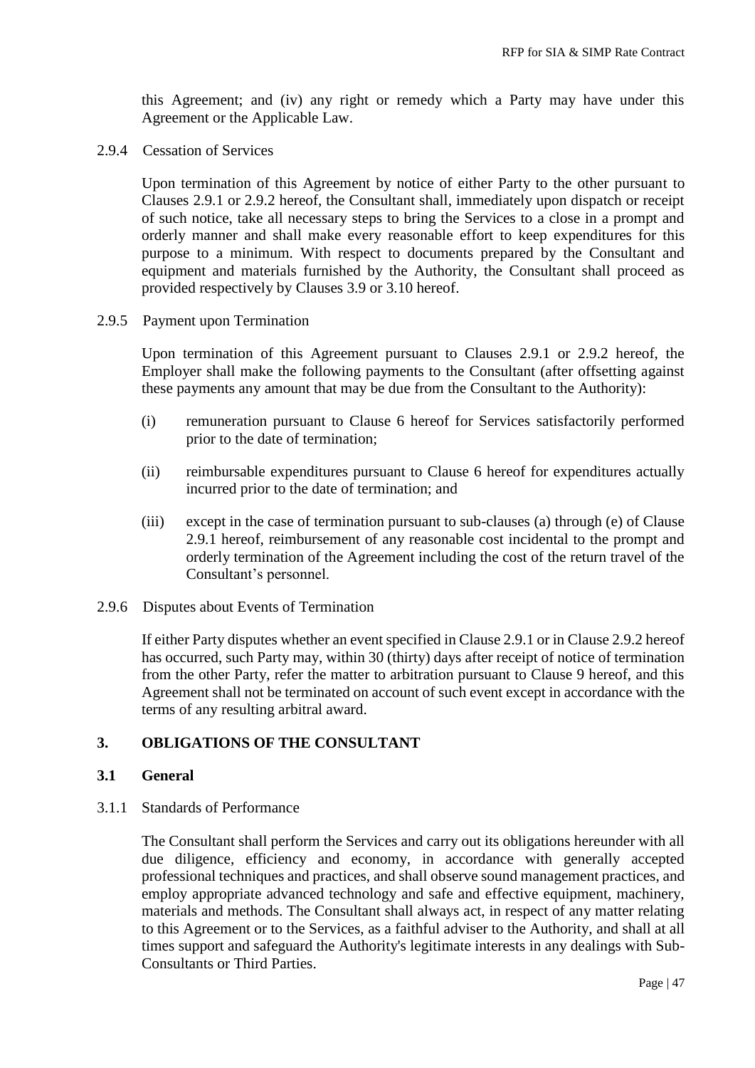this Agreement; and (iv) any right or remedy which a Party may have under this Agreement or the Applicable Law.

2.9.4 Cessation of Services

Upon termination of this Agreement by notice of either Party to the other pursuant to Clauses 2.9.1 or 2.9.2 hereof, the Consultant shall, immediately upon dispatch or receipt of such notice, take all necessary steps to bring the Services to a close in a prompt and orderly manner and shall make every reasonable effort to keep expenditures for this purpose to a minimum. With respect to documents prepared by the Consultant and equipment and materials furnished by the Authority, the Consultant shall proceed as provided respectively by Clauses 3.9 or 3.10 hereof.

2.9.5 Payment upon Termination

Upon termination of this Agreement pursuant to Clauses 2.9.1 or 2.9.2 hereof, the Employer shall make the following payments to the Consultant (after offsetting against these payments any amount that may be due from the Consultant to the Authority):

(i) remuneration pursuant to Clause 6 hereof for Services satisfactorily performed prior to the date of termination;

(ii) reimbursable expenditures pursuant to Clause 6 hereof for expenditures actually incurred prior to the date of termination; and

(iii) except in the case of termination pursuant to sub-clauses (a) through (e) of Clause 2.9.1 hereof, reimbursement of any reasonable cost incidental to the prompt and orderly termination of the Agreement including the cost of the return travel of the Consultant's personnel.

2.9.6 Disputes about Events of Termination

If either Party disputes whether an event specified in Clause 2.9.1 or in Clause 2.9.2 hereof has occurred, such Party may, within 30 (thirty) days after receipt of notice of termination from the other Party, refer the matter to arbitration pursuant to Clause 9 hereof, and this Agreement shall not be terminated on account of such event except in accordance with the terms of any resulting arbitral award.

## 3. OBLIGATIONS OF THE CONSULTANT

### 3.1 General

3.1.1 Standards of Performance

The Consultant shall perform the Services and carry out its obligations hereunder with all due diligence, efficiency and economy, in accordance with generally accepted professional techniques and practices, and shall observe sound management practices, and employ appropriate advanced technology and safe and effective equipment, machinery, materials and methods. The Consultant shall always act, in respect of any matter relating to this Agreement or to the Services, as a faithful adviser to the Authority, and shall at all times support and safeguard the Authority's legitimate interests in any dealings with Sub-Consultants or Third Parties.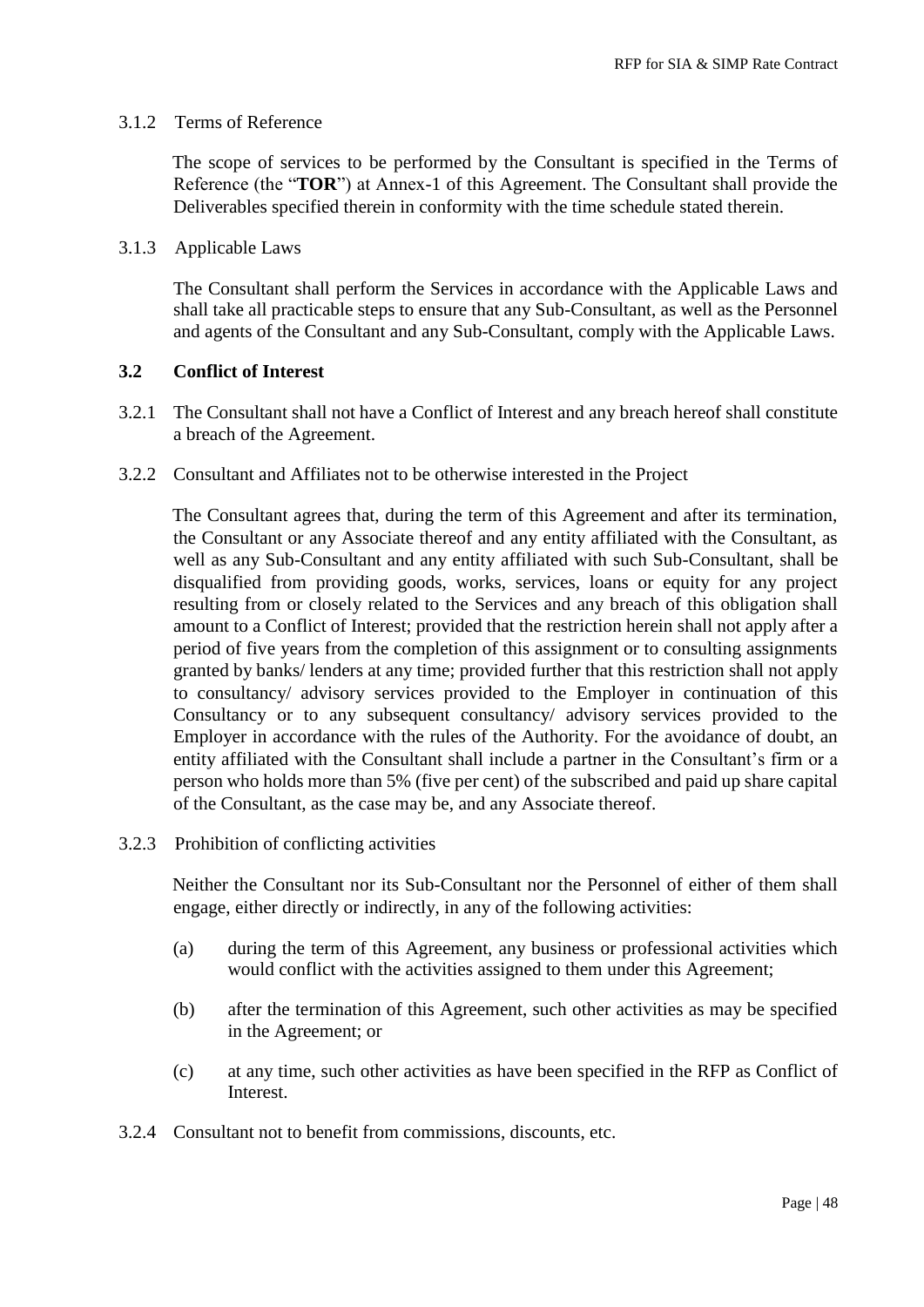3.1.2 Terms of Reference

The scope of services to be performed by the Consultant is specified in the Terms of Reference (the "**TOR**") at Annex-1 of this Agreement. The Consultant shall provide the Deliverables specified therein in conformity with the time schedule stated therein.

3.1.3 Applicable Laws

The Consultant shall perform the Services in accordance with the Applicable Laws and shall take all practicable steps to ensure that any Sub-Consultant, as well as the Personnel and agents of the Consultant and any Sub-Consultant, comply with the Applicable Laws.

### 3.2 Conflict of Interest

3.2.1 The Consultant shall not have a Conflict of Interest and any breach hereof shall constitute a breach of the Agreement.

3.2.2 Consultant and Affiliates not to be otherwise interested in the Project

The Consultant agrees that, during the term of this Agreement and after its termination, the Consultant or any Associate thereof and any entity affiliated with the Consultant, as well as any Sub-Consultant and any entity affiliated with such Sub-Consultant, shall be disqualified from providing goods, works, services, loans or equity for any project resulting from or closely related to the Services and any breach of this obligation shall amount to a Conflict of Interest; provided that the restriction herein shall not apply after a period of five years from the completion of this assignment or to consulting assignments granted by banks/ lenders at any time; provided further that this restriction shall not apply to consultancy/ advisory services provided to the Employer in continuation of this Consultancy or to any subsequent consultancy/ advisory services provided to the Employer in accordance with the rules of the Authority. For the avoidance of doubt, an entity affiliated with the Consultant shall include a partner in the Consultant's firm or a person who holds more than 5% (five per cent) of the subscribed and paid up share capital of the Consultant, as the case may be, and any Associate thereof.

3.2.3 Prohibition of conflicting activities

Neither the Consultant nor its Sub-Consultant nor the Personnel of either of them shall engage, either directly or indirectly, in any of the following activities:

(a) during the term of this Agreement, any business or professional activities which would conflict with the activities assigned to them under this Agreement;

(b) after the termination of this Agreement, such other activities as may be specified in the Agreement; or

(c) at any time, such other activities as have been specified in the RFP as Conflict of Interest.

3.2.4 Consultant not to benefit from commissions, discounts, etc.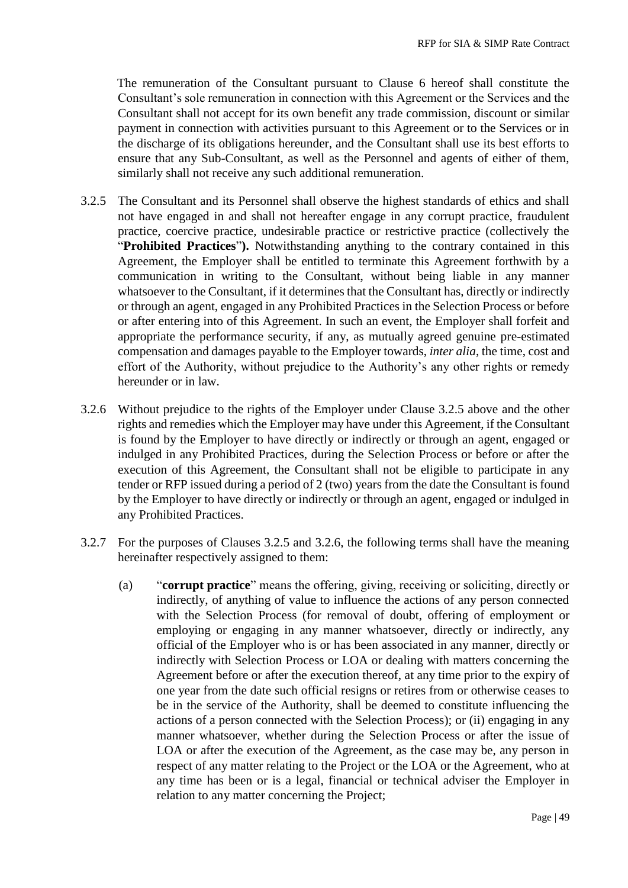The remuneration of the Consultant pursuant to Clause 6 hereof shall constitute the Consultant's sole remuneration in connection with this Agreement or the Services and the Consultant shall not accept for its own benefit any trade commission, discount or similar payment in connection with activities pursuant to this Agreement or to the Services or in the discharge of its obligations hereunder, and the Consultant shall use its best efforts to ensure that any Sub-Consultant, as well as the Personnel and agents of either of them, similarly shall not receive any such additional remuneration.

3.2.5 The Consultant and its Personnel shall observe the highest standards of ethics and shall not have engaged in and shall not hereafter engage in any corrupt practice, fraudulent practice, coercive practice, undesirable practice or restrictive practice (collectively the "**Prohibited Practices**"**).** Notwithstanding anything to the contrary contained in this Agreement, the Employer shall be entitled to terminate this Agreement forthwith by a communication in writing to the Consultant, without being liable in any manner whatsoever to the Consultant, if it determines that the Consultant has, directly or indirectly or through an agent, engaged in any Prohibited Practices in the Selection Process or before or after entering into of this Agreement. In such an event, the Employer shall forfeit and appropriate the performance security, if any, as mutually agreed genuine pre-estimated compensation and damages payable to the Employer towards, *inter alia*, the time, cost and effort of the Authority, without prejudice to the Authority's any other rights or remedy hereunder or in law.

3.2.6 Without prejudice to the rights of the Employer under Clause 3.2.5 above and the other rights and remedies which the Employer may have under this Agreement, if the Consultant is found by the Employer to have directly or indirectly or through an agent, engaged or indulged in any Prohibited Practices, during the Selection Process or before or after the execution of this Agreement, the Consultant shall not be eligible to participate in any tender or RFP issued during a period of 2 (two) years from the date the Consultant is found by the Employer to have directly or indirectly or through an agent, engaged or indulged in any Prohibited Practices.

3.2.7 For the purposes of Clauses 3.2.5 and 3.2.6, the following terms shall have the meaning hereinafter respectively assigned to them:

(a) "**corrupt practice**" means the offering, giving, receiving or soliciting, directly or indirectly, of anything of value to influence the actions of any person connected with the Selection Process (for removal of doubt, offering of employment or employing or engaging in any manner whatsoever, directly or indirectly, any official of the Employer who is or has been associated in any manner, directly or indirectly with Selection Process or LOA or dealing with matters concerning the Agreement before or after the execution thereof, at any time prior to the expiry of one year from the date such official resigns or retires from or otherwise ceases to be in the service of the Authority, shall be deemed to constitute influencing the actions of a person connected with the Selection Process); or (ii) engaging in any manner whatsoever, whether during the Selection Process or after the issue of LOA or after the execution of the Agreement, as the case may be, any person in respect of any matter relating to the Project or the LOA or the Agreement, who at any time has been or is a legal, financial or technical adviser the Employer in relation to any matter concerning the Project;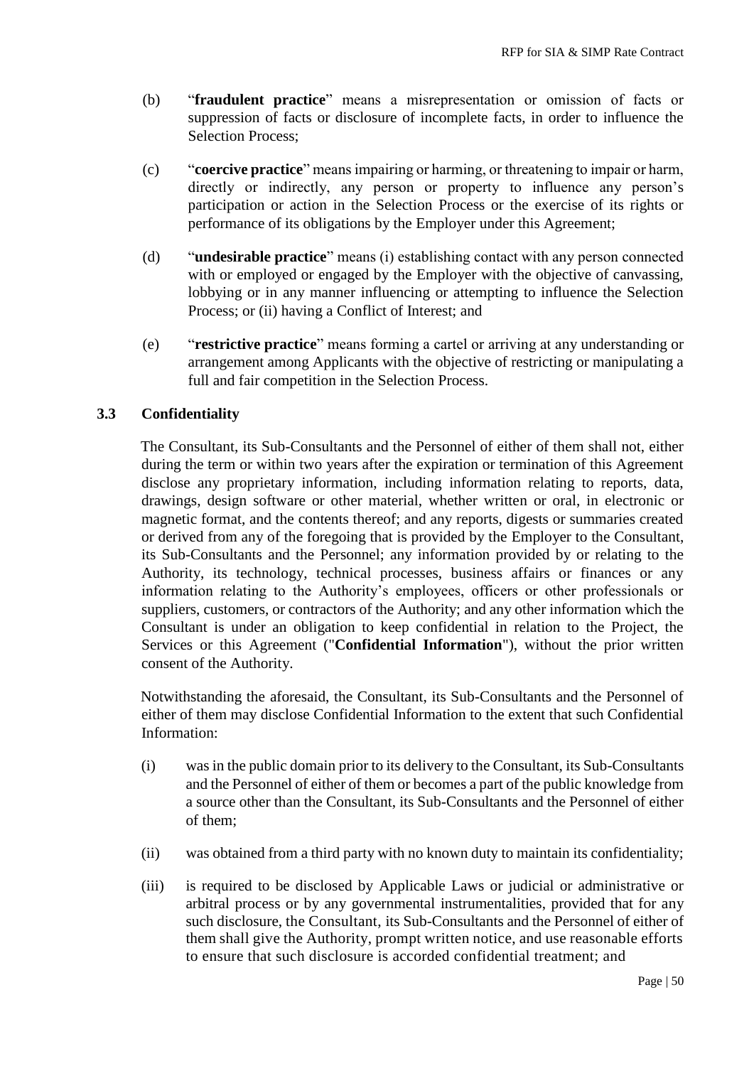(b) "**fraudulent practice**" means a misrepresentation or omission of facts or suppression of facts or disclosure of incomplete facts, in order to influence the Selection Process;

(c) "**coercive practice**" means impairing or harming, or threatening to impair or harm, directly or indirectly, any person or property to influence any person's participation or action in the Selection Process or the exercise of its rights or performance of its obligations by the Employer under this Agreement;

(d) "**undesirable practice**" means (i) establishing contact with any person connected with or employed or engaged by the Employer with the objective of canvassing, lobbying or in any manner influencing or attempting to influence the Selection Process; or (ii) having a Conflict of Interest; and

(e) "**restrictive practice**" means forming a cartel or arriving at any understanding or arrangement among Applicants with the objective of restricting or manipulating a full and fair competition in the Selection Process.

### 3.3 Confidentiality

The Consultant, its Sub-Consultants and the Personnel of either of them shall not, either during the term or within two years after the expiration or termination of this Agreement disclose any proprietary information, including information relating to reports, data, drawings, design software or other material, whether written or oral, in electronic or magnetic format, and the contents thereof; and any reports, digests or summaries created or derived from any of the foregoing that is provided by the Employer to the Consultant, its Sub-Consultants and the Personnel; any information provided by or relating to the Authority, its technology, technical processes, business affairs or finances or any information relating to the Authority's employees, officers or other professionals or suppliers, customers, or contractors of the Authority; and any other information which the Consultant is under an obligation to keep confidential in relation to the Project, the Services or this Agreement ("**Confidential Information**"), without the prior written consent of the Authority.

Notwithstanding the aforesaid, the Consultant, its Sub-Consultants and the Personnel of either of them may disclose Confidential Information to the extent that such Confidential Information:

(i) was in the public domain prior to its delivery to the Consultant, its Sub-Consultants and the Personnel of either of them or becomes a part of the public knowledge from a source other than the Consultant, its Sub-Consultants and the Personnel of either of them;

(ii) was obtained from a third party with no known duty to maintain its confidentiality;

(iii) is required to be disclosed by Applicable Laws or judicial or administrative or arbitral process or by any governmental instrumentalities, provided that for any such disclosure, the Consultant, its Sub-Consultants and the Personnel of either of them shall give the Authority, prompt written notice, and use reasonable efforts to ensure that such disclosure is accorded confidential treatment; and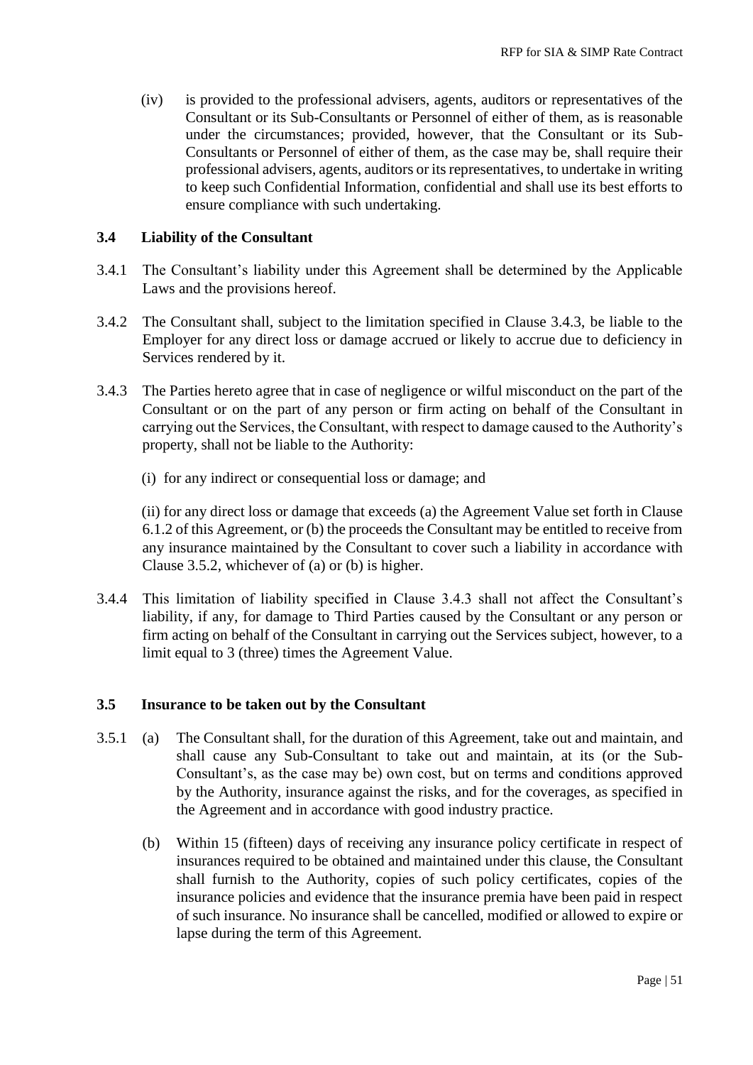(iv) is provided to the professional advisers, agents, auditors or representatives of the Consultant or its Sub-Consultants or Personnel of either of them, as is reasonable under the circumstances; provided, however, that the Consultant or its Sub-Consultants or Personnel of either of them, as the case may be, shall require their professional advisers, agents, auditors or its representatives, to undertake in writing to keep such Confidential Information, confidential and shall use its best efforts to ensure compliance with such undertaking.

### 3.4 Liability of the Consultant

3.4.1 The Consultant's liability under this Agreement shall be determined by the Applicable Laws and the provisions hereof.

3.4.2 The Consultant shall, subject to the limitation specified in Clause 3.4.3, be liable to the Employer for any direct loss or damage accrued or likely to accrue due to deficiency in Services rendered by it.

3.4.3 The Parties hereto agree that in case of negligence or wilful misconduct on the part of the Consultant or on the part of any person or firm acting on behalf of the Consultant in carrying out the Services, the Consultant, with respect to damage caused to the Authority's property, shall not be liable to the Authority:

(i) for any indirect or consequential loss or damage; and

(ii) for any direct loss or damage that exceeds (a) the Agreement Value set forth in Clause 6.1.2 of this Agreement, or (b) the proceeds the Consultant may be entitled to receive from any insurance maintained by the Consultant to cover such a liability in accordance with Clause 3.5.2, whichever of (a) or (b) is higher.

3.4.4 This limitation of liability specified in Clause 3.4.3 shall not affect the Consultant's liability, if any, for damage to Third Parties caused by the Consultant or any person or firm acting on behalf of the Consultant in carrying out the Services subject, however, to a limit equal to 3 (three) times the Agreement Value.

### 3.5 Insurance to be taken out by the Consultant

3.5.1 (a) The Consultant shall, for the duration of this Agreement, take out and maintain, and shall cause any Sub-Consultant to take out and maintain, at its (or the Sub-Consultant's, as the case may be) own cost, but on terms and conditions approved by the Authority, insurance against the risks, and for the coverages, as specified in the Agreement and in accordance with good industry practice.

(b) Within 15 (fifteen) days of receiving any insurance policy certificate in respect of insurances required to be obtained and maintained under this clause, the Consultant shall furnish to the Authority, copies of such policy certificates, copies of the insurance policies and evidence that the insurance premia have been paid in respect of such insurance. No insurance shall be cancelled, modified or allowed to expire or lapse during the term of this Agreement.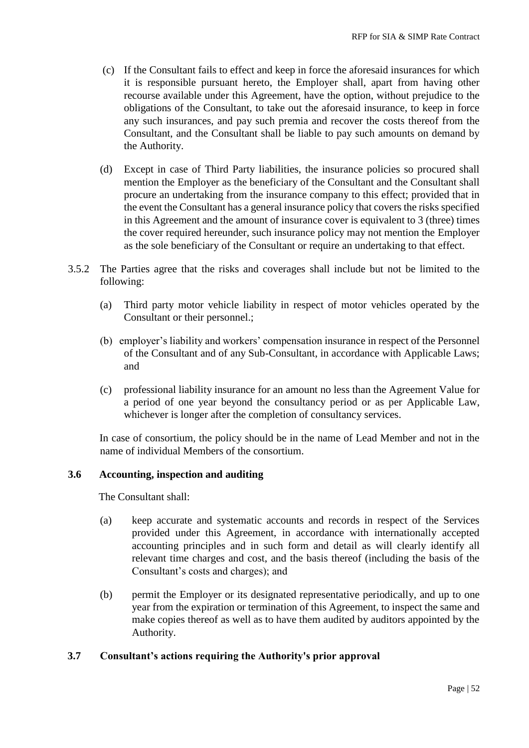(c) If the Consultant fails to effect and keep in force the aforesaid insurances for which it is responsible pursuant hereto, the Employer shall, apart from having other recourse available under this Agreement, have the option, without prejudice to the obligations of the Consultant, to take out the aforesaid insurance, to keep in force any such insurances, and pay such premia and recover the costs thereof from the Consultant, and the Consultant shall be liable to pay such amounts on demand by the Authority.

(d) Except in case of Third Party liabilities, the insurance policies so procured shall mention the Employer as the beneficiary of the Consultant and the Consultant shall procure an undertaking from the insurance company to this effect; provided that in the event the Consultant has a general insurance policy that covers the risks specified in this Agreement and the amount of insurance cover is equivalent to 3 (three) times the cover required hereunder, such insurance policy may not mention the Employer as the sole beneficiary of the Consultant or require an undertaking to that effect.

3.5.2 The Parties agree that the risks and coverages shall include but not be limited to the following:

(a) Third party motor vehicle liability in respect of motor vehicles operated by the Consultant or their personnel.;

(b) employer's liability and workers' compensation insurance in respect of the Personnel of the Consultant and of any Sub-Consultant, in accordance with Applicable Laws; and

(c) professional liability insurance for an amount no less than the Agreement Value for a period of one year beyond the consultancy period or as per Applicable Law, whichever is longer after the completion of consultancy services.

In case of consortium, the policy should be in the name of Lead Member and not in the name of individual Members of the consortium.

**3.6 Accounting, inspection and auditing**

The Consultant shall:

(a) keep accurate and systematic accounts and records in respect of the Services provided under this Agreement, in accordance with internationally accepted accounting principles and in such form and detail as will clearly identify all relevant time charges and cost, and the basis thereof (including the basis of the Consultant's costs and charges); and

(b) permit the Employer or its designated representative periodically, and up to one year from the expiration or termination of this Agreement, to inspect the same and make copies thereof as well as to have them audited by auditors appointed by the Authority.

**3.7 Consultant's actions requiring the Authority's prior approval**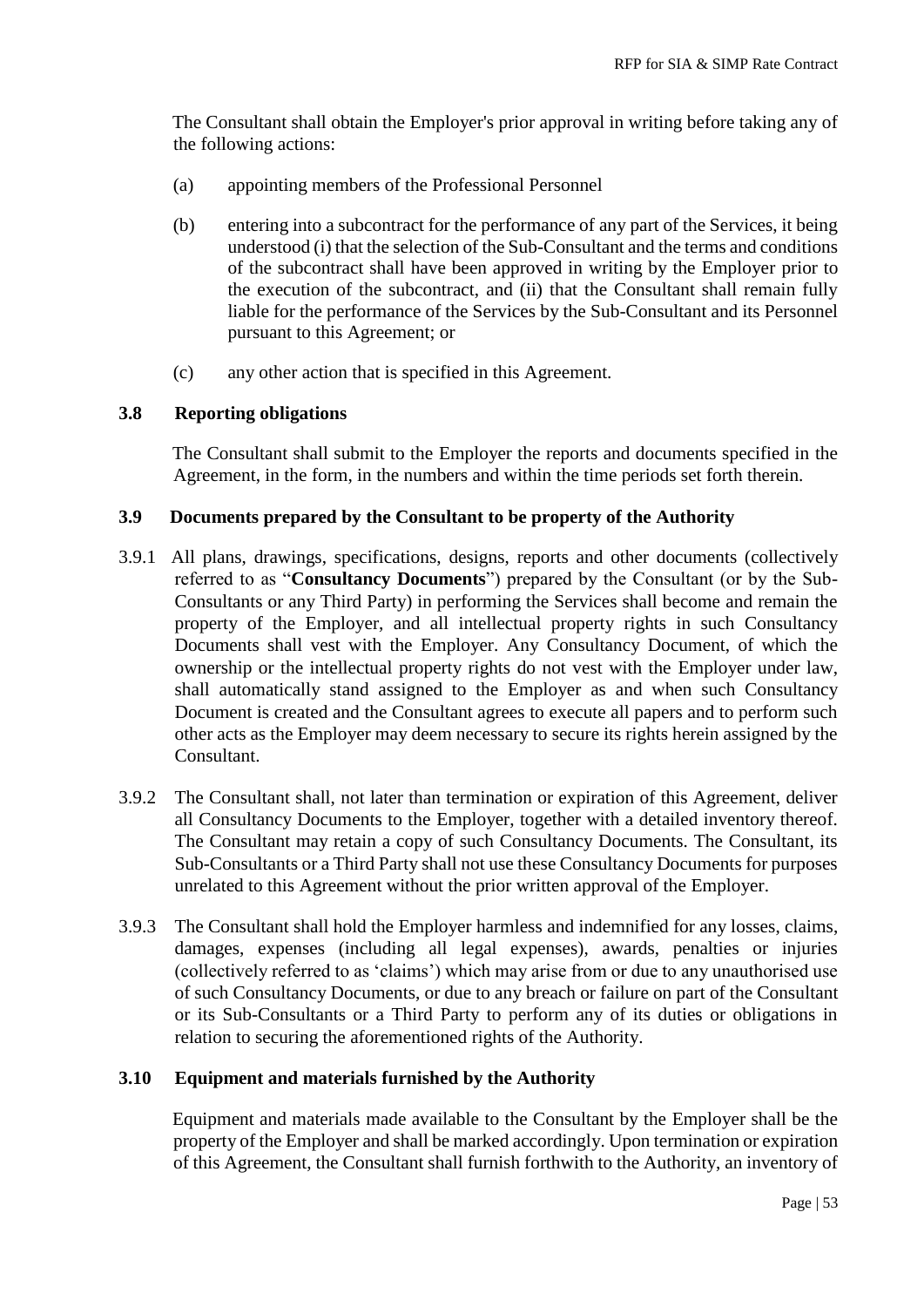The Consultant shall obtain the Employer's prior approval in writing before taking any of the following actions:

(a) appointing members of the Professional Personnel

(b) entering into a subcontract for the performance of any part of the Services, it being understood (i) that the selection of the Sub-Consultant and the terms and conditions of the subcontract shall have been approved in writing by the Employer prior to the execution of the subcontract, and (ii) that the Consultant shall remain fully liable for the performance of the Services by the Sub-Consultant and its Personnel pursuant to this Agreement; or

(c) any other action that is specified in this Agreement.

### 3.8 Reporting obligations

The Consultant shall submit to the Employer the reports and documents specified in the Agreement, in the form, in the numbers and within the time periods set forth therein.

### 3.9 Documents prepared by the Consultant to be property of the Authority

3.9.1 All plans, drawings, specifications, designs, reports and other documents (collectively referred to as "**Consultancy Documents**") prepared by the Consultant (or by the Sub-Consultants or any Third Party) in performing the Services shall become and remain the property of the Employer, and all intellectual property rights in such Consultancy Documents shall vest with the Employer. Any Consultancy Document, of which the ownership or the intellectual property rights do not vest with the Employer under law, shall automatically stand assigned to the Employer as and when such Consultancy Document is created and the Consultant agrees to execute all papers and to perform such other acts as the Employer may deem necessary to secure its rights herein assigned by the Consultant.

3.9.2 The Consultant shall, not later than termination or expiration of this Agreement, deliver all Consultancy Documents to the Employer, together with a detailed inventory thereof. The Consultant may retain a copy of such Consultancy Documents. The Consultant, its Sub-Consultants or a Third Party shall not use these Consultancy Documents for purposes unrelated to this Agreement without the prior written approval of the Employer.

3.9.3 The Consultant shall hold the Employer harmless and indemnified for any losses, claims, damages, expenses (including all legal expenses), awards, penalties or injuries (collectively referred to as 'claims') which may arise from or due to any unauthorised use of such Consultancy Documents, or due to any breach or failure on part of the Consultant or its Sub-Consultants or a Third Party to perform any of its duties or obligations in relation to securing the aforementioned rights of the Authority.

### 3.10 Equipment and materials furnished by the Authority

Equipment and materials made available to the Consultant by the Employer shall be the property of the Employer and shall be marked accordingly. Upon termination or expiration of this Agreement, the Consultant shall furnish forthwith to the Authority, an inventory of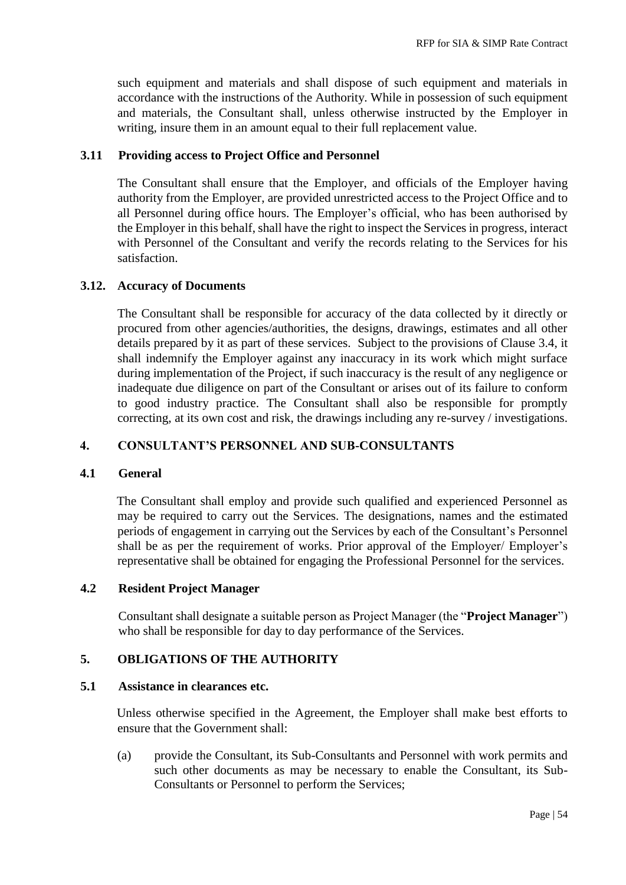such equipment and materials and shall dispose of such equipment and materials in accordance with the instructions of the Authority. While in possession of such equipment and materials, the Consultant shall, unless otherwise instructed by the Employer in writing, insure them in an amount equal to their full replacement value.

### 3.11 Providing access to Project Office and Personnel

The Consultant shall ensure that the Employer, and officials of the Employer having authority from the Employer, are provided unrestricted access to the Project Office and to all Personnel during office hours. The Employer's official, who has been authorised by the Employer in this behalf, shall have the right to inspect the Services in progress, interact with Personnel of the Consultant and verify the records relating to the Services for his satisfaction.

### 3.12. Accuracy of Documents

The Consultant shall be responsible for accuracy of the data collected by it directly or procured from other agencies/authorities, the designs, drawings, estimates and all other details prepared by it as part of these services. Subject to the provisions of Clause 3.4, it shall indemnify the Employer against any inaccuracy in its work which might surface during implementation of the Project, if such inaccuracy is the result of any negligence or inadequate due diligence on part of the Consultant or arises out of its failure to conform to good industry practice. The Consultant shall also be responsible for promptly correcting, at its own cost and risk, the drawings including any re-survey / investigations.

## 4. CONSULTANT'S PERSONNEL AND SUB-CONSULTANTS

### 4.1 General

The Consultant shall employ and provide such qualified and experienced Personnel as may be required to carry out the Services. The designations, names and the estimated periods of engagement in carrying out the Services by each of the Consultant's Personnel shall be as per the requirement of works. Prior approval of the Employer/ Employer's representative shall be obtained for engaging the Professional Personnel for the services.

### 4.2 Resident Project Manager

Consultant shall designate a suitable person as Project Manager (the "**Project Manager**") who shall be responsible for day to day performance of the Services.

## 5. OBLIGATIONS OF THE AUTHORITY

### 5.1 Assistance in clearances etc.

Unless otherwise specified in the Agreement, the Employer shall make best efforts to ensure that the Government shall:

(a) provide the Consultant, its Sub-Consultants and Personnel with work permits and such other documents as may be necessary to enable the Consultant, its Sub-Consultants or Personnel to perform the Services;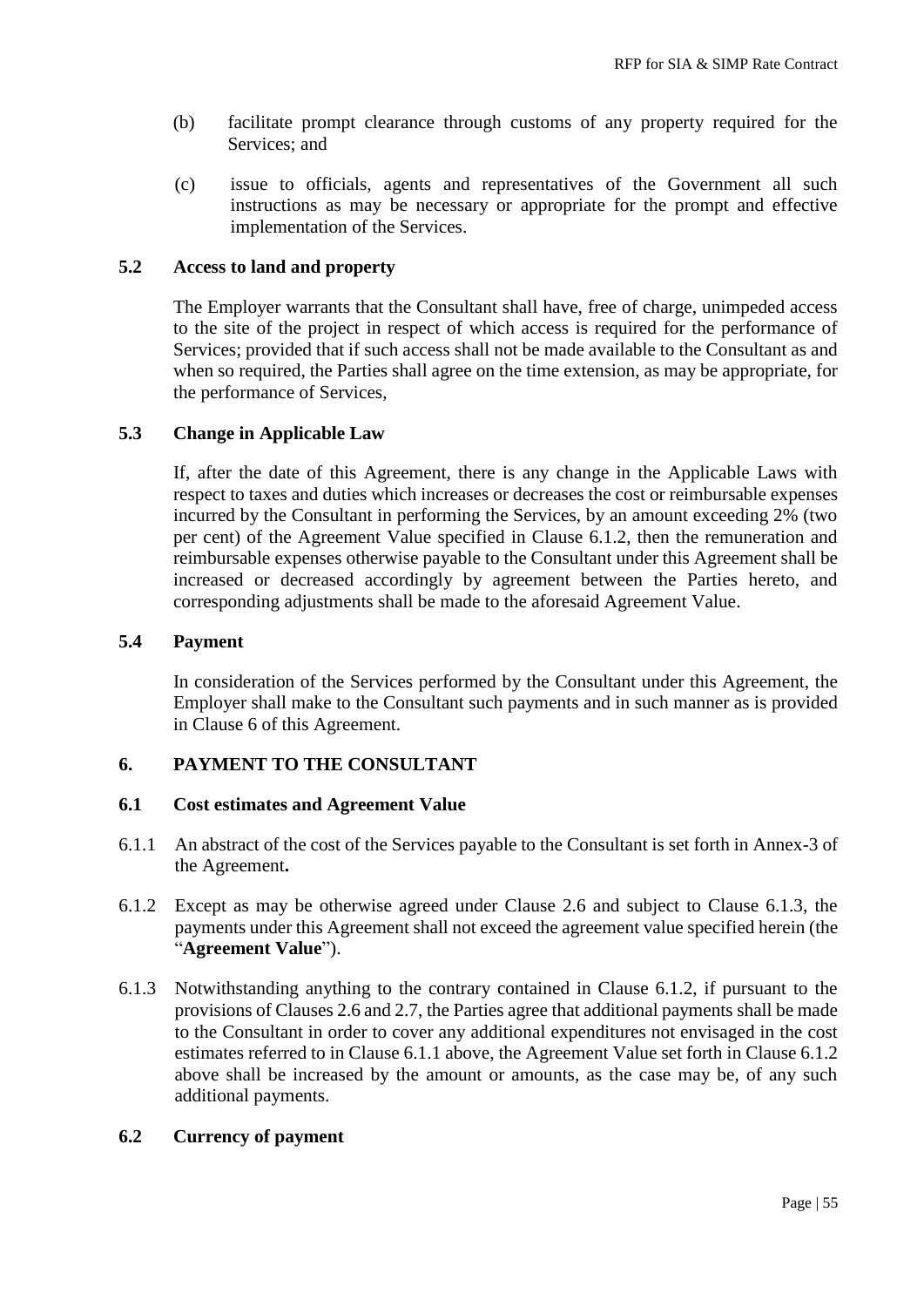(b) facilitate prompt clearance through customs of any property required for the Services; and

(c) issue to officials, agents and representatives of the Government all such instructions as may be necessary or appropriate for the prompt and effective implementation of the Services.

### 5.2 Access to land and property

The Employer warrants that the Consultant shall have, free of charge, unimpeded access to the site of the project in respect of which access is required for the performance of Services; provided that if such access shall not be made available to the Consultant as and when so required, the Parties shall agree on the time extension, as may be appropriate, for the performance of Services,

### 5.3 Change in Applicable Law

If, after the date of this Agreement, there is any change in the Applicable Laws with respect to taxes and duties which increases or decreases the cost or reimbursable expenses incurred by the Consultant in performing the Services, by an amount exceeding 2% (two per cent) of the Agreement Value specified in Clause 6.1.2, then the remuneration and reimbursable expenses otherwise payable to the Consultant under this Agreement shall be increased or decreased accordingly by agreement between the Parties hereto, and corresponding adjustments shall be made to the aforesaid Agreement Value.

### 5.4 Payment

In consideration of the Services performed by the Consultant under this Agreement, the Employer shall make to the Consultant such payments and in such manner as is provided in Clause 6 of this Agreement.

## 6. PAYMENT TO THE CONSULTANT

### 6.1 Cost estimates and Agreement Value

6.1.1 An abstract of the cost of the Services payable to the Consultant is set forth in Annex-3 of the Agreement**.**

6.1.2 Except as may be otherwise agreed under Clause 2.6 and subject to Clause 6.1.3, the payments under this Agreement shall not exceed the agreement value specified herein (the "**Agreement Value**").

6.1.3 Notwithstanding anything to the contrary contained in Clause 6.1.2, if pursuant to the provisions of Clauses 2.6 and 2.7, the Parties agree that additional payments shall be made to the Consultant in order to cover any additional expenditures not envisaged in the cost estimates referred to in Clause 6.1.1 above, the Agreement Value set forth in Clause 6.1.2 above shall be increased by the amount or amounts, as the case may be, of any such additional payments.

### 6.2 Currency of payment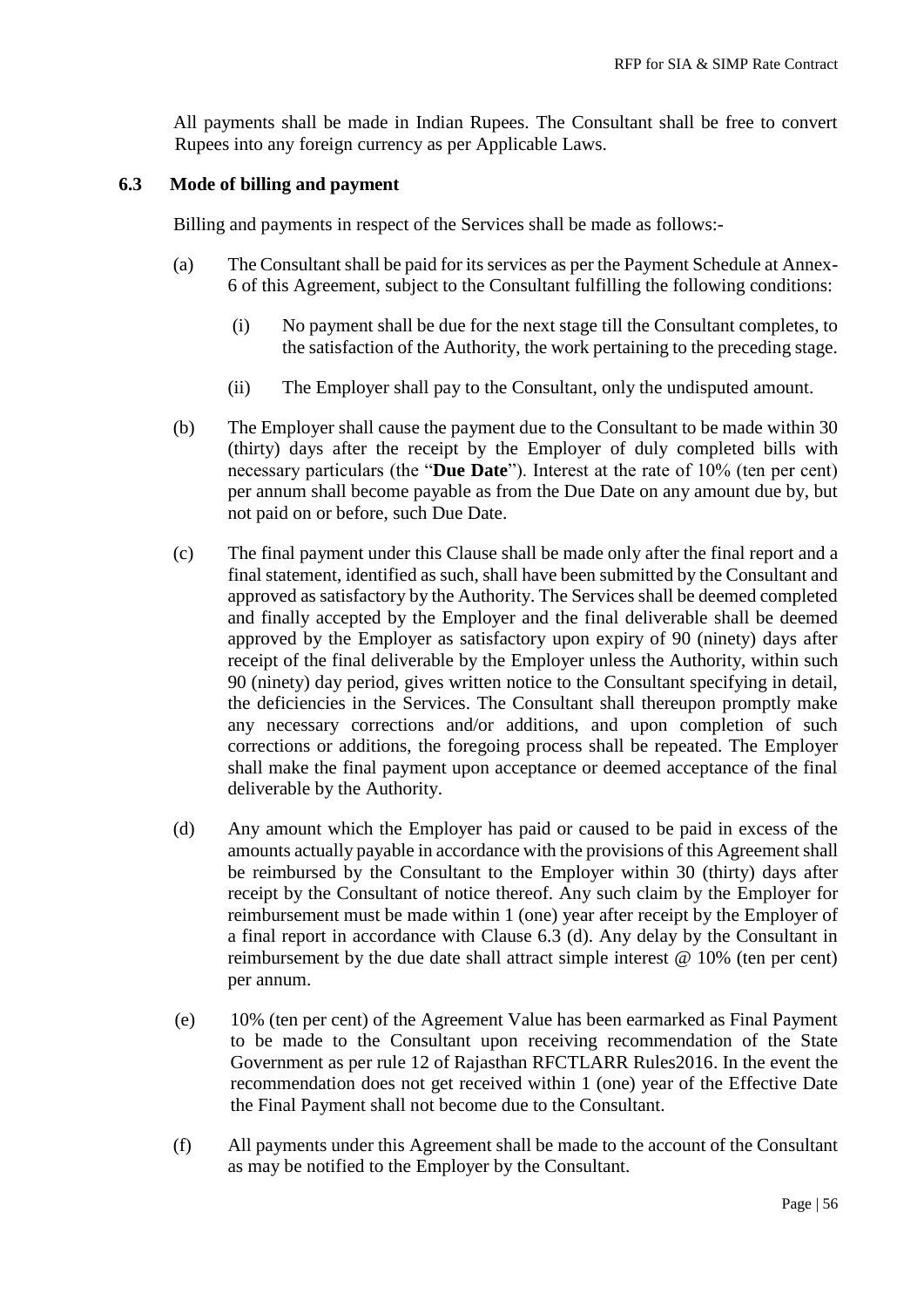All payments shall be made in Indian Rupees. The Consultant shall be free to convert Rupees into any foreign currency as per Applicable Laws.

### 6.3 Mode of billing and payment

Billing and payments in respect of the Services shall be made as follows:-

(a) The Consultant shall be paid for its services as per the Payment Schedule at Annex-6 of this Agreement, subject to the Consultant fulfilling the following conditions:

  (i) No payment shall be due for the next stage till the Consultant completes, to the satisfaction of the Authority, the work pertaining to the preceding stage.

  (ii) The Employer shall pay to the Consultant, only the undisputed amount.

(b) The Employer shall cause the payment due to the Consultant to be made within 30 (thirty) days after the receipt by the Employer of duly completed bills with necessary particulars (the "**Due Date**"). Interest at the rate of 10% (ten per cent) per annum shall become payable as from the Due Date on any amount due by, but not paid on or before, such Due Date.

(c) The final payment under this Clause shall be made only after the final report and a final statement, identified as such, shall have been submitted by the Consultant and approved as satisfactory by the Authority. The Services shall be deemed completed and finally accepted by the Employer and the final deliverable shall be deemed approved by the Employer as satisfactory upon expiry of 90 (ninety) days after receipt of the final deliverable by the Employer unless the Authority, within such 90 (ninety) day period, gives written notice to the Consultant specifying in detail, the deficiencies in the Services. The Consultant shall thereupon promptly make any necessary corrections and/or additions, and upon completion of such corrections or additions, the foregoing process shall be repeated. The Employer shall make the final payment upon acceptance or deemed acceptance of the final deliverable by the Authority.

(d) Any amount which the Employer has paid or caused to be paid in excess of the amounts actually payable in accordance with the provisions of this Agreement shall be reimbursed by the Consultant to the Employer within 30 (thirty) days after receipt by the Consultant of notice thereof. Any such claim by the Employer for reimbursement must be made within 1 (one) year after receipt by the Employer of a final report in accordance with Clause 6.3 (d). Any delay by the Consultant in reimbursement by the due date shall attract simple interest @ 10% (ten per cent) per annum.

(e) 10% (ten per cent) of the Agreement Value has been earmarked as Final Payment to be made to the Consultant upon receiving recommendation of the State Government as per rule 12 of Rajasthan RFCTLARR Rules2016. In the event the recommendation does not get received within 1 (one) year of the Effective Date the Final Payment shall not become due to the Consultant.

(f) All payments under this Agreement shall be made to the account of the Consultant as may be notified to the Employer by the Consultant.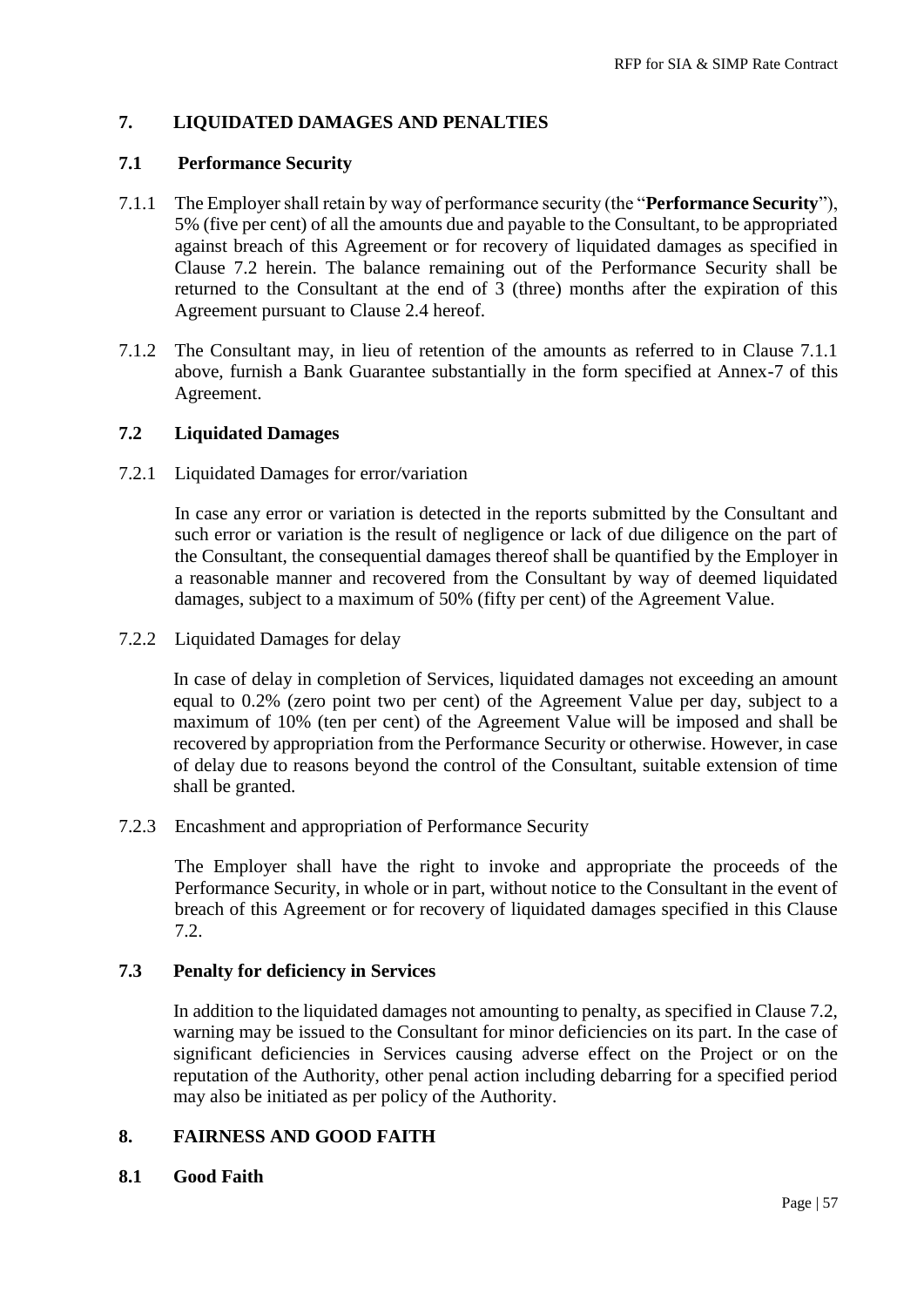## 7. LIQUIDATED DAMAGES AND PENALTIES

### 7.1 Performance Security

7.1.1 The Employer shall retain by way of performance security (the "**Performance Security**"), 5% (five per cent) of all the amounts due and payable to the Consultant, to be appropriated against breach of this Agreement or for recovery of liquidated damages as specified in Clause 7.2 herein. The balance remaining out of the Performance Security shall be returned to the Consultant at the end of 3 (three) months after the expiration of this Agreement pursuant to Clause 2.4 hereof.

7.1.2 The Consultant may, in lieu of retention of the amounts as referred to in Clause 7.1.1 above, furnish a Bank Guarantee substantially in the form specified at Annex-7 of this Agreement.

### 7.2 Liquidated Damages

7.2.1 Liquidated Damages for error/variation

In case any error or variation is detected in the reports submitted by the Consultant and such error or variation is the result of negligence or lack of due diligence on the part of the Consultant, the consequential damages thereof shall be quantified by the Employer in a reasonable manner and recovered from the Consultant by way of deemed liquidated damages, subject to a maximum of 50% (fifty per cent) of the Agreement Value.

7.2.2 Liquidated Damages for delay

In case of delay in completion of Services, liquidated damages not exceeding an amount equal to 0.2% (zero point two per cent) of the Agreement Value per day, subject to a maximum of 10% (ten per cent) of the Agreement Value will be imposed and shall be recovered by appropriation from the Performance Security or otherwise. However, in case of delay due to reasons beyond the control of the Consultant, suitable extension of time shall be granted.

7.2.3 Encashment and appropriation of Performance Security

The Employer shall have the right to invoke and appropriate the proceeds of the Performance Security, in whole or in part, without notice to the Consultant in the event of breach of this Agreement or for recovery of liquidated damages specified in this Clause 7.2.

### 7.3 Penalty for deficiency in Services

In addition to the liquidated damages not amounting to penalty, as specified in Clause 7.2, warning may be issued to the Consultant for minor deficiencies on its part. In the case of significant deficiencies in Services causing adverse effect on the Project or on the reputation of the Authority, other penal action including debarring for a specified period may also be initiated as per policy of the Authority.

## 8. FAIRNESS AND GOOD FAITH

### 8.1 Good Faith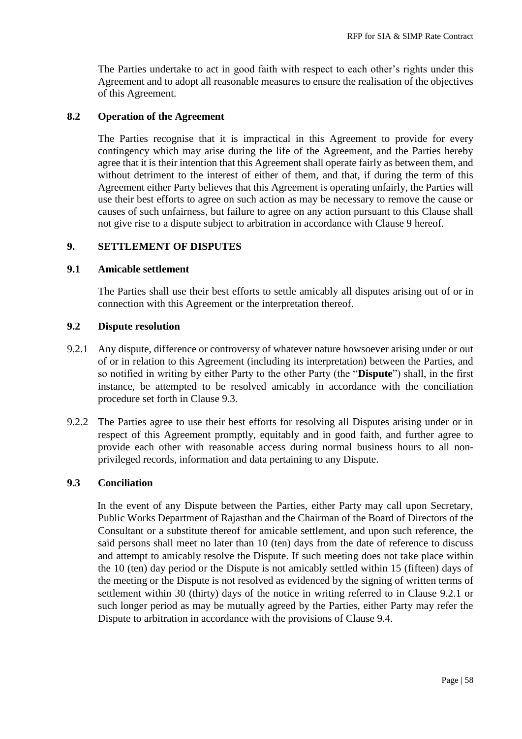The Parties undertake to act in good faith with respect to each other's rights under this Agreement and to adopt all reasonable measures to ensure the realisation of the objectives of this Agreement.

### 8.2 Operation of the Agreement

The Parties recognise that it is impractical in this Agreement to provide for every contingency which may arise during the life of the Agreement, and the Parties hereby agree that it is their intention that this Agreement shall operate fairly as between them, and without detriment to the interest of either of them, and that, if during the term of this Agreement either Party believes that this Agreement is operating unfairly, the Parties will use their best efforts to agree on such action as may be necessary to remove the cause or causes of such unfairness, but failure to agree on any action pursuant to this Clause shall not give rise to a dispute subject to arbitration in accordance with Clause 9 hereof.

## 9. SETTLEMENT OF DISPUTES

### 9.1 Amicable settlement

The Parties shall use their best efforts to settle amicably all disputes arising out of or in connection with this Agreement or the interpretation thereof.

### 9.2 Dispute resolution

9.2.1 Any dispute, difference or controversy of whatever nature howsoever arising under or out of or in relation to this Agreement (including its interpretation) between the Parties, and so notified in writing by either Party to the other Party (the "**Dispute**") shall, in the first instance, be attempted to be resolved amicably in accordance with the conciliation procedure set forth in Clause 9.3.

9.2.2 The Parties agree to use their best efforts for resolving all Disputes arising under or in respect of this Agreement promptly, equitably and in good faith, and further agree to provide each other with reasonable access during normal business hours to all non-privileged records, information and data pertaining to any Dispute.

### 9.3 Conciliation

In the event of any Dispute between the Parties, either Party may call upon Secretary, Public Works Department of Rajasthan and the Chairman of the Board of Directors of the Consultant or a substitute thereof for amicable settlement, and upon such reference, the said persons shall meet no later than 10 (ten) days from the date of reference to discuss and attempt to amicably resolve the Dispute. If such meeting does not take place within the 10 (ten) day period or the Dispute is not amicably settled within 15 (fifteen) days of the meeting or the Dispute is not resolved as evidenced by the signing of written terms of settlement within 30 (thirty) days of the notice in writing referred to in Clause 9.2.1 or such longer period as may be mutually agreed by the Parties, either Party may refer the Dispute to arbitration in accordance with the provisions of Clause 9.4.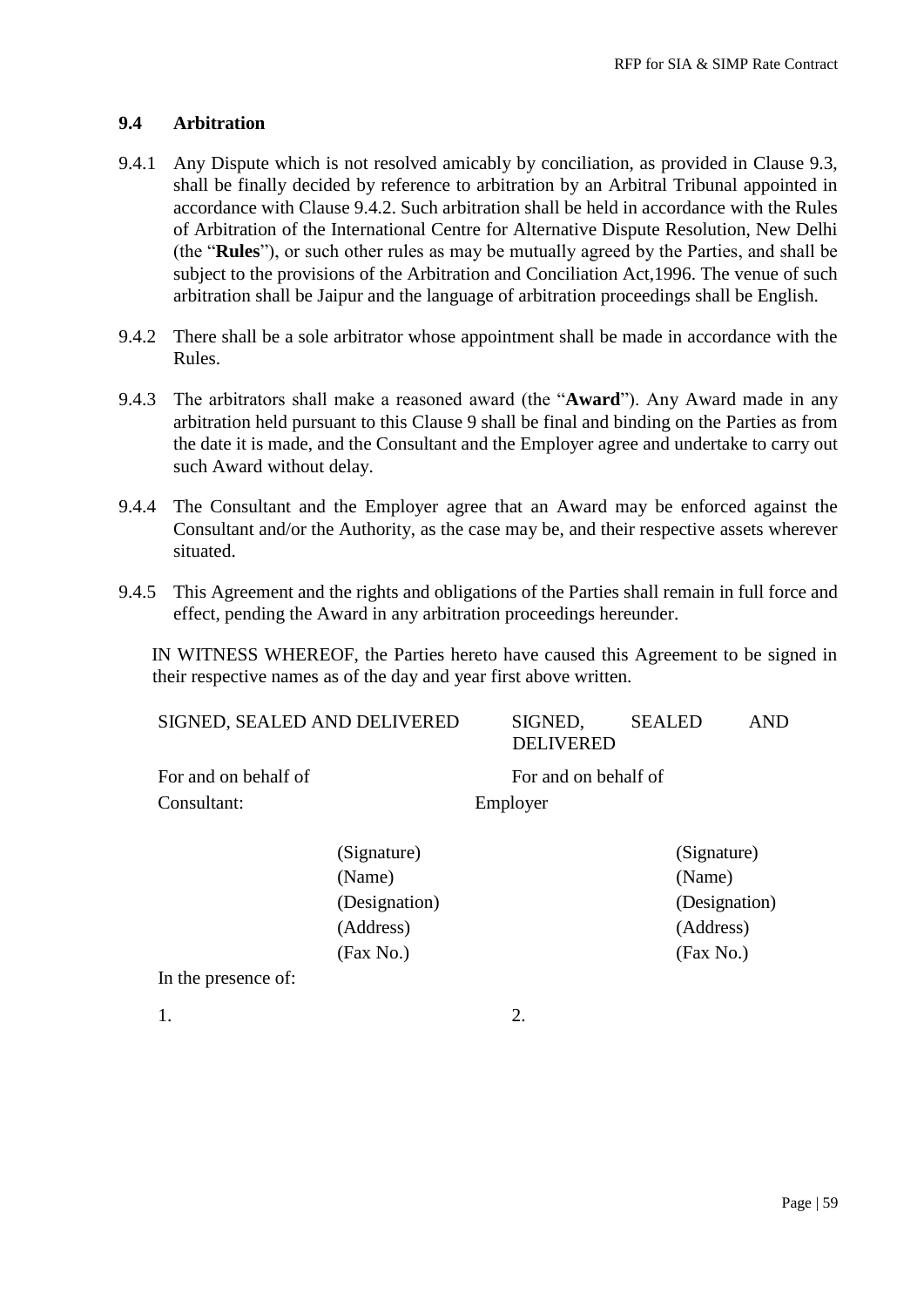### 9.4 Arbitration

9.4.1 Any Dispute which is not resolved amicably by conciliation, as provided in Clause 9.3, shall be finally decided by reference to arbitration by an Arbitral Tribunal appointed in accordance with Clause 9.4.2. Such arbitration shall be held in accordance with the Rules of Arbitration of the International Centre for Alternative Dispute Resolution, New Delhi (the "**Rules**"), or such other rules as may be mutually agreed by the Parties, and shall be subject to the provisions of the Arbitration and Conciliation Act,1996. The venue of such arbitration shall be Jaipur and the language of arbitration proceedings shall be English.

9.4.2 There shall be a sole arbitrator whose appointment shall be made in accordance with the Rules.

9.4.3 The arbitrators shall make a reasoned award (the "**Award**"). Any Award made in any arbitration held pursuant to this Clause 9 shall be final and binding on the Parties as from the date it is made, and the Consultant and the Employer agree and undertake to carry out such Award without delay.

9.4.4 The Consultant and the Employer agree that an Award may be enforced against the Consultant and/or the Authority, as the case may be, and their respective assets wherever situated.

9.4.5 This Agreement and the rights and obligations of the Parties shall remain in full force and effect, pending the Award in any arbitration proceedings hereunder.

IN WITNESS WHEREOF, the Parties hereto have caused this Agreement to be signed in their respective names as of the day and year first above written.

| SIGNED, SEALED AND DELIVERED | SIGNED, SEALED AND DELIVERED |
|---|---|
| For and on behalf of Consultant: | For and on behalf of Employer |
| (Signature) | (Signature) |
| (Name) | (Name) |
| (Designation) | (Designation) |
| (Address) | (Address) |
| (Fax No.) | (Fax No.) |

In the presence of:

1. 

2.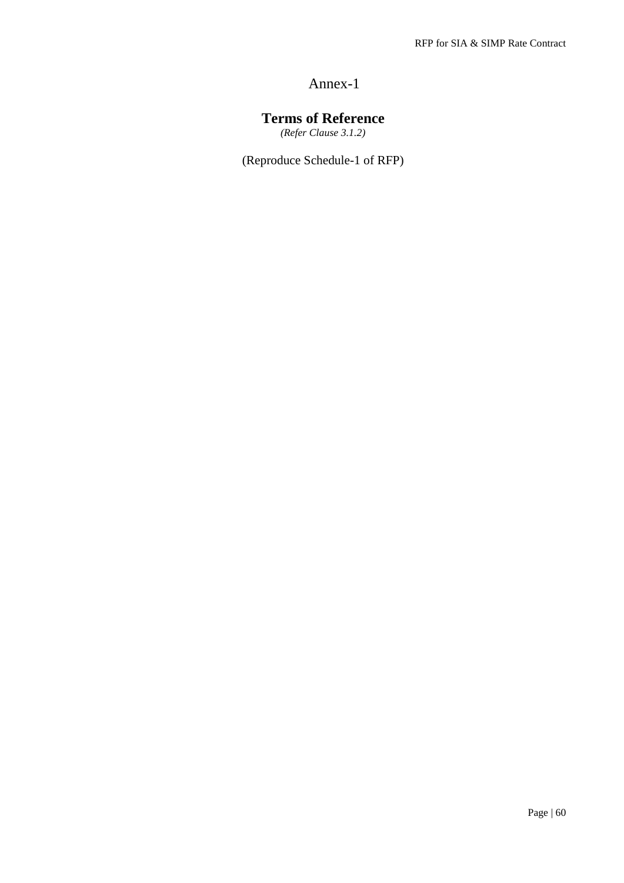# Annex-1

## Terms of Reference

*(Refer Clause 3.1.2)*

(Reproduce Schedule-1 of RFP)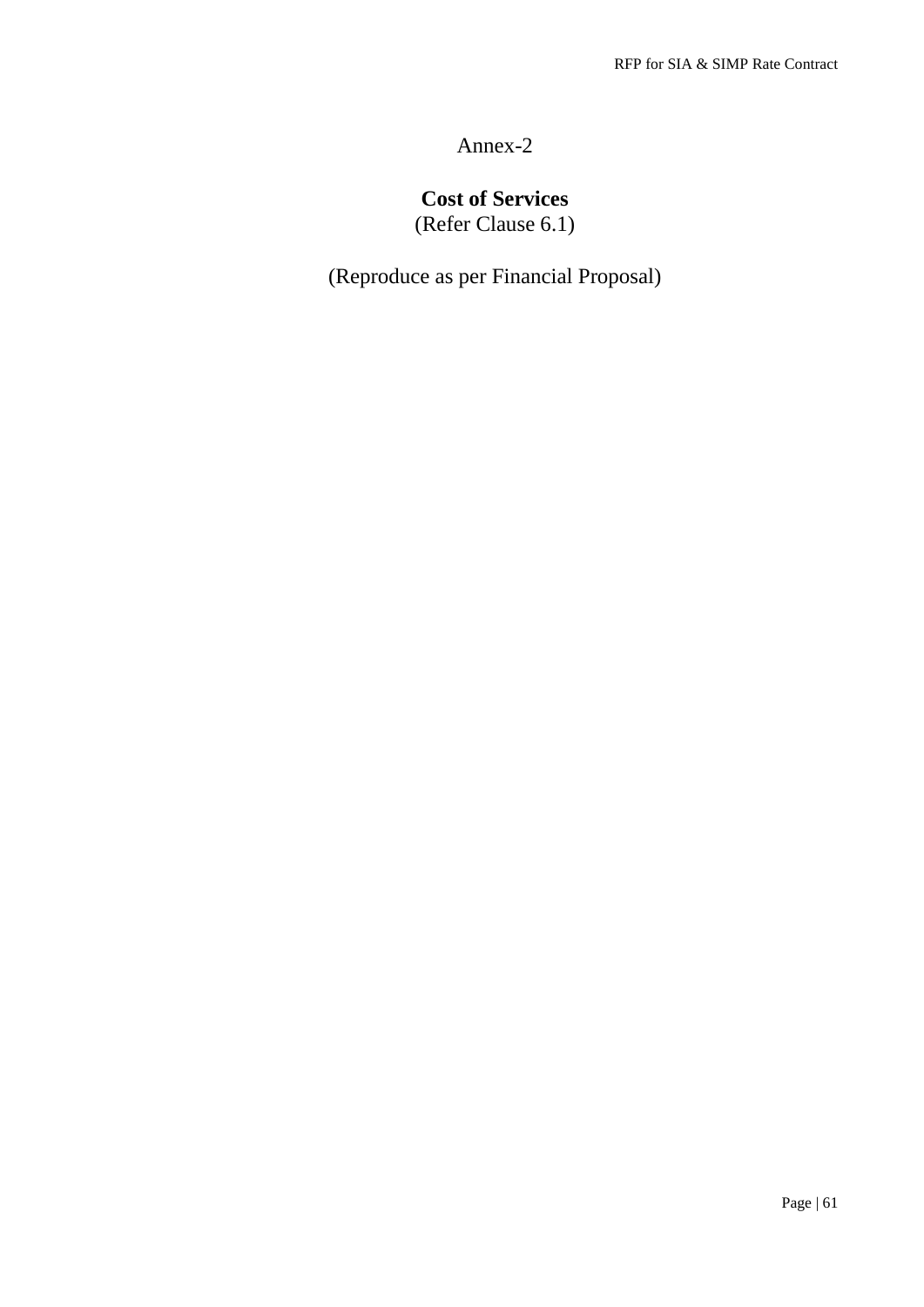# Annex-2

## Cost of Services

(Refer Clause 6.1)

(Reproduce as per Financial Proposal)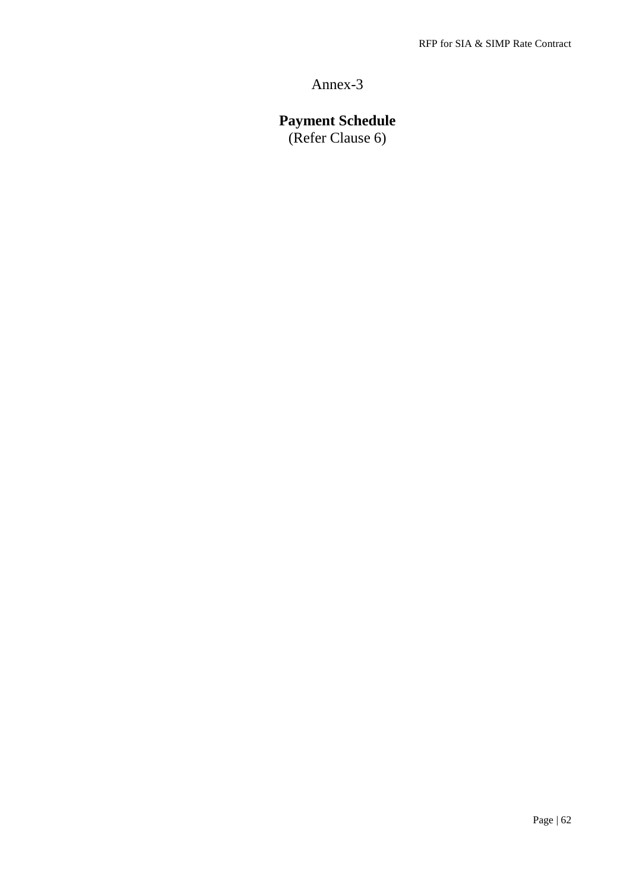Annex-3

## Payment Schedule

(Refer Clause 6)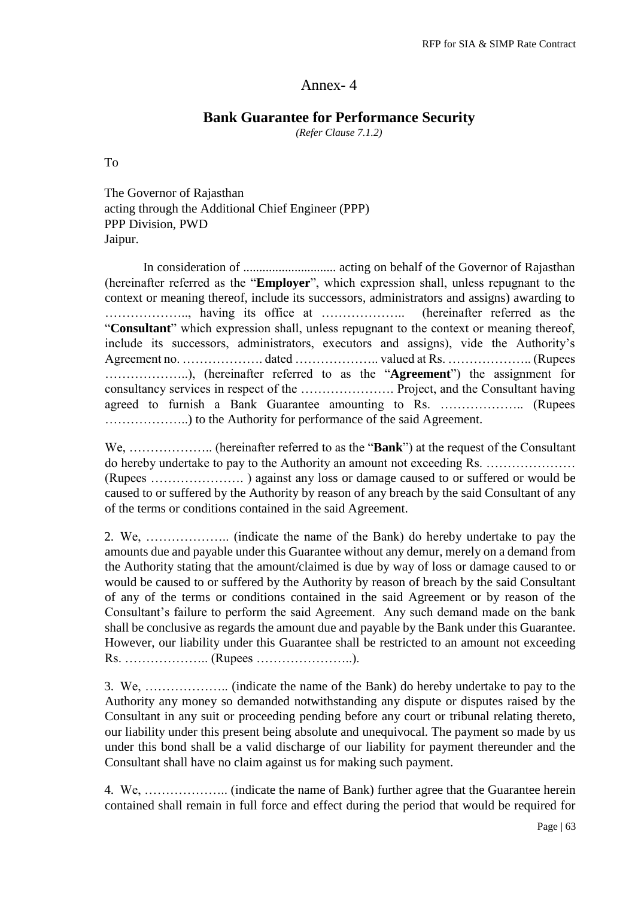# Annex- 4

## Bank Guarantee for Performance Security

*(Refer Clause 7.1.2)*

To

The Governor of Rajasthan
acting through the Additional Chief Engineer (PPP)
PPP Division, PWD
Jaipur.

In consideration of ............................ acting on behalf of the Governor of Rajasthan (hereinafter referred as the "**Employer**", which expression shall, unless repugnant to the context or meaning thereof, include its successors, administrators and assigns) awarding to ……………….., having its office at ……………….. (hereinafter referred as the "**Consultant**" which expression shall, unless repugnant to the context or meaning thereof, include its successors, administrators, executors and assigns), vide the Authority's Agreement no. ………………. dated ……………….. valued at Rs. ……………….. (Rupees ………………..), (hereinafter referred to as the "**Agreement**") the assignment for consultancy services in respect of the …………………. Project, and the Consultant having agreed to furnish a Bank Guarantee amounting to Rs. ……………….. (Rupees ………………..) to the Authority for performance of the said Agreement.

We, ……………….. (hereinafter referred to as the "**Bank**") at the request of the Consultant do hereby undertake to pay to the Authority an amount not exceeding Rs. ………………… (Rupees …………………. ) against any loss or damage caused to or suffered or would be caused to or suffered by the Authority by reason of any breach by the said Consultant of any of the terms or conditions contained in the said Agreement.

2. We, ……………….. (indicate the name of the Bank) do hereby undertake to pay the amounts due and payable under this Guarantee without any demur, merely on a demand from the Authority stating that the amount/claimed is due by way of loss or damage caused to or would be caused to or suffered by the Authority by reason of breach by the said Consultant of any of the terms or conditions contained in the said Agreement or by reason of the Consultant's failure to perform the said Agreement. Any such demand made on the bank shall be conclusive as regards the amount due and payable by the Bank under this Guarantee. However, our liability under this Guarantee shall be restricted to an amount not exceeding Rs. ……………….. (Rupees …………………..).

3. We, ……………….. (indicate the name of the Bank) do hereby undertake to pay to the Authority any money so demanded notwithstanding any dispute or disputes raised by the Consultant in any suit or proceeding pending before any court or tribunal relating thereto, our liability under this present being absolute and unequivocal. The payment so made by us under this bond shall be a valid discharge of our liability for payment thereunder and the Consultant shall have no claim against us for making such payment.

4. We, ……………….. (indicate the name of Bank) further agree that the Guarantee herein contained shall remain in full force and effect during the period that would be required for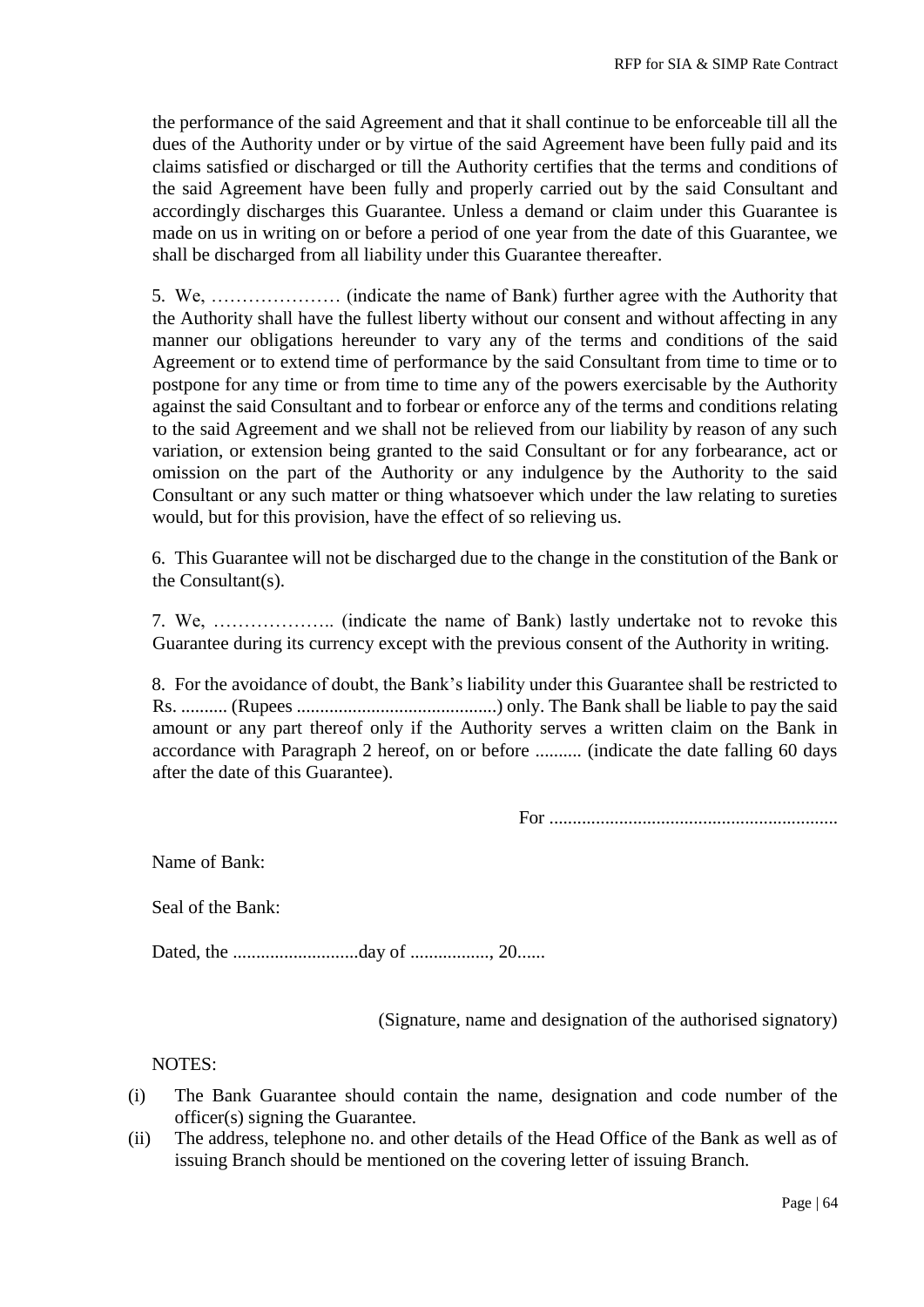the performance of the said Agreement and that it shall continue to be enforceable till all the dues of the Authority under or by virtue of the said Agreement have been fully paid and its claims satisfied or discharged or till the Authority certifies that the terms and conditions of the said Agreement have been fully and properly carried out by the said Consultant and accordingly discharges this Guarantee. Unless a demand or claim under this Guarantee is made on us in writing on or before a period of one year from the date of this Guarantee, we shall be discharged from all liability under this Guarantee thereafter.

5. We, ………………… (indicate the name of Bank) further agree with the Authority that the Authority shall have the fullest liberty without our consent and without affecting in any manner our obligations hereunder to vary any of the terms and conditions of the said Agreement or to extend time of performance by the said Consultant from time to time or to postpone for any time or from time to time any of the powers exercisable by the Authority against the said Consultant and to forbear or enforce any of the terms and conditions relating to the said Agreement and we shall not be relieved from our liability by reason of any such variation, or extension being granted to the said Consultant or for any forbearance, act or omission on the part of the Authority or any indulgence by the Authority to the said Consultant or any such matter or thing whatsoever which under the law relating to sureties would, but for this provision, have the effect of so relieving us.

6. This Guarantee will not be discharged due to the change in the constitution of the Bank or the Consultant(s).

7. We, ……………….. (indicate the name of Bank) lastly undertake not to revoke this Guarantee during its currency except with the previous consent of the Authority in writing.

8. For the avoidance of doubt, the Bank's liability under this Guarantee shall be restricted to Rs. .......... (Rupees ..........................................) only. The Bank shall be liable to pay the said amount or any part thereof only if the Authority serves a written claim on the Bank in accordance with Paragraph 2 hereof, on or before .......... (indicate the date falling 60 days after the date of this Guarantee).

For .............................................................

Name of Bank:

Seal of the Bank:

Dated, the ..........................day of ................, 20......

(Signature, name and designation of the authorised signatory)

NOTES:

(i) The Bank Guarantee should contain the name, designation and code number of the officer(s) signing the Guarantee.

(ii) The address, telephone no. and other details of the Head Office of the Bank as well as of issuing Branch should be mentioned on the covering letter of issuing Branch.